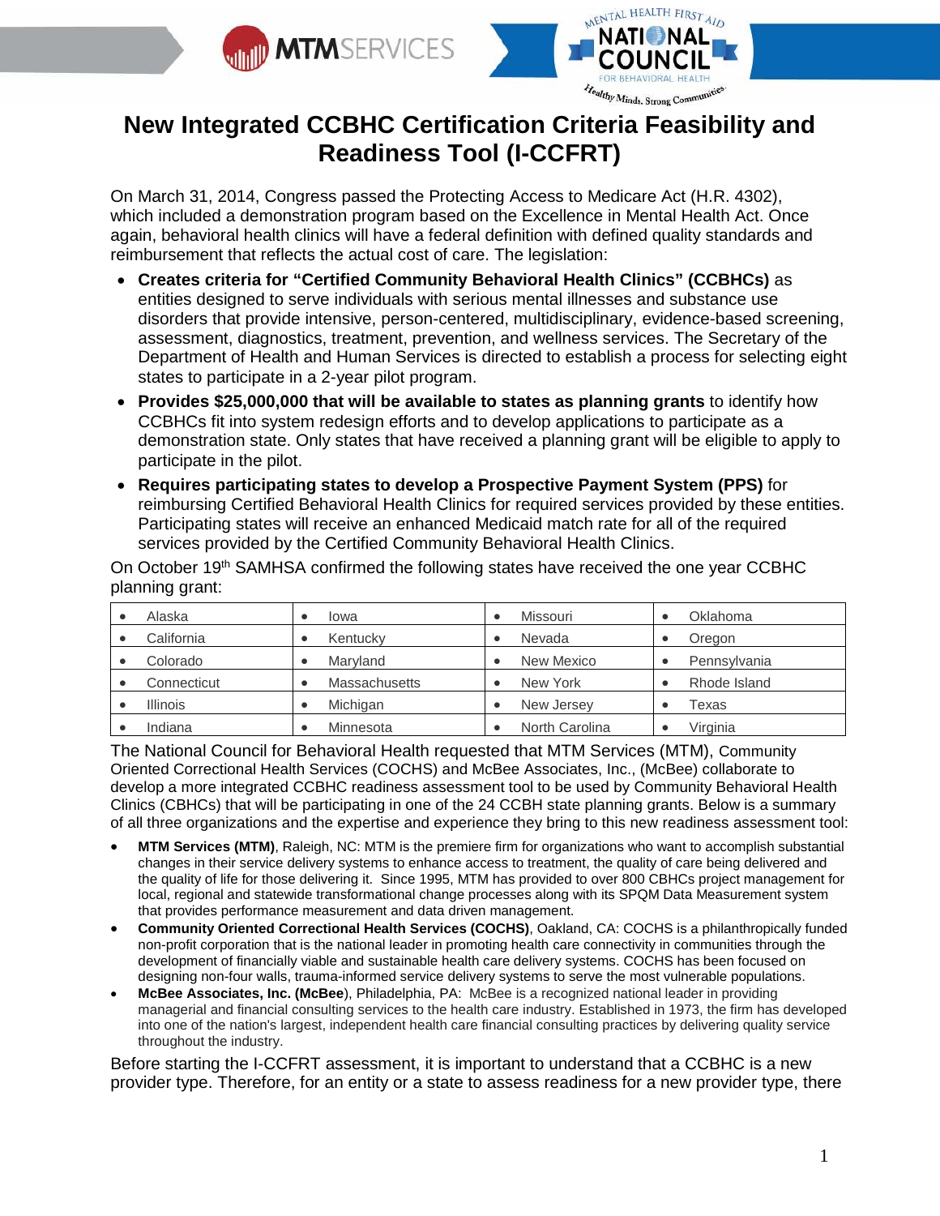# New Integrated CCBHC Certification Criteria Feasibility and Readiness Tool (I-CCFRT)

On March 31, 2014, Congress passed the Protecting Access to Medicare Act (H.R. 4302), which included a demonstration program based on the Excellence in Mental Health Act. Once again, behavioral health clinics will have a federal definition with defined quality standards and reimbursement that reflects the actual cost of care. The legislation:

- **Creates criteria for "Certified Community Behavioral Health Clinics" (CCBHCs)** as entities designed to serve individuals with serious mental illnesses and substance use disorders that provide intensive, person-centered, multidisciplinary, evidence-based screening, assessment, diagnostics, treatment, prevention, and wellness services. The Secretary of the Department of Health and Human Services is directed to establish a process for selecting eight states to participate in a 2-year pilot program.
- **Provides $25,000,000 that will be available to states as planning grants** to identify how CCBHCs fit into system redesign efforts and to develop applications to participate as a demonstration state. Only states that have received a planning grant will be eligible to apply to participate in the pilot.
- **Requires participating states to develop a Prospective Payment System (PPS)** for reimbursing Certified Behavioral Health Clinics for required services provided by these entities. Participating states will receive an enhanced Medicaid match rate for all of the required services provided by the Certified Community Behavioral Health Clinics.

On October 19th SAMHSA confirmed the following states have received the one year CCBHC planning grant:

| | | | |
|---|---|---|---|
| • Alaska | • Iowa | • Missouri | • Oklahoma |
| • California | • Kentucky | • Nevada | • Oregon |
| • Colorado | • Maryland | • New Mexico | • Pennsylvania |
| • Connecticut | • Massachusetts | • New York | • Rhode Island |
| • Illinois | • Michigan | • New Jersey | • Texas |
| • Indiana | • Minnesota | • North Carolina | • Virginia |

The National Council for Behavioral Health requested that MTM Services (MTM), Community Oriented Correctional Health Services (COCHS) and McBee Associates, Inc., (McBee) collaborate to develop a more integrated CCBHC readiness assessment tool to be used by Community Behavioral Health Clinics (CBHCs) that will be participating in one of the 24 CCBH state planning grants. Below is a summary of all three organizations and the expertise and experience they bring to this new readiness assessment tool:

- **MTM Services (MTM)**, Raleigh, NC: MTM is the premiere firm for organizations who want to accomplish substantial changes in their service delivery systems to enhance access to treatment, the quality of care being delivered and the quality of life for those delivering it. Since 1995, MTM has provided to over 800 CBHCs project management for local, regional and statewide transformational change processes along with its SPQM Data Measurement system that provides performance measurement and data driven management.
- **Community Oriented Correctional Health Services (COCHS)**, Oakland, CA: COCHS is a philanthropically funded non-profit corporation that is the national leader in promoting health care connectivity in communities through the development of financially viable and sustainable health care delivery systems. COCHS has been focused on designing non-four walls, trauma-informed service delivery systems to serve the most vulnerable populations.
- **McBee Associates, Inc. (McBee)**, Philadelphia, PA: McBee is a recognized national leader in providing managerial and financial consulting services to the health care industry. Established in 1973, the firm has developed into one of the nation's largest, independent health care financial consulting practices by delivering quality service throughout the industry.

Before starting the I-CCFRT assessment, it is important to understand that a CCBHC is a new provider type. Therefore, for an entity or a state to assess readiness for a new provider type, there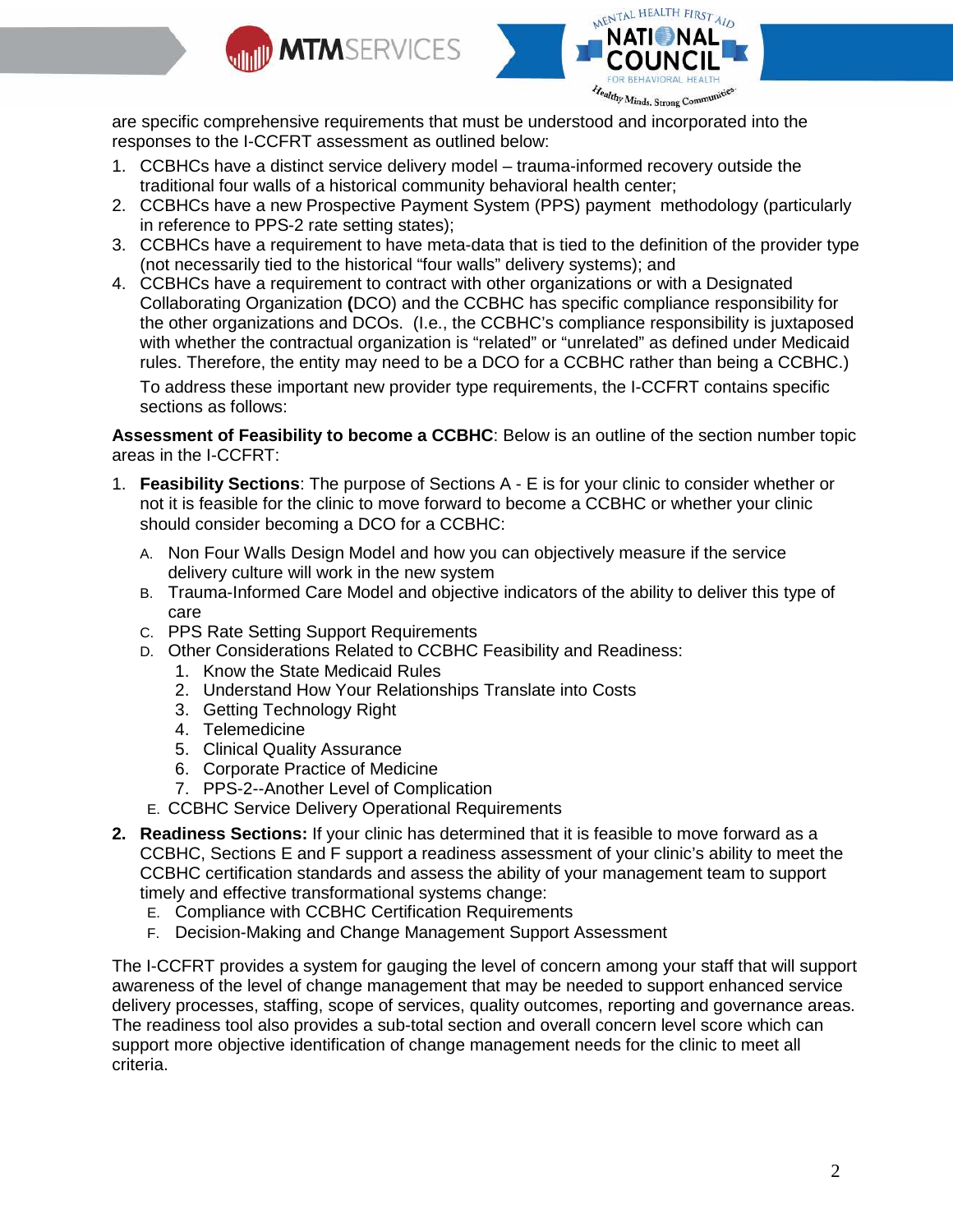are specific comprehensive requirements that must be understood and incorporated into the responses to the I-CCFRT assessment as outlined below:

1. CCBHCs have a distinct service delivery model – trauma-informed recovery outside the traditional four walls of a historical community behavioral health center;
2. CCBHCs have a new Prospective Payment System (PPS) payment methodology (particularly in reference to PPS-2 rate setting states);
3. CCBHCs have a requirement to have meta-data that is tied to the definition of the provider type (not necessarily tied to the historical "four walls" delivery systems); and
4. CCBHCs have a requirement to contract with other organizations or with a Designated Collaborating Organization **(**DCO) and the CCBHC has specific compliance responsibility for the other organizations and DCOs. (I.e., the CCBHC's compliance responsibility is juxtaposed with whether the contractual organization is "related" or "unrelated" as defined under Medicaid rules. Therefore, the entity may need to be a DCO for a CCBHC rather than being a CCBHC.)

   To address these important new provider type requirements, the I-CCFRT contains specific sections as follows:

**Assessment of Feasibility to become a CCBHC**: Below is an outline of the section number topic areas in the I-CCFRT:

1. **Feasibility Sections**: The purpose of Sections A - E is for your clinic to consider whether or not it is feasible for the clinic to move forward to become a CCBHC or whether your clinic should consider becoming a DCO for a CCBHC:
   A. Non Four Walls Design Model and how you can objectively measure if the service delivery culture will work in the new system
   B. Trauma-Informed Care Model and objective indicators of the ability to deliver this type of care
   C. PPS Rate Setting Support Requirements
   D. Other Considerations Related to CCBHC Feasibility and Readiness:
      1. Know the State Medicaid Rules
      2. Understand How Your Relationships Translate into Costs
      3. Getting Technology Right
      4. Telemedicine
      5. Clinical Quality Assurance
      6. Corporate Practice of Medicine
      7. PPS-2--Another Level of Complication
   E. CCBHC Service Delivery Operational Requirements
2. **Readiness Sections:** If your clinic has determined that it is feasible to move forward as a CCBHC, Sections E and F support a readiness assessment of your clinic's ability to meet the CCBHC certification standards and assess the ability of your management team to support timely and effective transformational systems change:
   E. Compliance with CCBHC Certification Requirements
   F. Decision-Making and Change Management Support Assessment

The I-CCFRT provides a system for gauging the level of concern among your staff that will support awareness of the level of change management that may be needed to support enhanced service delivery processes, staffing, scope of services, quality outcomes, reporting and governance areas. The readiness tool also provides a sub-total section and overall concern level score which can support more objective identification of change management needs for the clinic to meet all criteria.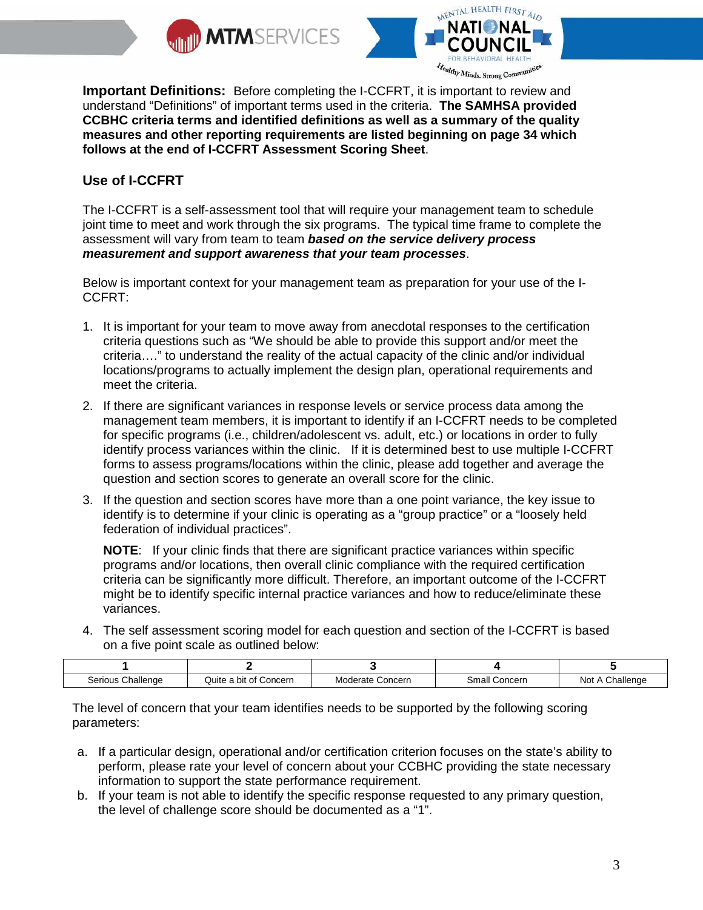**Important Definitions:** Before completing the I-CCFRT, it is important to review and understand "Definitions" of important terms used in the criteria. **The SAMHSA provided CCBHC criteria terms and identified definitions as well as a summary of the quality measures and other reporting requirements are listed beginning on page 34 which follows at the end of I-CCFRT Assessment Scoring Sheet**.

## Use of I-CCFRT

The I-CCFRT is a self-assessment tool that will require your management team to schedule joint time to meet and work through the six programs. The typical time frame to complete the assessment will vary from team to team ***based on the service delivery process measurement and support awareness that your team processes***.

Below is important context for your management team as preparation for your use of the I-CCFRT:

1. It is important for your team to move away from anecdotal responses to the certification criteria questions such as "We should be able to provide this support and/or meet the criteria…." to understand the reality of the actual capacity of the clinic and/or individual locations/programs to actually implement the design plan, operational requirements and meet the criteria.

2. If there are significant variances in response levels or service process data among the management team members, it is important to identify if an I-CCFRT needs to be completed for specific programs (i.e., children/adolescent vs. adult, etc.) or locations in order to fully identify process variances within the clinic. If it is determined best to use multiple I-CCFRT forms to assess programs/locations within the clinic, please add together and average the question and section scores to generate an overall score for the clinic.

3. If the question and section scores have more than a one point variance, the key issue to identify is to determine if your clinic is operating as a "group practice" or a "loosely held federation of individual practices".

   **NOTE**: If your clinic finds that there are significant practice variances within specific programs and/or locations, then overall clinic compliance with the required certification criteria can be significantly more difficult. Therefore, an important outcome of the I-CCFRT might be to identify specific internal practice variances and how to reduce/eliminate these variances.

4. The self assessment scoring model for each question and section of the I-CCFRT is based on a five point scale as outlined below:

| 1 | 2 | 3 | 4 | 5 |
|---|---|---|---|---|
| Serious Challenge | Quite a bit of Concern | Moderate Concern | Small Concern | Not A Challenge |

The level of concern that your team identifies needs to be supported by the following scoring parameters:

a. If a particular design, operational and/or certification criterion focuses on the state's ability to perform, please rate your level of concern about your CCBHC providing the state necessary information to support the state performance requirement.

b. If your team is not able to identify the specific response requested to any primary question, the level of challenge score should be documented as a "1".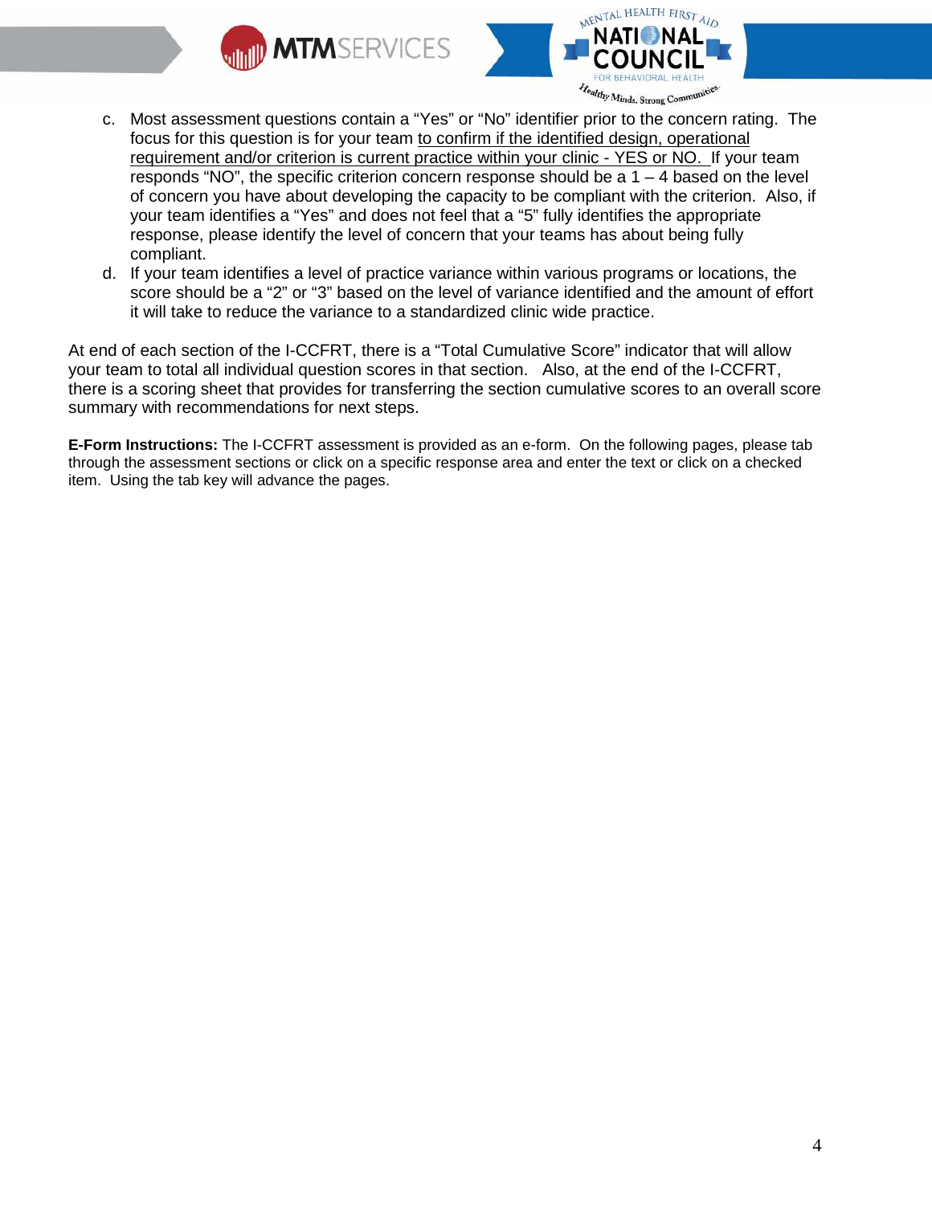c. Most assessment questions contain a "Yes" or "No" identifier prior to the concern rating. The focus for this question is for your team to confirm if the identified design, operational requirement and/or criterion is current practice within your clinic - YES or NO. If your team responds "NO", the specific criterion concern response should be a 1 – 4 based on the level of concern you have about developing the capacity to be compliant with the criterion. Also, if your team identifies a "Yes" and does not feel that a "5" fully identifies the appropriate response, please identify the level of concern that your teams has about being fully compliant.

d. If your team identifies a level of practice variance within various programs or locations, the score should be a "2" or "3" based on the level of variance identified and the amount of effort it will take to reduce the variance to a standardized clinic wide practice.

At end of each section of the I-CCFRT, there is a "Total Cumulative Score" indicator that will allow your team to total all individual question scores in that section. Also, at the end of the I-CCFRT, there is a scoring sheet that provides for transferring the section cumulative scores to an overall score summary with recommendations for next steps.

**E-Form Instructions:** The I-CCFRT assessment is provided as an e-form. On the following pages, please tab through the assessment sections or click on a specific response area and enter the text or click on a checked item. Using the tab key will advance the pages.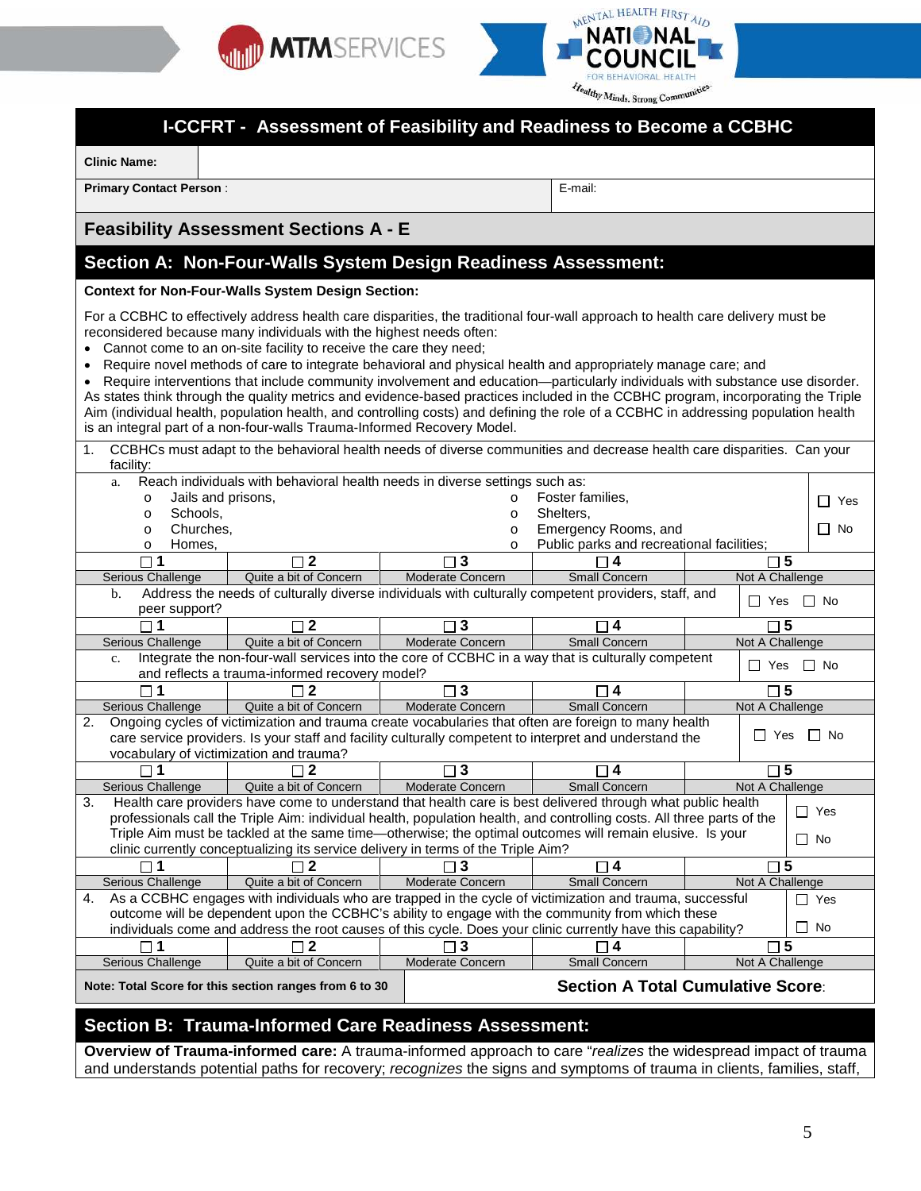# I-CCFRT - Assessment of Feasibility and Readiness to Become a CCBHC

**Clinic Name:**

**Primary Contact Person** : | E-mail:

## Feasibility Assessment Sections A - E

## Section A: Non-Four-Walls System Design Readiness Assessment:

**Context for Non-Four-Walls System Design Section:**

For a CCBHC to effectively address health care disparities, the traditional four-wall approach to health care delivery must be reconsidered because many individuals with the highest needs often:

- Cannot come to an on-site facility to receive the care they need;
- Require novel methods of care to integrate behavioral and physical health and appropriately manage care; and
- Require interventions that include community involvement and education—particularly individuals with substance use disorder.

As states think through the quality metrics and evidence-based practices included in the CCBHC program, incorporating the Triple Aim (individual health, population health, and controlling costs) and defining the role of a CCBHC in addressing population health is an integral part of a non-four-walls Trauma-Informed Recovery Model.

1. CCBHCs must adapt to the behavioral health needs of diverse communities and decrease health care disparities. Can your facility:

a. Reach individuals with behavioral health needs in diverse settings such as:
   - Jails and prisons,
   - Schools,
   - Churches,
   - Homes,
   - Foster families,
   - Shelters,
   - Emergency Rooms, and
   - Public parks and recreational facilities;

☐ Yes ☐ No

| ☐ 1 | ☐ 2 | ☐ 3 | ☐ 4 | ☐ 5 |
|---|---|---|---|---|
| Serious Challenge | Quite a bit of Concern | Moderate Concern | Small Concern | Not A Challenge |

b. Address the needs of culturally diverse individuals with culturally competent providers, staff, and peer support? ☐ Yes ☐ No

| ☐ 1 | ☐ 2 | ☐ 3 | ☐ 4 | ☐ 5 |
|---|---|---|---|---|
| Serious Challenge | Quite a bit of Concern | Moderate Concern | Small Concern | Not A Challenge |

c. Integrate the non-four-wall services into the core of CCBHC in a way that is culturally competent and reflects a trauma-informed recovery model? ☐ Yes ☐ No

| ☐ 1 | ☐ 2 | ☐ 3 | ☐ 4 | ☐ 5 |
|---|---|---|---|---|
| Serious Challenge | Quite a bit of Concern | Moderate Concern | Small Concern | Not A Challenge |

2. Ongoing cycles of victimization and trauma create vocabularies that often are foreign to many health care service providers. Is your staff and facility culturally competent to interpret and understand the vocabulary of victimization and trauma? ☐ Yes ☐ No

| ☐ 1 | ☐ 2 | ☐ 3 | ☐ 4 | ☐ 5 |
|---|---|---|---|---|
| Serious Challenge | Quite a bit of Concern | Moderate Concern | Small Concern | Not A Challenge |

3. Health care providers have come to understand that health care is best delivered through what public health professionals call the Triple Aim: individual health, population health, and controlling costs. All three parts of the Triple Aim must be tackled at the same time—otherwise; the optimal outcomes will remain elusive. Is your clinic currently conceptualizing its service delivery in terms of the Triple Aim? ☐ Yes ☐ No

| ☐ 1 | ☐ 2 | ☐ 3 | ☐ 4 | ☐ 5 |
|---|---|---|---|---|
| Serious Challenge | Quite a bit of Concern | Moderate Concern | Small Concern | Not A Challenge |

4. As a CCBHC engages with individuals who are trapped in the cycle of victimization and trauma, successful outcome will be dependent upon the CCBHC's ability to engage with the community from which these individuals come and address the root causes of this cycle. Does your clinic currently have this capability? ☐ Yes ☐ No

| ☐ 1 | ☐ 2 | ☐ 3 | ☐ 4 | ☐ 5 |
|---|---|---|---|---|
| Serious Challenge | Quite a bit of Concern | Moderate Concern | Small Concern | Not A Challenge |

**Note: Total Score for this section ranges from 6 to 30** | **Section A Total Cumulative Score**:

## Section B: Trauma-Informed Care Readiness Assessment:

**Overview of Trauma-informed care:** A trauma-informed approach to care "*realizes* the widespread impact of trauma and understands potential paths for recovery; *recognizes* the signs and symptoms of trauma in clients, families, staff,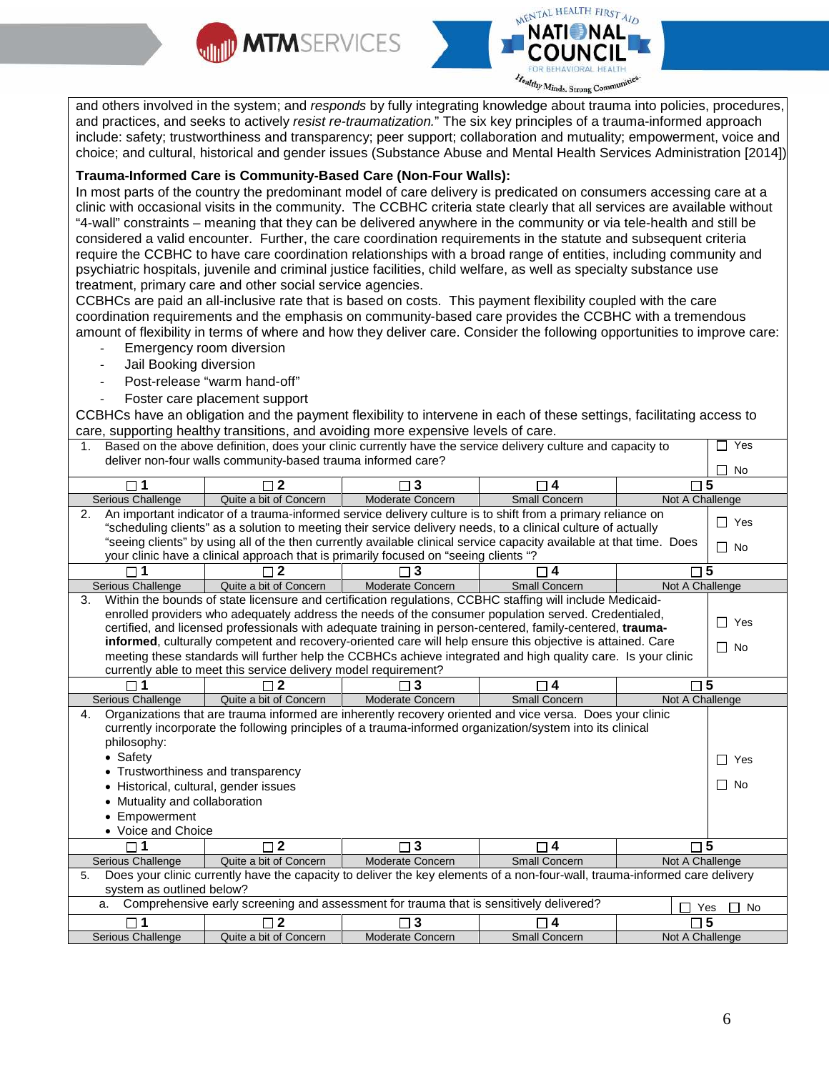and others involved in the system; and *responds* by fully integrating knowledge about trauma into policies, procedures, and practices, and seeks to actively *resist re-traumatization.*" The six key principles of a trauma-informed approach include: safety; trustworthiness and transparency; peer support; collaboration and mutuality; empowerment, voice and choice; and cultural, historical and gender issues (Substance Abuse and Mental Health Services Administration [2014])

**Trauma-Informed Care is Community-Based Care (Non-Four Walls):**

In most parts of the country the predominant model of care delivery is predicated on consumers accessing care at a clinic with occasional visits in the community. The CCBHC criteria state clearly that all services are available without "4-wall" constraints – meaning that they can be delivered anywhere in the community or via tele-health and still be considered a valid encounter. Further, the care coordination requirements in the statute and subsequent criteria require the CCBHC to have care coordination relationships with a broad range of entities, including community and psychiatric hospitals, juvenile and criminal justice facilities, child welfare, as well as specialty substance use treatment, primary care and other social service agencies.

CCBHCs are paid an all-inclusive rate that is based on costs. This payment flexibility coupled with the care coordination requirements and the emphasis on community-based care provides the CCBHC with a tremendous amount of flexibility in terms of where and how they deliver care. Consider the following opportunities to improve care:

- Emergency room diversion
- Jail Booking diversion
- Post-release "warm hand-off"
- Foster care placement support

CCBHCs have an obligation and the payment flexibility to intervene in each of these settings, facilitating access to care, supporting healthy transitions, and avoiding more expensive levels of care.

| | | | | |
|---|---|---|---|---|
| 1. Based on the above definition, does your clinic currently have the service delivery culture and capacity to deliver non-four walls community-based trauma informed care? | | | | ☐ Yes ☐ No |
| ☐ 1 | ☐ 2 | ☐ 3 | ☐ 4 | ☐ 5 |
| Serious Challenge | Quite a bit of Concern | Moderate Concern | Small Concern | Not A Challenge |
| 2. An important indicator of a trauma-informed service delivery culture is to shift from a primary reliance on "scheduling clients" as a solution to meeting their service delivery needs, to a clinical culture of actually "seeing clients" by using all of the then currently available clinical service capacity available at that time. Does your clinic have a clinical approach that is primarily focused on "seeing clients "? | | | | ☐ Yes ☐ No |
| ☐ 1 | ☐ 2 | ☐ 3 | ☐ 4 | ☐ 5 |
| Serious Challenge | Quite a bit of Concern | Moderate Concern | Small Concern | Not A Challenge |
| 3. Within the bounds of state licensure and certification regulations, CCBHC staffing will include Medicaid-enrolled providers who adequately address the needs of the consumer population served. Credentialed, certified, and licensed professionals with adequate training in person-centered, family-centered, **trauma-informed**, culturally competent and recovery-oriented care will help ensure this objective is attained. Care meeting these standards will further help the CCBHCs achieve integrated and high quality care. Is your clinic currently able to meet this service delivery model requirement? | | | | ☐ Yes ☐ No |
| ☐ 1 | ☐ 2 | ☐ 3 | ☐ 4 | ☐ 5 |
| Serious Challenge | Quite a bit of Concern | Moderate Concern | Small Concern | Not A Challenge |
| 4. Organizations that are trauma informed are inherently recovery oriented and vice versa. Does your clinic currently incorporate the following principles of a trauma-informed organization/system into its clinical philosophy: • Safety • Trustworthiness and transparency • Historical, cultural, gender issues • Mutuality and collaboration • Empowerment • Voice and Choice | | | | ☐ Yes ☐ No |
| ☐ 1 | ☐ 2 | ☐ 3 | ☐ 4 | ☐ 5 |
| Serious Challenge | Quite a bit of Concern | Moderate Concern | Small Concern | Not A Challenge |
| 5. Does your clinic currently have the capacity to deliver the key elements of a non-four-wall, trauma-informed care delivery system as outlined below? | | | | |
| a. Comprehensive early screening and assessment for trauma that is sensitively delivered? | | | | ☐ Yes ☐ No |
| ☐ 1 | ☐ 2 | ☐ 3 | ☐ 4 | ☐ 5 |
| Serious Challenge | Quite a bit of Concern | Moderate Concern | Small Concern | Not A Challenge |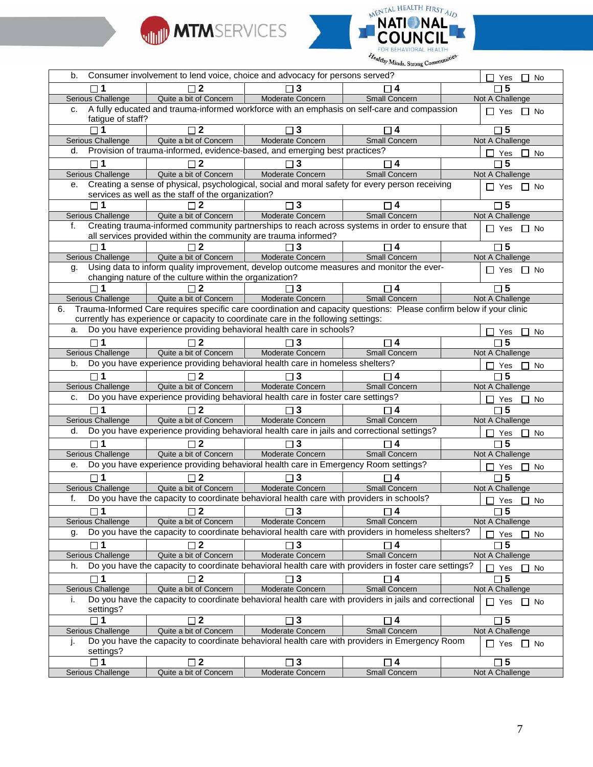| | | | | |
|---|---|---|---|---|
| b. Consumer involvement to lend voice, choice and advocacy for persons served? | | | | ☐ Yes ☐ No |
| ☐ **1** | ☐ **2** | ☐ **3** | ☐ **4** | ☐ **5** |
| Serious Challenge | Quite a bit of Concern | Moderate Concern | Small Concern | Not A Challenge |
| c. A fully educated and trauma-informed workforce with an emphasis on self-care and compassion fatigue of staff? | | | | ☐ Yes ☐ No |
| ☐ **1** | ☐ **2** | ☐ **3** | ☐ **4** | ☐ **5** |
| Serious Challenge | Quite a bit of Concern | Moderate Concern | Small Concern | Not A Challenge |
| d. Provision of trauma-informed, evidence-based, and emerging best practices? | | | | ☐ Yes ☐ No |
| ☐ **1** | ☐ **2** | ☐ **3** | ☐ **4** | ☐ **5** |
| Serious Challenge | Quite a bit of Concern | Moderate Concern | Small Concern | Not A Challenge |
| e. Creating a sense of physical, psychological, social and moral safety for every person receiving services as well as the staff of the organization? | | | | ☐ Yes ☐ No |
| ☐ **1** | ☐ **2** | ☐ **3** | ☐ **4** | ☐ **5** |
| Serious Challenge | Quite a bit of Concern | Moderate Concern | Small Concern | Not A Challenge |
| f. Creating trauma-informed community partnerships to reach across systems in order to ensure that all services provided within the community are trauma informed? | | | | ☐ Yes ☐ No |
| ☐ **1** | ☐ **2** | ☐ **3** | ☐ **4** | ☐ **5** |
| Serious Challenge | Quite a bit of Concern | Moderate Concern | Small Concern | Not A Challenge |
| g. Using data to inform quality improvement, develop outcome measures and monitor the ever-changing nature of the culture within the organization? | | | | ☐ Yes ☐ No |
| ☐ **1** | ☐ **2** | ☐ **3** | ☐ **4** | ☐ **5** |
| Serious Challenge | Quite a bit of Concern | Moderate Concern | Small Concern | Not A Challenge |
| 6. Trauma-Informed Care requires specific care coordination and capacity questions: Please confirm below if your clinic currently has experience or capacity to coordinate care in the following settings: | | | | |
| a. Do you have experience providing behavioral health care in schools? | | | | ☐ Yes ☐ No |
| ☐ **1** | ☐ **2** | ☐ **3** | ☐ **4** | ☐ **5** |
| Serious Challenge | Quite a bit of Concern | Moderate Concern | Small Concern | Not A Challenge |
| b. Do you have experience providing behavioral health care in homeless shelters? | | | | ☐ Yes ☐ No |
| ☐ **1** | ☐ **2** | ☐ **3** | ☐ **4** | ☐ **5** |
| Serious Challenge | Quite a bit of Concern | Moderate Concern | Small Concern | Not A Challenge |
| c. Do you have experience providing behavioral health care in foster care settings? | | | | ☐ Yes ☐ No |
| ☐ **1** | ☐ **2** | ☐ **3** | ☐ **4** | ☐ **5** |
| Serious Challenge | Quite a bit of Concern | Moderate Concern | Small Concern | Not A Challenge |
| d. Do you have experience providing behavioral health care in jails and correctional settings? | | | | ☐ Yes ☐ No |
| ☐ **1** | ☐ **2** | ☐ **3** | ☐ **4** | ☐ **5** |
| Serious Challenge | Quite a bit of Concern | Moderate Concern | Small Concern | Not A Challenge |
| e. Do you have experience providing behavioral health care in Emergency Room settings? | | | | ☐ Yes ☐ No |
| ☐ **1** | ☐ **2** | ☐ **3** | ☐ **4** | ☐ **5** |
| Serious Challenge | Quite a bit of Concern | Moderate Concern | Small Concern | Not A Challenge |
| f. Do you have the capacity to coordinate behavioral health care with providers in schools? | | | | ☐ Yes ☐ No |
| ☐ **1** | ☐ **2** | ☐ **3** | ☐ **4** | ☐ **5** |
| Serious Challenge | Quite a bit of Concern | Moderate Concern | Small Concern | Not A Challenge |
| g. Do you have the capacity to coordinate behavioral health care with providers in homeless shelters? | | | | ☐ Yes ☐ No |
| ☐ **1** | ☐ **2** | ☐ **3** | ☐ **4** | ☐ **5** |
| Serious Challenge | Quite a bit of Concern | Moderate Concern | Small Concern | Not A Challenge |
| h. Do you have the capacity to coordinate behavioral health care with providers in foster care settings? | | | | ☐ Yes ☐ No |
| ☐ **1** | ☐ **2** | ☐ **3** | ☐ **4** | ☐ **5** |
| Serious Challenge | Quite a bit of Concern | Moderate Concern | Small Concern | Not A Challenge |
| i. Do you have the capacity to coordinate behavioral health care with providers in jails and correctional settings? | | | | ☐ Yes ☐ No |
| ☐ **1** | ☐ **2** | ☐ **3** | ☐ **4** | ☐ **5** |
| Serious Challenge | Quite a bit of Concern | Moderate Concern | Small Concern | Not A Challenge |
| j. Do you have the capacity to coordinate behavioral health care with providers in Emergency Room settings? | | | | ☐ Yes ☐ No |
| ☐ **1** | ☐ **2** | ☐ **3** | ☐ **4** | ☐ **5** |
| Serious Challenge | Quite a bit of Concern | Moderate Concern | Small Concern | Not A Challenge |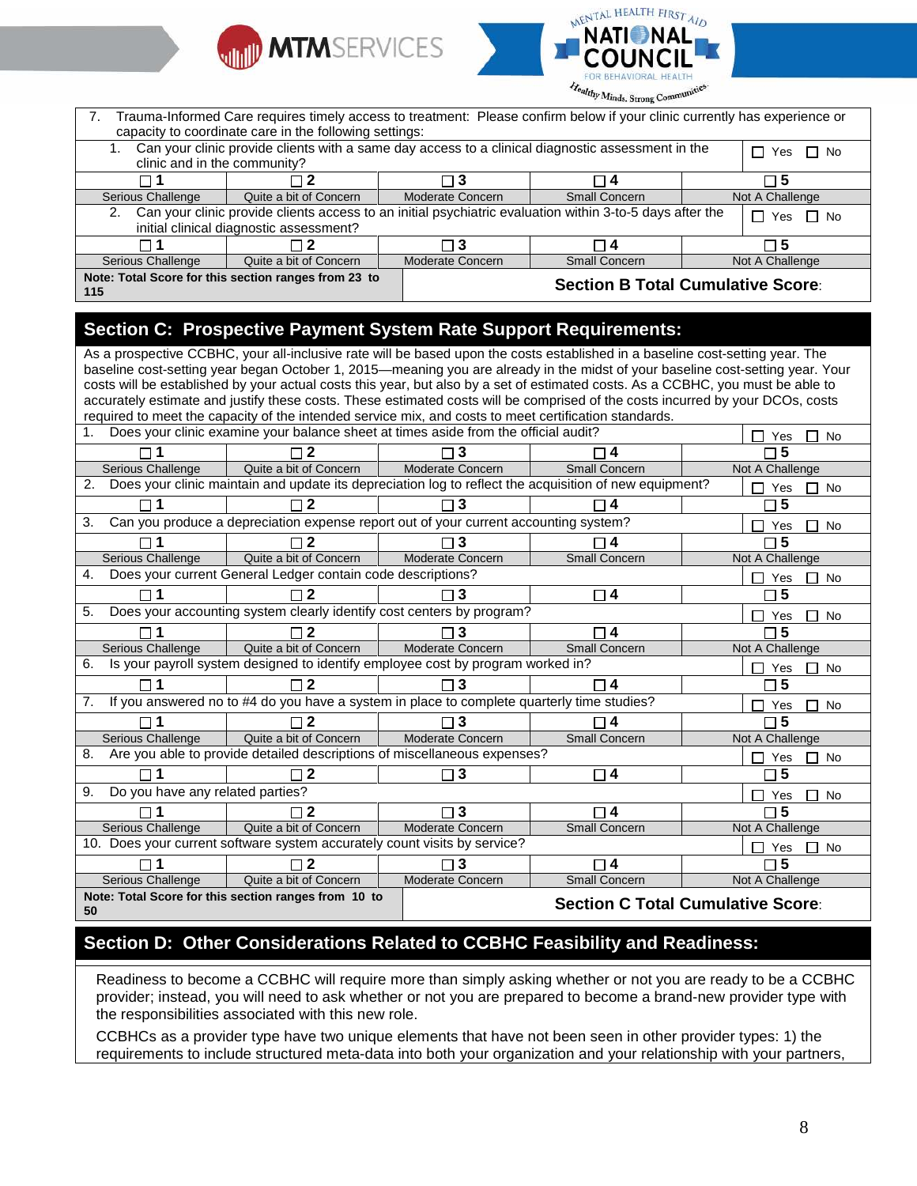| 7. Trauma-Informed Care requires timely access to treatment: Please confirm below if your clinic currently has experience or capacity to coordinate care in the following settings: | | | | |
|---|---|---|---|---|
| 1. Can your clinic provide clients with a same day access to a clinical diagnostic assessment in the clinic and in the community? | | | | ☐ Yes ☐ No |
| ☐ 1 | ☐ 2 | ☐ 3 | ☐ 4 | ☐ 5 |
| Serious Challenge | Quite a bit of Concern | Moderate Concern | Small Concern | Not A Challenge |
| 2. Can your clinic provide clients access to an initial psychiatric evaluation within 3-to-5 days after the initial clinical diagnostic assessment? | | | | ☐ Yes ☐ No |
| ☐ 1 | ☐ 2 | ☐ 3 | ☐ 4 | ☐ 5 |
| Serious Challenge | Quite a bit of Concern | Moderate Concern | Small Concern | Not A Challenge |
| **Note: Total Score for this section ranges from 23 to 115** | | **Section B Total Cumulative Score:** | | |

## Section C: Prospective Payment System Rate Support Requirements:

As a prospective CCBHC, your all-inclusive rate will be based upon the costs established in a baseline cost-setting year. The baseline cost-setting year began October 1, 2015—meaning you are already in the midst of your baseline cost-setting year. Your costs will be established by your actual costs this year, but also by a set of estimated costs. As a CCBHC, you must be able to accurately estimate and justify these costs. These estimated costs will be comprised of the costs incurred by your DCOs, costs required to meet the capacity of the intended service mix, and costs to meet certification standards.

| 1. Does your clinic examine your balance sheet at times aside from the official audit? | | | | ☐ Yes ☐ No |
|---|---|---|---|---|
| ☐ 1 | ☐ 2 | ☐ 3 | ☐ 4 | ☐ 5 |
| Serious Challenge | Quite a bit of Concern | Moderate Concern | Small Concern | Not A Challenge |
| 2. Does your clinic maintain and update its depreciation log to reflect the acquisition of new equipment? | | | | ☐ Yes ☐ No |
| ☐ 1 | ☐ 2 | ☐ 3 | ☐ 4 | ☐ 5 |
| 3. Can you produce a depreciation expense report out of your current accounting system? | | | | ☐ Yes ☐ No |
| ☐ 1 | ☐ 2 | ☐ 3 | ☐ 4 | ☐ 5 |
| Serious Challenge | Quite a bit of Concern | Moderate Concern | Small Concern | Not A Challenge |
| 4. Does your current General Ledger contain code descriptions? | | | | ☐ Yes ☐ No |
| ☐ 1 | ☐ 2 | ☐ 3 | ☐ 4 | ☐ 5 |
| 5. Does your accounting system clearly identify cost centers by program? | | | | ☐ Yes ☐ No |
| ☐ 1 | ☐ 2 | ☐ 3 | ☐ 4 | ☐ 5 |
| Serious Challenge | Quite a bit of Concern | Moderate Concern | Small Concern | Not A Challenge |
| 6. Is your payroll system designed to identify employee cost by program worked in? | | | | ☐ Yes ☐ No |
| ☐ 1 | ☐ 2 | ☐ 3 | ☐ 4 | ☐ 5 |
| 7. If you answered no to #4 do you have a system in place to complete quarterly time studies? | | | | ☐ Yes ☐ No |
| ☐ 1 | ☐ 2 | ☐ 3 | ☐ 4 | ☐ 5 |
| Serious Challenge | Quite a bit of Concern | Moderate Concern | Small Concern | Not A Challenge |
| 8. Are you able to provide detailed descriptions of miscellaneous expenses? | | | | ☐ Yes ☐ No |
| ☐ 1 | ☐ 2 | ☐ 3 | ☐ 4 | ☐ 5 |
| 9. Do you have any related parties? | | | | ☐ Yes ☐ No |
| ☐ 1 | ☐ 2 | ☐ 3 | ☐ 4 | ☐ 5 |
| Serious Challenge | Quite a bit of Concern | Moderate Concern | Small Concern | Not A Challenge |
| 10. Does your current software system accurately count visits by service? | | | | ☐ Yes ☐ No |
| ☐ 1 | ☐ 2 | ☐ 3 | ☐ 4 | ☐ 5 |
| Serious Challenge | Quite a bit of Concern | Moderate Concern | Small Concern | Not A Challenge |
| **Note: Total Score for this section ranges from 10 to 50** | | **Section C Total Cumulative Score:** | | |

## Section D: Other Considerations Related to CCBHC Feasibility and Readiness:

Readiness to become a CCBHC will require more than simply asking whether or not you are ready to be a CCBHC provider; instead, you will need to ask whether or not you are prepared to become a brand-new provider type with the responsibilities associated with this new role.

CCBHCs as a provider type have two unique elements that have not been seen in other provider types: 1) the requirements to include structured meta-data into both your organization and your relationship with your partners,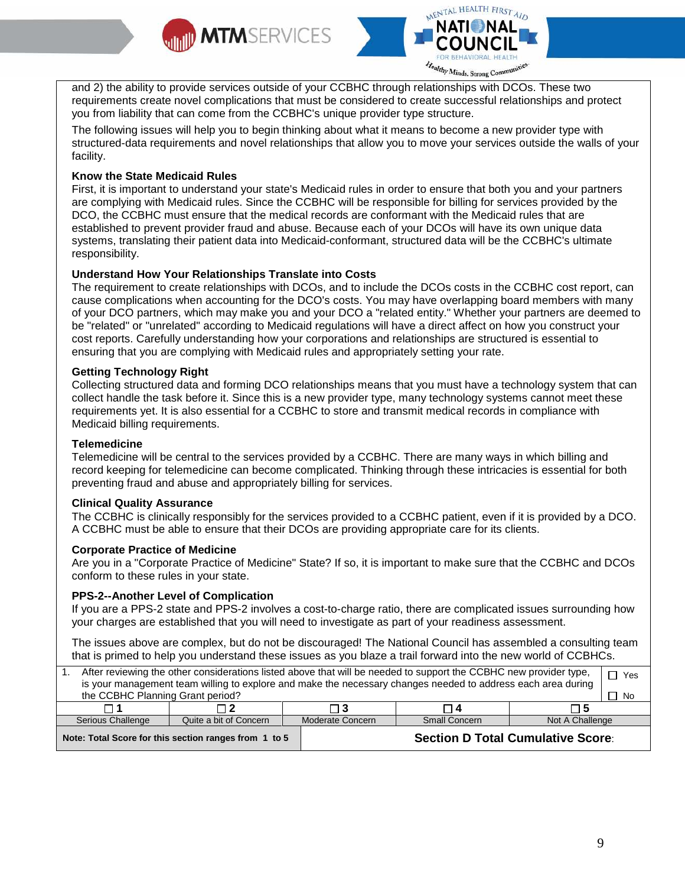and 2) the ability to provide services outside of your CCBHC through relationships with DCOs. These two requirements create novel complications that must be considered to create successful relationships and protect you from liability that can come from the CCBHC's unique provider type structure.

The following issues will help you to begin thinking about what it means to become a new provider type with structured-data requirements and novel relationships that allow you to move your services outside the walls of your facility.

**Know the State Medicaid Rules**

First, it is important to understand your state's Medicaid rules in order to ensure that both you and your partners are complying with Medicaid rules. Since the CCBHC will be responsible for billing for services provided by the DCO, the CCBHC must ensure that the medical records are conformant with the Medicaid rules that are established to prevent provider fraud and abuse. Because each of your DCOs will have its own unique data systems, translating their patient data into Medicaid-conformant, structured data will be the CCBHC's ultimate responsibility.

**Understand How Your Relationships Translate into Costs**

The requirement to create relationships with DCOs, and to include the DCOs costs in the CCBHC cost report, can cause complications when accounting for the DCO's costs. You may have overlapping board members with many of your DCO partners, which may make you and your DCO a "related entity." Whether your partners are deemed to be "related" or "unrelated" according to Medicaid regulations will have a direct affect on how you construct your cost reports. Carefully understanding how your corporations and relationships are structured is essential to ensuring that you are complying with Medicaid rules and appropriately setting your rate.

**Getting Technology Right**

Collecting structured data and forming DCO relationships means that you must have a technology system that can collect handle the task before it. Since this is a new provider type, many technology systems cannot meet these requirements yet. It is also essential for a CCBHC to store and transmit medical records in compliance with Medicaid billing requirements.

**Telemedicine**

Telemedicine will be central to the services provided by a CCBHC. There are many ways in which billing and record keeping for telemedicine can become complicated. Thinking through these intricacies is essential for both preventing fraud and abuse and appropriately billing for services.

**Clinical Quality Assurance**

The CCBHC is clinically responsibly for the services provided to a CCBHC patient, even if it is provided by a DCO. A CCBHC must be able to ensure that their DCOs are providing appropriate care for its clients.

**Corporate Practice of Medicine**

Are you in a "Corporate Practice of Medicine" State? If so, it is important to make sure that the CCBHC and DCOs conform to these rules in your state.

**PPS-2--Another Level of Complication**

If you are a PPS-2 state and PPS-2 involves a cost-to-charge ratio, there are complicated issues surrounding how your charges are established that you will need to investigate as part of your readiness assessment.

The issues above are complex, but do not be discouraged! The National Council has assembled a consulting team that is primed to help you understand these issues as you blaze a trail forward into the new world of CCBHCs.

| 1. After reviewing the other considerations listed above that will be needed to support the CCBHC new provider type, is your management team willing to explore and make the necessary changes needed to address each area during the CCBHC Planning Grant period? | | | | ☐ Yes ☐ No |
|---|---|---|---|---|
| ☐ **1** | ☐ **2** | ☐ **3** | ☐ **4** | ☐ **5** |
| Serious Challenge | Quite a bit of Concern | Moderate Concern | Small Concern | Not A Challenge |
| **Note: Total Score for this section ranges from 1 to 5** | | **Section D Total Cumulative Score**: | | |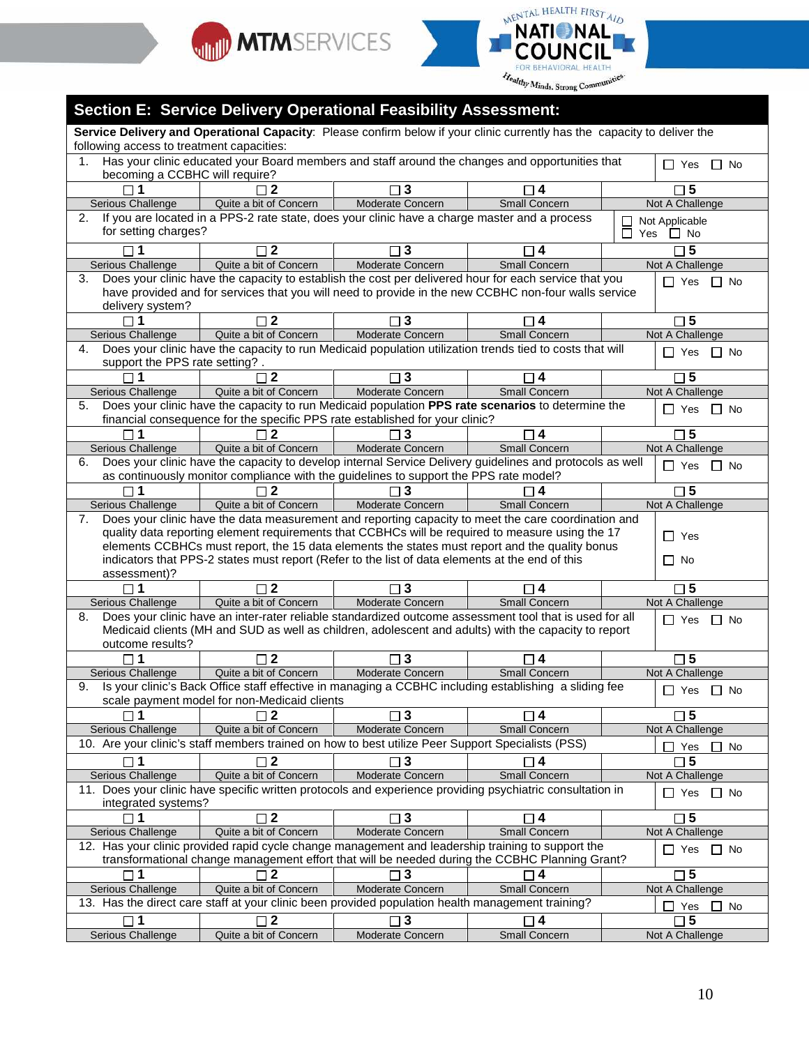## Section E: Service Delivery Operational Feasibility Assessment:

**Service Delivery and Operational Capacity**: Please confirm below if your clinic currently has the capacity to deliver the following access to treatment capacities:

| Question | | | | Response |
|---|---|---|---|---|
| 1. Has your clinic educated your Board members and staff around the changes and opportunities that becoming a CCBHC will require? | | | | ☐ Yes ☐ No |
| ☐ 1 Serious Challenge | ☐ 2 Quite a bit of Concern | ☐ 3 Moderate Concern | ☐ 4 Small Concern | ☐ 5 Not A Challenge |
| 2. If you are located in a PPS-2 rate state, does your clinic have a charge master and a process for setting charges? | | | | ☐ Not Applicable ☐ Yes ☐ No |
| ☐ 1 Serious Challenge | ☐ 2 Quite a bit of Concern | ☐ 3 Moderate Concern | ☐ 4 Small Concern | ☐ 5 Not A Challenge |
| 3. Does your clinic have the capacity to establish the cost per delivered hour for each service that you have provided and for services that you will need to provide in the new CCBHC non-four walls service delivery system? | | | | ☐ Yes ☐ No |
| ☐ 1 Serious Challenge | ☐ 2 Quite a bit of Concern | ☐ 3 Moderate Concern | ☐ 4 Small Concern | ☐ 5 Not A Challenge |
| 4. Does your clinic have the capacity to run Medicaid population utilization trends tied to costs that will support the PPS rate setting? . | | | | ☐ Yes ☐ No |
| ☐ 1 Serious Challenge | ☐ 2 Quite a bit of Concern | ☐ 3 Moderate Concern | ☐ 4 Small Concern | ☐ 5 Not A Challenge |
| 5. Does your clinic have the capacity to run Medicaid population **PPS rate scenarios** to determine the financial consequence for the specific PPS rate established for your clinic? | | | | ☐ Yes ☐ No |
| ☐ 1 Serious Challenge | ☐ 2 Quite a bit of Concern | ☐ 3 Moderate Concern | ☐ 4 Small Concern | ☐ 5 Not A Challenge |
| 6. Does your clinic have the capacity to develop internal Service Delivery guidelines and protocols as well as continuously monitor compliance with the guidelines to support the PPS rate model? | | | | ☐ Yes ☐ No |
| ☐ 1 Serious Challenge | ☐ 2 Quite a bit of Concern | ☐ 3 Moderate Concern | ☐ 4 Small Concern | ☐ 5 Not A Challenge |
| 7. Does your clinic have the data measurement and reporting capacity to meet the care coordination and quality data reporting element requirements that CCBHCs will be required to measure using the 17 elements CCBHCs must report, the 15 data elements the states must report and the quality bonus indicators that PPS-2 states must report (Refer to the list of data elements at the end of this assessment)? | | | | ☐ Yes ☐ No |
| ☐ 1 Serious Challenge | ☐ 2 Quite a bit of Concern | ☐ 3 Moderate Concern | ☐ 4 Small Concern | ☐ 5 Not A Challenge |
| 8. Does your clinic have an inter-rater reliable standardized outcome assessment tool that is used for all Medicaid clients (MH and SUD as well as children, adolescent and adults) with the capacity to report outcome results? | | | | ☐ Yes ☐ No |
| ☐ 1 Serious Challenge | ☐ 2 Quite a bit of Concern | ☐ 3 Moderate Concern | ☐ 4 Small Concern | ☐ 5 Not A Challenge |
| 9. Is your clinic's Back Office staff effective in managing a CCBHC including establishing a sliding fee scale payment model for non-Medicaid clients | | | | ☐ Yes ☐ No |
| ☐ 1 Serious Challenge | ☐ 2 Quite a bit of Concern | ☐ 3 Moderate Concern | ☐ 4 Small Concern | ☐ 5 Not A Challenge |
| 10. Are your clinic's staff members trained on how to best utilize Peer Support Specialists (PSS) | | | | ☐ Yes ☐ No |
| ☐ 1 Serious Challenge | ☐ 2 Quite a bit of Concern | ☐ 3 Moderate Concern | ☐ 4 Small Concern | ☐ 5 Not A Challenge |
| 11. Does your clinic have specific written protocols and experience providing psychiatric consultation in integrated systems? | | | | ☐ Yes ☐ No |
| ☐ 1 Serious Challenge | ☐ 2 Quite a bit of Concern | ☐ 3 Moderate Concern | ☐ 4 Small Concern | ☐ 5 Not A Challenge |
| 12. Has your clinic provided rapid cycle change management and leadership training to support the transformational change management effort that will be needed during the CCBHC Planning Grant? | | | | ☐ Yes ☐ No |
| ☐ 1 Serious Challenge | ☐ 2 Quite a bit of Concern | ☐ 3 Moderate Concern | ☐ 4 Small Concern | ☐ 5 Not A Challenge |
| 13. Has the direct care staff at your clinic been provided population health management training? | | | | ☐ Yes ☐ No |
| ☐ 1 Serious Challenge | ☐ 2 Quite a bit of Concern | ☐ 3 Moderate Concern | ☐ 4 Small Concern | ☐ 5 Not A Challenge |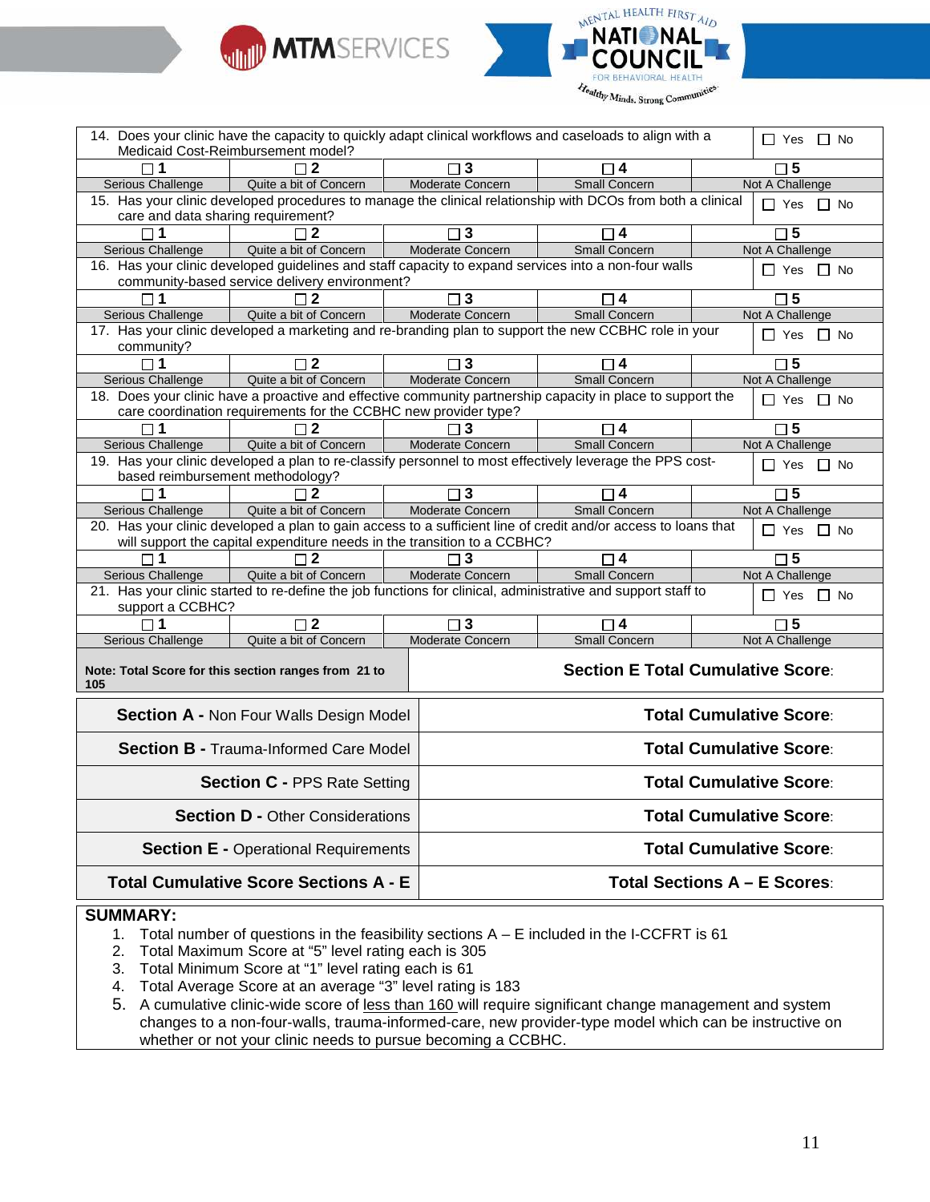| 14. Does your clinic have the capacity to quickly adapt clinical workflows and caseloads to align with a Medicaid Cost-Reimbursement model? | | | | ☐ Yes ☐ No |
|---|---|---|---|---|
| ☐ 1 | ☐ 2 | ☐ 3 | ☐ 4 | ☐ 5 |
| Serious Challenge | Quite a bit of Concern | Moderate Concern | Small Concern | Not A Challenge |
| 15. Has your clinic developed procedures to manage the clinical relationship with DCOs from both a clinical care and data sharing requirement? | | | | ☐ Yes ☐ No |
| ☐ 1 | ☐ 2 | ☐ 3 | ☐ 4 | ☐ 5 |
| Serious Challenge | Quite a bit of Concern | Moderate Concern | Small Concern | Not A Challenge |
| 16. Has your clinic developed guidelines and staff capacity to expand services into a non-four walls community-based service delivery environment? | | | | ☐ Yes ☐ No |
| ☐ 1 | ☐ 2 | ☐ 3 | ☐ 4 | ☐ 5 |
| Serious Challenge | Quite a bit of Concern | Moderate Concern | Small Concern | Not A Challenge |
| 17. Has your clinic developed a marketing and re-branding plan to support the new CCBHC role in your community? | | | | ☐ Yes ☐ No |
| ☐ 1 | ☐ 2 | ☐ 3 | ☐ 4 | ☐ 5 |
| Serious Challenge | Quite a bit of Concern | Moderate Concern | Small Concern | Not A Challenge |
| 18. Does your clinic have a proactive and effective community partnership capacity in place to support the care coordination requirements for the CCBHC new provider type? | | | | ☐ Yes ☐ No |
| ☐ 1 | ☐ 2 | ☐ 3 | ☐ 4 | ☐ 5 |
| Serious Challenge | Quite a bit of Concern | Moderate Concern | Small Concern | Not A Challenge |
| 19. Has your clinic developed a plan to re-classify personnel to most effectively leverage the PPS cost-based reimbursement methodology? | | | | ☐ Yes ☐ No |
| ☐ 1 | ☐ 2 | ☐ 3 | ☐ 4 | ☐ 5 |
| Serious Challenge | Quite a bit of Concern | Moderate Concern | Small Concern | Not A Challenge |
| 20. Has your clinic developed a plan to gain access to a sufficient line of credit and/or access to loans that will support the capital expenditure needs in the transition to a CCBHC? | | | | ☐ Yes ☐ No |
| ☐ 1 | ☐ 2 | ☐ 3 | ☐ 4 | ☐ 5 |
| Serious Challenge | Quite a bit of Concern | Moderate Concern | Small Concern | Not A Challenge |
| 21. Has your clinic started to re-define the job functions for clinical, administrative and support staff to support a CCBHC? | | | | ☐ Yes ☐ No |
| ☐ 1 | ☐ 2 | ☐ 3 | ☐ 4 | ☐ 5 |
| Serious Challenge | Quite a bit of Concern | Moderate Concern | Small Concern | Not A Challenge |
| **Note: Total Score for this section ranges from 21 to 105** | | **Section E Total Cumulative Score**: | | |

| Section | Score |
|---|---|
| **Section A -** Non Four Walls Design Model | **Total Cumulative Score**: |
| **Section B -** Trauma-Informed Care Model | **Total Cumulative Score**: |
| **Section C -** PPS Rate Setting | **Total Cumulative Score**: |
| **Section D -** Other Considerations | **Total Cumulative Score**: |
| **Section E -** Operational Requirements | **Total Cumulative Score**: |
| **Total Cumulative Score Sections A - E** | **Total Sections A – E Scores**: |

**SUMMARY:**

1. Total number of questions in the feasibility sections A – E included in the I-CCFRT is 61
2. Total Maximum Score at "5" level rating each is 305
3. Total Minimum Score at "1" level rating each is 61
4. Total Average Score at an average "3" level rating is 183
5. A cumulative clinic-wide score of less than 160 will require significant change management and system changes to a non-four-walls, trauma-informed-care, new provider-type model which can be instructive on whether or not your clinic needs to pursue becoming a CCBHC.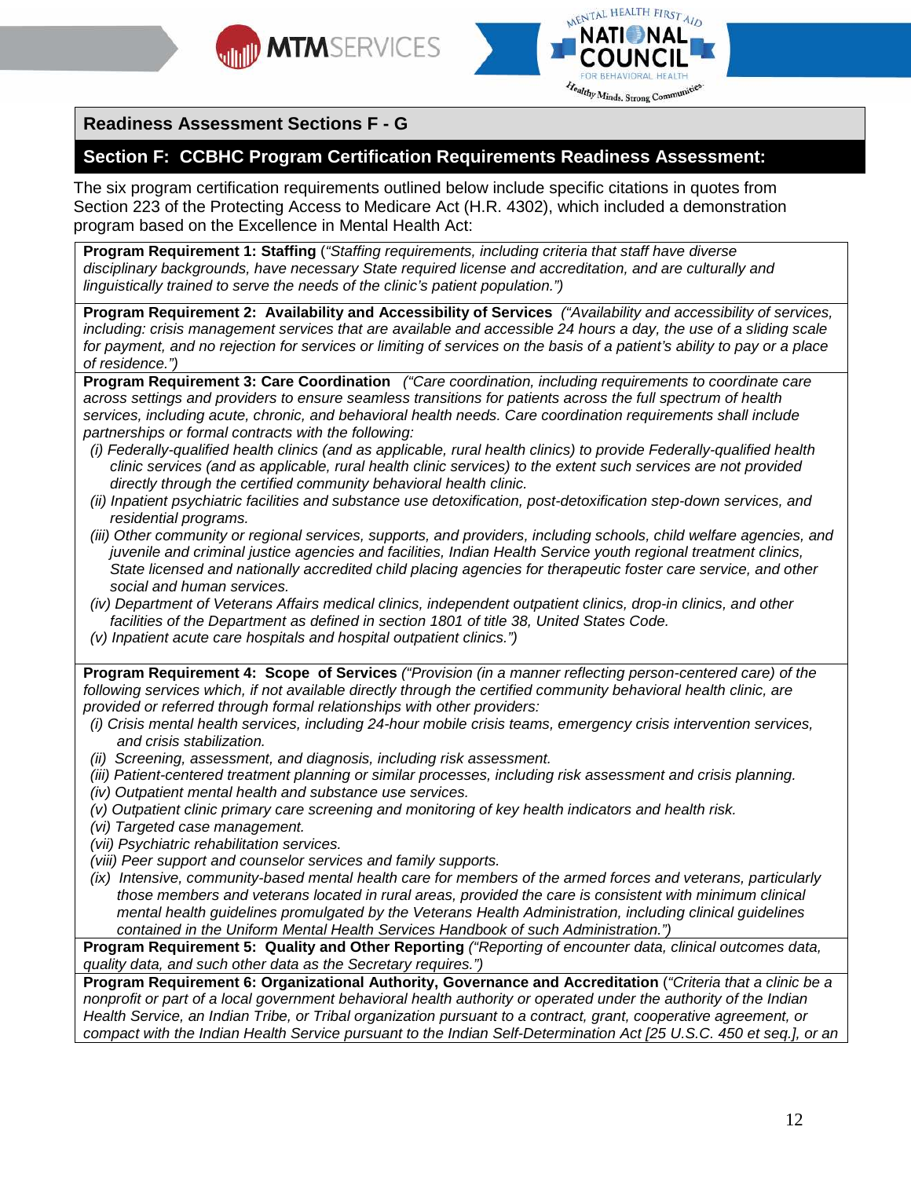## Readiness Assessment Sections F - G

## Section F: CCBHC Program Certification Requirements Readiness Assessment:

The six program certification requirements outlined below include specific citations in quotes from Section 223 of the Protecting Access to Medicare Act (H.R. 4302), which included a demonstration program based on the Excellence in Mental Health Act:

**Program Requirement 1: Staffing** (*"Staffing requirements, including criteria that staff have diverse disciplinary backgrounds, have necessary State required license and accreditation, and are culturally and linguistically trained to serve the needs of the clinic's patient population."*)

**Program Requirement 2: Availability and Accessibility of Services** *("Availability and accessibility of services, including: crisis management services that are available and accessible 24 hours a day, the use of a sliding scale for payment, and no rejection for services or limiting of services on the basis of a patient's ability to pay or a place of residence.")*

**Program Requirement 3: Care Coordination** *("Care coordination, including requirements to coordinate care across settings and providers to ensure seamless transitions for patients across the full spectrum of health services, including acute, chronic, and behavioral health needs. Care coordination requirements shall include partnerships or formal contracts with the following:*

*(i) Federally-qualified health clinics (and as applicable, rural health clinics) to provide Federally-qualified health clinic services (and as applicable, rural health clinic services) to the extent such services are not provided directly through the certified community behavioral health clinic.*
*(ii) Inpatient psychiatric facilities and substance use detoxification, post-detoxification step-down services, and residential programs.*
*(iii) Other community or regional services, supports, and providers, including schools, child welfare agencies, and juvenile and criminal justice agencies and facilities, Indian Health Service youth regional treatment clinics, State licensed and nationally accredited child placing agencies for therapeutic foster care service, and other social and human services.*
*(iv) Department of Veterans Affairs medical clinics, independent outpatient clinics, drop-in clinics, and other facilities of the Department as defined in section 1801 of title 38, United States Code.*
*(v) Inpatient acute care hospitals and hospital outpatient clinics.")*

**Program Requirement 4: Scope of Services** *("Provision (in a manner reflecting person-centered care) of the following services which, if not available directly through the certified community behavioral health clinic, are provided or referred through formal relationships with other providers:*

*(i) Crisis mental health services, including 24-hour mobile crisis teams, emergency crisis intervention services, and crisis stabilization.*
*(ii) Screening, assessment, and diagnosis, including risk assessment.*
*(iii) Patient-centered treatment planning or similar processes, including risk assessment and crisis planning.*
*(iv) Outpatient mental health and substance use services.*
*(v) Outpatient clinic primary care screening and monitoring of key health indicators and health risk.*
*(vi) Targeted case management.*
*(vii) Psychiatric rehabilitation services.*
*(viii) Peer support and counselor services and family supports.*
*(ix) Intensive, community-based mental health care for members of the armed forces and veterans, particularly those members and veterans located in rural areas, provided the care is consistent with minimum clinical mental health guidelines promulgated by the Veterans Health Administration, including clinical guidelines contained in the Uniform Mental Health Services Handbook of such Administration.")*

**Program Requirement 5: Quality and Other Reporting** *("Reporting of encounter data, clinical outcomes data, quality data, and such other data as the Secretary requires.")*

**Program Requirement 6: Organizational Authority, Governance and Accreditation** (*"Criteria that a clinic be a nonprofit or part of a local government behavioral health authority or operated under the authority of the Indian Health Service, an Indian Tribe, or Tribal organization pursuant to a contract, grant, cooperative agreement, or compact with the Indian Health Service pursuant to the Indian Self-Determination Act [25 U.S.C. 450 et seq.], or an*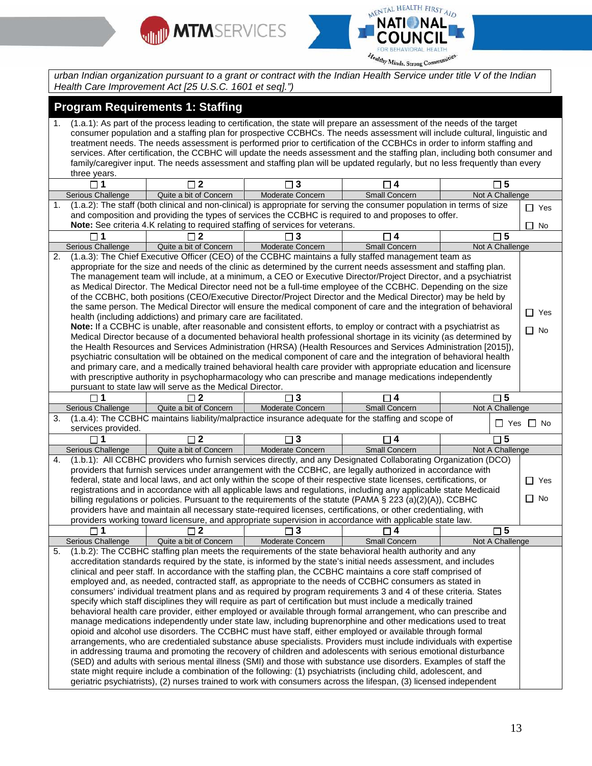*urban Indian organization pursuant to a grant or contract with the Indian Health Service under title V of the Indian Health Care Improvement Act [25 U.S.C. 1601 et seq].")*

## Program Requirements 1: Staffing

1. (1.a.1): As part of the process leading to certification, the state will prepare an assessment of the needs of the target consumer population and a staffing plan for prospective CCBHCs. The needs assessment will include cultural, linguistic and treatment needs. The needs assessment is performed prior to certification of the CCBHCs in order to inform staffing and services. After certification, the CCBHC will update the needs assessment and the staffing plan, including both consumer and family/caregiver input. The needs assessment and staffing plan will be updated regularly, but no less frequently than every three years.

| ☐ 1 | ☐ 2 | ☐ 3 | ☐ 4 | ☐ 5 |
|---|---|---|---|---|
| Serious Challenge | Quite a bit of Concern | Moderate Concern | Small Concern | Not A Challenge |

1. (1.a.2): The staff (both clinical and non-clinical) is appropriate for serving the consumer population in terms of size and composition and providing the types of services the CCBHC is required to and proposes to offer.
**Note:** See criteria 4.K relating to required staffing of services for veterans.

☐ Yes ☐ No

| ☐ 1 | ☐ 2 | ☐ 3 | ☐ 4 | ☐ 5 |
|---|---|---|---|---|
| Serious Challenge | Quite a bit of Concern | Moderate Concern | Small Concern | Not A Challenge |

2. (1.a.3): The Chief Executive Officer (CEO) of the CCBHC maintains a fully staffed management team as appropriate for the size and needs of the clinic as determined by the current needs assessment and staffing plan. The management team will include, at a minimum, a CEO or Executive Director/Project Director, and a psychiatrist as Medical Director. The Medical Director need not be a full-time employee of the CCBHC. Depending on the size of the CCBHC, both positions (CEO/Executive Director/Project Director and the Medical Director) may be held by the same person. The Medical Director will ensure the medical component of care and the integration of behavioral health (including addictions) and primary care are facilitated.
**Note:** If a CCBHC is unable, after reasonable and consistent efforts, to employ or contract with a psychiatrist as Medical Director because of a documented behavioral health professional shortage in its vicinity (as determined by the Health Resources and Services Administration (HRSA) (Health Resources and Services Administration [2015]), psychiatric consultation will be obtained on the medical component of care and the integration of behavioral health and primary care, and a medically trained behavioral health care provider with appropriate education and licensure with prescriptive authority in psychopharmacology who can prescribe and manage medications independently pursuant to state law will serve as the Medical Director.

☐ Yes ☐ No

| ☐ 1 | ☐ 2 | ☐ 3 | ☐ 4 | ☐ 5 |
|---|---|---|---|---|
| Serious Challenge | Quite a bit of Concern | Moderate Concern | Small Concern | Not A Challenge |

3. (1.a.4): The CCBHC maintains liability/malpractice insurance adequate for the staffing and scope of services provided.

☐ Yes ☐ No

| ☐ 1 | ☐ 2 | ☐ 3 | ☐ 4 | ☐ 5 |
|---|---|---|---|---|
| Serious Challenge | Quite a bit of Concern | Moderate Concern | Small Concern | Not A Challenge |

4. (1.b.1): All CCBHC providers who furnish services directly, and any Designated Collaborating Organization (DCO) providers that furnish services under arrangement with the CCBHC, are legally authorized in accordance with federal, state and local laws, and act only within the scope of their respective state licenses, certifications, or registrations and in accordance with all applicable laws and regulations, including any applicable state Medicaid billing regulations or policies. Pursuant to the requirements of the statute (PAMA § 223 (a)(2)(A)), CCBHC providers have and maintain all necessary state-required licenses, certifications, or other credentialing, with providers working toward licensure, and appropriate supervision in accordance with applicable state law.

☐ Yes ☐ No

| ☐ 1 | ☐ 2 | ☐ 3 | ☐ 4 | ☐ 5 |
|---|---|---|---|---|
| Serious Challenge | Quite a bit of Concern | Moderate Concern | Small Concern | Not A Challenge |

5. (1.b.2): The CCBHC staffing plan meets the requirements of the state behavioral health authority and any accreditation standards required by the state, is informed by the state's initial needs assessment, and includes clinical and peer staff. In accordance with the staffing plan, the CCBHC maintains a core staff comprised of employed and, as needed, contracted staff, as appropriate to the needs of CCBHC consumers as stated in consumers' individual treatment plans and as required by program requirements 3 and 4 of these criteria. States specify which staff disciplines they will require as part of certification but must include a medically trained behavioral health care provider, either employed or available through formal arrangement, who can prescribe and manage medications independently under state law, including buprenorphine and other medications used to treat opioid and alcohol use disorders. The CCBHC must have staff, either employed or available through formal arrangements, who are credentialed substance abuse specialists. Providers must include individuals with expertise in addressing trauma and promoting the recovery of children and adolescents with serious emotional disturbance (SED) and adults with serious mental illness (SMI) and those with substance use disorders. Examples of staff the state might require include a combination of the following: (1) psychiatrists (including child, adolescent, and geriatric psychiatrists), (2) nurses trained to work with consumers across the lifespan, (3) licensed independent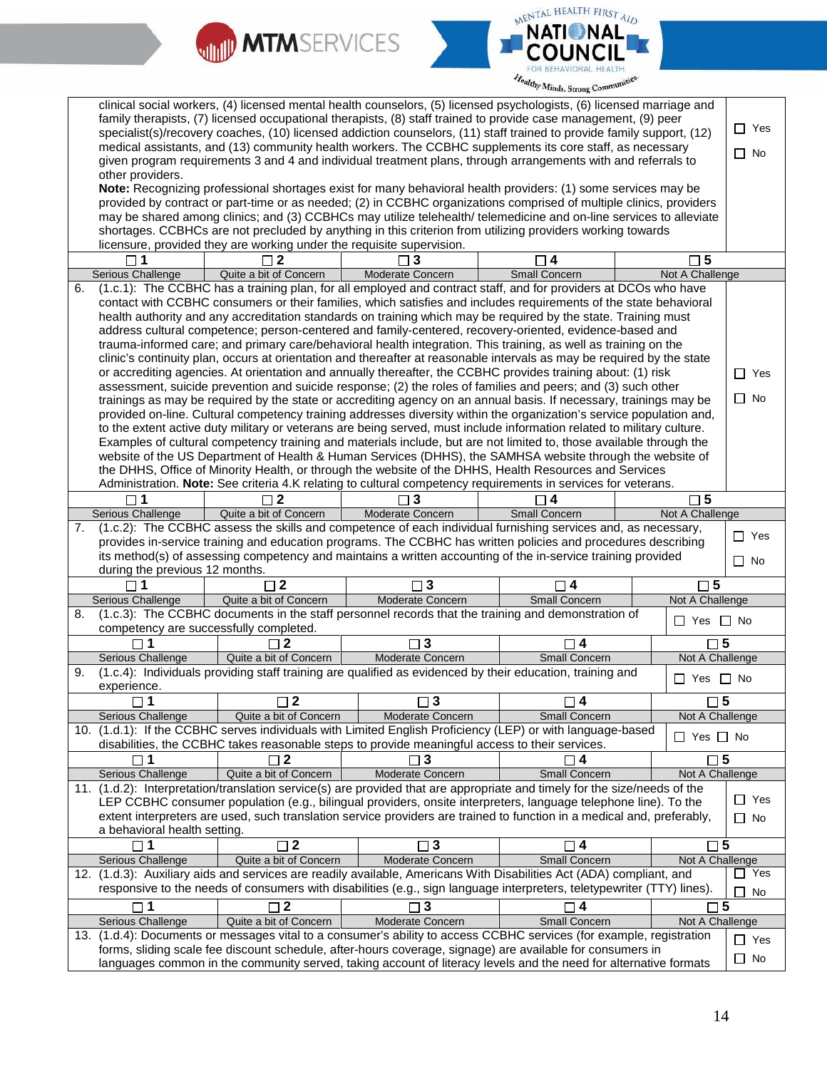| | |
|---|---|
| clinical social workers, (4) licensed mental health counselors, (5) licensed psychologists, (6) licensed marriage and family therapists, (7) licensed occupational therapists, (8) staff trained to provide case management, (9) peer specialist(s)/recovery coaches, (10) licensed addiction counselors, (11) staff trained to provide family support, (12) medical assistants, and (13) community health workers. The CCBHC supplements its core staff, as necessary given program requirements 3 and 4 and individual treatment plans, through arrangements with and referrals to other providers.<br>**Note:** Recognizing professional shortages exist for many behavioral health providers: (1) some services may be provided by contract or part-time or as needed; (2) in CCBHC organizations comprised of multiple clinics, providers may be shared among clinics; and (3) CCBHCs may utilize telehealth/ telemedicine and on-line services to alleviate shortages. CCBHCs are not precluded by anything in this criterion from utilizing providers working towards licensure, provided they are working under the requisite supervision. | ☐ Yes<br>☐ No |

| ☐ 1 | ☐ 2 | ☐ 3 | ☐ 4 | ☐ 5 |
|---|---|---|---|---|
| Serious Challenge | Quite a bit of Concern | Moderate Concern | Small Concern | Not A Challenge |

| | |
|---|---|
| 6. (1.c.1): The CCBHC has a training plan, for all employed and contract staff, and for providers at DCOs who have contact with CCBHC consumers or their families, which satisfies and includes requirements of the state behavioral health authority and any accreditation standards on training which may be required by the state. Training must address cultural competence; person-centered and family-centered, recovery-oriented, evidence-based and trauma-informed care; and primary care/behavioral health integration. This training, as well as training on the clinic's continuity plan, occurs at orientation and thereafter at reasonable intervals as may be required by the state or accrediting agencies. At orientation and annually thereafter, the CCBHC provides training about: (1) risk assessment, suicide prevention and suicide response; (2) the roles of families and peers; and (3) such other trainings as may be required by the state or accrediting agency on an annual basis. If necessary, trainings may be provided on-line. Cultural competency training addresses diversity within the organization's service population and, to the extent active duty military or veterans are being served, must include information related to military culture. Examples of cultural competency training and materials include, but are not limited to, those available through the website of the US Department of Health & Human Services (DHHS), the SAMHSA website through the website of the DHHS, Office of Minority Health, or through the website of the DHHS, Health Resources and Services Administration. **Note:** See criteria 4.K relating to cultural competency requirements in services for veterans. | ☐ Yes<br>☐ No |

| ☐ 1 | ☐ 2 | ☐ 3 | ☐ 4 | ☐ 5 |
|---|---|---|---|---|
| Serious Challenge | Quite a bit of Concern | Moderate Concern | Small Concern | Not A Challenge |

| | |
|---|---|
| 7. (1.c.2): The CCBHC assess the skills and competence of each individual furnishing services and, as necessary, provides in-service training and education programs. The CCBHC has written policies and procedures describing its method(s) of assessing competency and maintains a written accounting of the in-service training provided during the previous 12 months. | ☐ Yes<br>☐ No |

| ☐ 1 | ☐ 2 | ☐ 3 | ☐ 4 | ☐ 5 |
|---|---|---|---|---|
| Serious Challenge | Quite a bit of Concern | Moderate Concern | Small Concern | Not A Challenge |

| | |
|---|---|
| 8. (1.c.3): The CCBHC documents in the staff personnel records that the training and demonstration of competency are successfully completed. | ☐ Yes ☐ No |

| ☐ 1 | ☐ 2 | ☐ 3 | ☐ 4 | ☐ 5 |
|---|---|---|---|---|
| Serious Challenge | Quite a bit of Concern | Moderate Concern | Small Concern | Not A Challenge |

| | |
|---|---|
| 9. (1.c.4): Individuals providing staff training are qualified as evidenced by their education, training and experience. | ☐ Yes ☐ No |

| ☐ 1 | ☐ 2 | ☐ 3 | ☐ 4 | ☐ 5 |
|---|---|---|---|---|
| Serious Challenge | Quite a bit of Concern | Moderate Concern | Small Concern | Not A Challenge |

| | |
|---|---|
| 10. (1.d.1): If the CCBHC serves individuals with Limited English Proficiency (LEP) or with language-based disabilities, the CCBHC takes reasonable steps to provide meaningful access to their services. | ☐ Yes ☐ No |

| ☐ 1 | ☐ 2 | ☐ 3 | ☐ 4 | ☐ 5 |
|---|---|---|---|---|
| Serious Challenge | Quite a bit of Concern | Moderate Concern | Small Concern | Not A Challenge |

| | |
|---|---|
| 11. (1.d.2): Interpretation/translation service(s) are provided that are appropriate and timely for the size/needs of the LEP CCBHC consumer population (e.g., bilingual providers, onsite interpreters, language telephone line). To the extent interpreters are used, such translation service providers are trained to function in a medical and, preferably, a behavioral health setting. | ☐ Yes<br>☐ No |

| ☐ 1 | ☐ 2 | ☐ 3 | ☐ 4 | ☐ 5 |
|---|---|---|---|---|
| Serious Challenge | Quite a bit of Concern | Moderate Concern | Small Concern | Not A Challenge |

| | |
|---|---|
| 12. (1.d.3): Auxiliary aids and services are readily available, Americans With Disabilities Act (ADA) compliant, and responsive to the needs of consumers with disabilities (e.g., sign language interpreters, teletypewriter (TTY) lines). | ☐ Yes<br>☐ No |

| ☐ 1 | ☐ 2 | ☐ 3 | ☐ 4 | ☐ 5 |
|---|---|---|---|---|
| Serious Challenge | Quite a bit of Concern | Moderate Concern | Small Concern | Not A Challenge |

| | |
|---|---|
| 13. (1.d.4): Documents or messages vital to a consumer's ability to access CCBHC services (for example, registration forms, sliding scale fee discount schedule, after-hours coverage, signage) are available for consumers in languages common in the community served, taking account of literacy levels and the need for alternative formats | ☐ Yes<br>☐ No |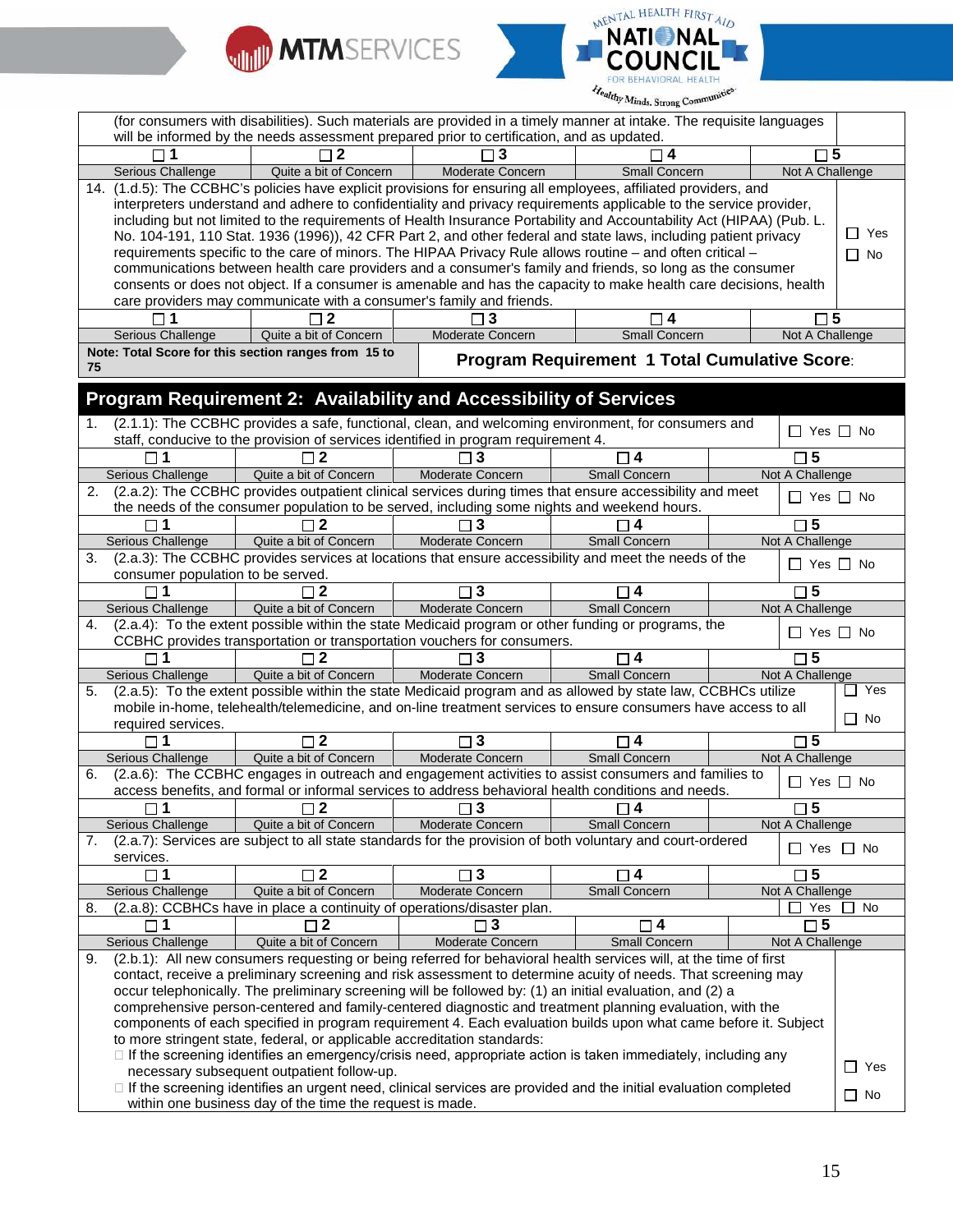(for consumers with disabilities). Such materials are provided in a timely manner at intake. The requisite languages will be informed by the needs assessment prepared prior to certification, and as updated.

| ☐ 1 | ☐ 2 | ☐ 3 | ☐ 4 | ☐ 5 |
|---|---|---|---|---|
| Serious Challenge | Quite a bit of Concern | Moderate Concern | Small Concern | Not A Challenge |

14. (1.d.5): The CCBHC's policies have explicit provisions for ensuring all employees, affiliated providers, and interpreters understand and adhere to confidentiality and privacy requirements applicable to the service provider, including but not limited to the requirements of Health Insurance Portability and Accountability Act (HIPAA) (Pub. L. No. 104-191, 110 Stat. 1936 (1996)), 42 CFR Part 2, and other federal and state laws, including patient privacy requirements specific to the care of minors. The HIPAA Privacy Rule allows routine – and often critical – communications between health care providers and a consumer's family and friends, so long as the consumer consents or does not object. If a consumer is amenable and has the capacity to make health care decisions, health care providers may communicate with a consumer's family and friends. ☐ Yes ☐ No

| ☐ 1 | ☐ 2 | ☐ 3 | ☐ 4 | ☐ 5 |
|---|---|---|---|---|
| Serious Challenge | Quite a bit of Concern | Moderate Concern | Small Concern | Not A Challenge |

**Note: Total Score for this section ranges from 15 to 75**

**Program Requirement 1 Total Cumulative Score:**

## Program Requirement 2: Availability and Accessibility of Services

1. (2.1.1): The CCBHC provides a safe, functional, clean, and welcoming environment, for consumers and staff, conducive to the provision of services identified in program requirement 4. ☐ Yes ☐ No

| ☐ 1 | ☐ 2 | ☐ 3 | ☐ 4 | ☐ 5 |
|---|---|---|---|---|
| Serious Challenge | Quite a bit of Concern | Moderate Concern | Small Concern | Not A Challenge |

2. (2.a.2): The CCBHC provides outpatient clinical services during times that ensure accessibility and meet the needs of the consumer population to be served, including some nights and weekend hours. ☐ Yes ☐ No

| ☐ 1 | ☐ 2 | ☐ 3 | ☐ 4 | ☐ 5 |
|---|---|---|---|---|
| Serious Challenge | Quite a bit of Concern | Moderate Concern | Small Concern | Not A Challenge |

3. (2.a.3): The CCBHC provides services at locations that ensure accessibility and meet the needs of the consumer population to be served. ☐ Yes ☐ No

| ☐ 1 | ☐ 2 | ☐ 3 | ☐ 4 | ☐ 5 |
|---|---|---|---|---|
| Serious Challenge | Quite a bit of Concern | Moderate Concern | Small Concern | Not A Challenge |

4. (2.a.4): To the extent possible within the state Medicaid program or other funding or programs, the CCBHC provides transportation or transportation vouchers for consumers. ☐ Yes ☐ No

| ☐ 1 | ☐ 2 | ☐ 3 | ☐ 4 | ☐ 5 |
|---|---|---|---|---|
| Serious Challenge | Quite a bit of Concern | Moderate Concern | Small Concern | Not A Challenge |

5. (2.a.5): To the extent possible within the state Medicaid program and as allowed by state law, CCBHCs utilize mobile in-home, telehealth/telemedicine, and on-line treatment services to ensure consumers have access to all required services. ☐ Yes ☐ No

| ☐ 1 | ☐ 2 | ☐ 3 | ☐ 4 | ☐ 5 |
|---|---|---|---|---|
| Serious Challenge | Quite a bit of Concern | Moderate Concern | Small Concern | Not A Challenge |

6. (2.a.6): The CCBHC engages in outreach and engagement activities to assist consumers and families to access benefits, and formal or informal services to address behavioral health conditions and needs. ☐ Yes ☐ No

| ☐ 1 | ☐ 2 | ☐ 3 | ☐ 4 | ☐ 5 |
|---|---|---|---|---|
| Serious Challenge | Quite a bit of Concern | Moderate Concern | Small Concern | Not A Challenge |

7. (2.a.7): Services are subject to all state standards for the provision of both voluntary and court-ordered services. ☐ Yes ☐ No

| ☐ 1 | ☐ 2 | ☐ 3 | ☐ 4 | ☐ 5 |
|---|---|---|---|---|
| Serious Challenge | Quite a bit of Concern | Moderate Concern | Small Concern | Not A Challenge |

8. (2.a.8): CCBHCs have in place a continuity of operations/disaster plan. ☐ Yes ☐ No

| ☐ 1 | ☐ 2 | ☐ 3 | ☐ 4 | ☐ 5 |
|---|---|---|---|---|
| Serious Challenge | Quite a bit of Concern | Moderate Concern | Small Concern | Not A Challenge |

9. (2.b.1): All new consumers requesting or being referred for behavioral health services will, at the time of first contact, receive a preliminary screening and risk assessment to determine acuity of needs. That screening may occur telephonically. The preliminary screening will be followed by: (1) an initial evaluation, and (2) a comprehensive person-centered and family-centered diagnostic and treatment planning evaluation, with the components of each specified in program requirement 4. Each evaluation builds upon what came before it. Subject to more stringent state, federal, or applicable accreditation standards: ☐ Yes ☐ No
   - If the screening identifies an emergency/crisis need, appropriate action is taken immediately, including any necessary subsequent outpatient follow-up.
   - If the screening identifies an urgent need, clinical services are provided and the initial evaluation completed within one business day of the time the request is made.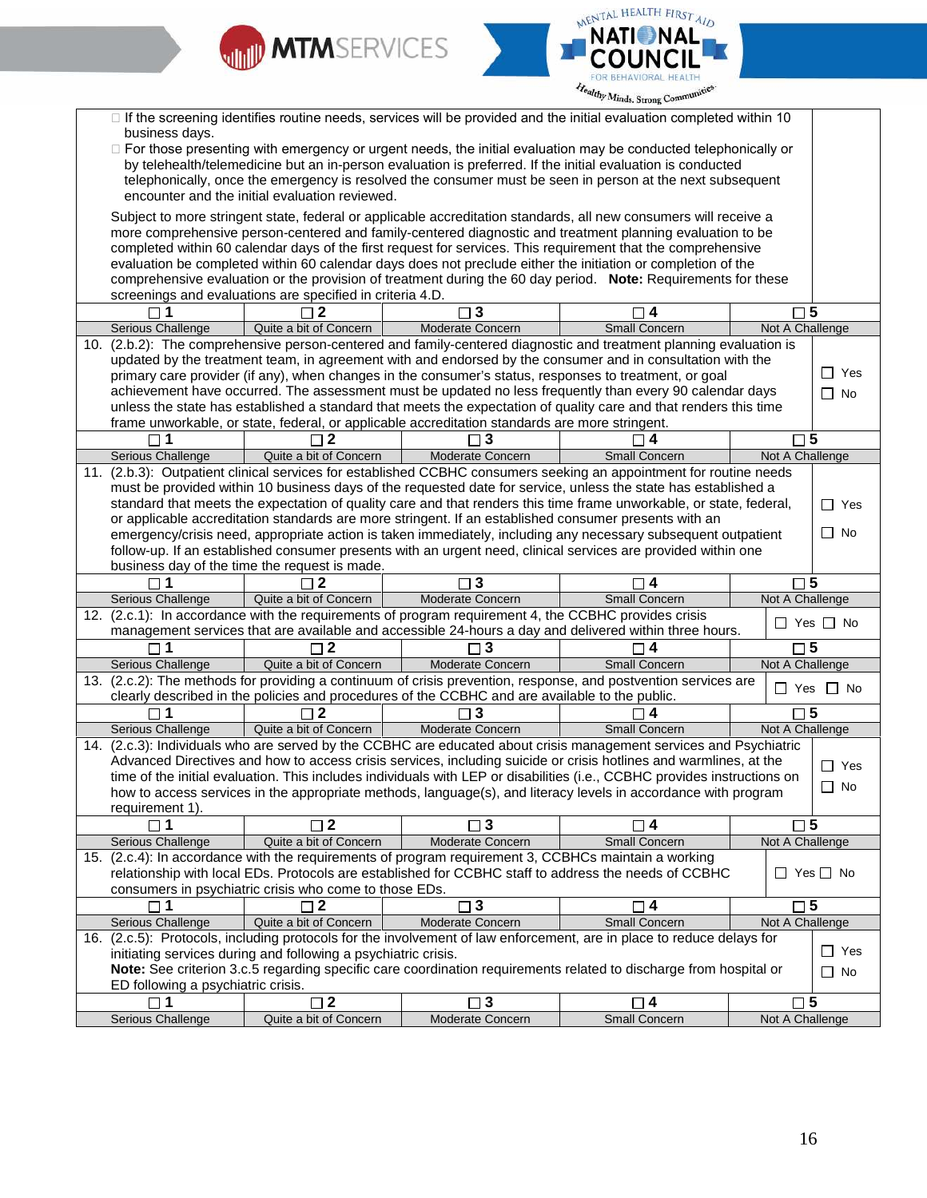- ☐ If the screening identifies routine needs, services will be provided and the initial evaluation completed within 10 business days.
- ☐ For those presenting with emergency or urgent needs, the initial evaluation may be conducted telephonically or by telehealth/telemedicine but an in-person evaluation is preferred. If the initial evaluation is conducted telephonically, once the emergency is resolved the consumer must be seen in person at the next subsequent encounter and the initial evaluation reviewed.

Subject to more stringent state, federal or applicable accreditation standards, all new consumers will receive a more comprehensive person-centered and family-centered diagnostic and treatment planning evaluation to be completed within 60 calendar days of the first request for services. This requirement that the comprehensive evaluation be completed within 60 calendar days does not preclude either the initiation or completion of the comprehensive evaluation or the provision of treatment during the 60 day period. **Note:** Requirements for these screenings and evaluations are specified in criteria 4.D.

| ☐ 1 | ☐ 2 | ☐ 3 | ☐ 4 | ☐ 5 |
|---|---|---|---|---|
| Serious Challenge | Quite a bit of Concern | Moderate Concern | Small Concern | Not A Challenge |

10. (2.b.2): The comprehensive person-centered and family-centered diagnostic and treatment planning evaluation is updated by the treatment team, in agreement with and endorsed by the consumer and in consultation with the primary care provider (if any), when changes in the consumer's status, responses to treatment, or goal achievement have occurred. The assessment must be updated no less frequently than every 90 calendar days unless the state has established a standard that meets the expectation of quality care and that renders this time frame unworkable, or state, federal, or applicable accreditation standards are more stringent.

☐ Yes ☐ No

| ☐ 1 | ☐ 2 | ☐ 3 | ☐ 4 | ☐ 5 |
|---|---|---|---|---|
| Serious Challenge | Quite a bit of Concern | Moderate Concern | Small Concern | Not A Challenge |

11. (2.b.3): Outpatient clinical services for established CCBHC consumers seeking an appointment for routine needs must be provided within 10 business days of the requested date for service, unless the state has established a standard that meets the expectation of quality care and that renders this time frame unworkable, or state, federal, or applicable accreditation standards are more stringent. If an established consumer presents with an emergency/crisis need, appropriate action is taken immediately, including any necessary subsequent outpatient follow-up. If an established consumer presents with an urgent need, clinical services are provided within one business day of the time the request is made.

☐ Yes ☐ No

| ☐ 1 | ☐ 2 | ☐ 3 | ☐ 4 | ☐ 5 |
|---|---|---|---|---|
| Serious Challenge | Quite a bit of Concern | Moderate Concern | Small Concern | Not A Challenge |

12. (2.c.1): In accordance with the requirements of program requirement 4, the CCBHC provides crisis management services that are available and accessible 24-hours a day and delivered within three hours.

☐ Yes ☐ No

| ☐ 1 | ☐ 2 | ☐ 3 | ☐ 4 | ☐ 5 |
|---|---|---|---|---|
| Serious Challenge | Quite a bit of Concern | Moderate Concern | Small Concern | Not A Challenge |

13. (2.c.2): The methods for providing a continuum of crisis prevention, response, and postvention services are clearly described in the policies and procedures of the CCBHC and are available to the public.

☐ Yes ☐ No

| ☐ 1 | ☐ 2 | ☐ 3 | ☐ 4 | ☐ 5 |
|---|---|---|---|---|
| Serious Challenge | Quite a bit of Concern | Moderate Concern | Small Concern | Not A Challenge |

14. (2.c.3): Individuals who are served by the CCBHC are educated about crisis management services and Psychiatric Advanced Directives and how to access crisis services, including suicide or crisis hotlines and warmlines, at the time of the initial evaluation. This includes individuals with LEP or disabilities (i.e., CCBHC provides instructions on how to access services in the appropriate methods, language(s), and literacy levels in accordance with program requirement 1).

☐ Yes ☐ No

| ☐ 1 | ☐ 2 | ☐ 3 | ☐ 4 | ☐ 5 |
|---|---|---|---|---|
| Serious Challenge | Quite a bit of Concern | Moderate Concern | Small Concern | Not A Challenge |

15. (2.c.4): In accordance with the requirements of program requirement 3, CCBHCs maintain a working relationship with local EDs. Protocols are established for CCBHC staff to address the needs of CCBHC consumers in psychiatric crisis who come to those EDs.

☐ Yes ☐ No

| ☐ 1 | ☐ 2 | ☐ 3 | ☐ 4 | ☐ 5 |
|---|---|---|---|---|
| Serious Challenge | Quite a bit of Concern | Moderate Concern | Small Concern | Not A Challenge |

16. (2.c.5): Protocols, including protocols for the involvement of law enforcement, are in place to reduce delays for initiating services during and following a psychiatric crisis.
**Note:** See criterion 3.c.5 regarding specific care coordination requirements related to discharge from hospital or ED following a psychiatric crisis.

☐ Yes ☐ No

| ☐ 1 | ☐ 2 | ☐ 3 | ☐ 4 | ☐ 5 |
|---|---|---|---|---|
| Serious Challenge | Quite a bit of Concern | Moderate Concern | Small Concern | Not A Challenge |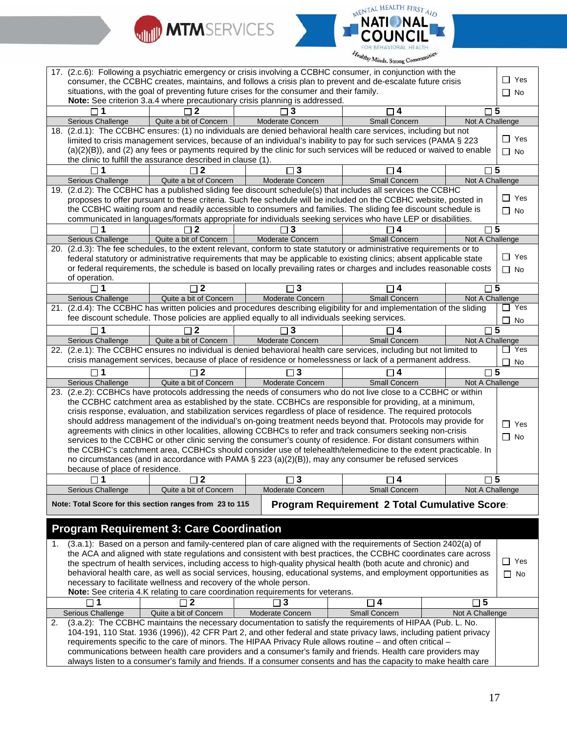17. (2.c.6): Following a psychiatric emergency or crisis involving a CCBHC consumer, in conjunction with the consumer, the CCBHC creates, maintains, and follows a crisis plan to prevent and de-escalate future crisis situations, with the goal of preventing future crises for the consumer and their family.
**Note:** See criterion 3.a.4 where precautionary crisis planning is addressed.

☐ Yes ☐ No

| ☐ 1 | ☐ 2 | ☐ 3 | ☐ 4 | ☐ 5 |
|---|---|---|---|---|
| Serious Challenge | Quite a bit of Concern | Moderate Concern | Small Concern | Not A Challenge |

18. (2.d.1): The CCBHC ensures: (1) no individuals are denied behavioral health care services, including but not limited to crisis management services, because of an individual's inability to pay for such services (PAMA § 223 (a)(2)(B)), and (2) any fees or payments required by the clinic for such services will be reduced or waived to enable the clinic to fulfill the assurance described in clause (1).

☐ Yes ☐ No

| ☐ 1 | ☐ 2 | ☐ 3 | ☐ 4 | ☐ 5 |
|---|---|---|---|---|
| Serious Challenge | Quite a bit of Concern | Moderate Concern | Small Concern | Not A Challenge |

19. (2.d.2): The CCBHC has a published sliding fee discount schedule(s) that includes all services the CCBHC proposes to offer pursuant to these criteria. Such fee schedule will be included on the CCBHC website, posted in the CCBHC waiting room and readily accessible to consumers and families. The sliding fee discount schedule is communicated in languages/formats appropriate for individuals seeking services who have LEP or disabilities.

☐ Yes ☐ No

| ☐ 1 | ☐ 2 | ☐ 3 | ☐ 4 | ☐ 5 |
|---|---|---|---|---|
| Serious Challenge | Quite a bit of Concern | Moderate Concern | Small Concern | Not A Challenge |

20. (2.d.3): The fee schedules, to the extent relevant, conform to state statutory or administrative requirements or to federal statutory or administrative requirements that may be applicable to existing clinics; absent applicable state or federal requirements, the schedule is based on locally prevailing rates or charges and includes reasonable costs of operation.

☐ Yes ☐ No

| ☐ 1 | ☐ 2 | ☐ 3 | ☐ 4 | ☐ 5 |
|---|---|---|---|---|
| Serious Challenge | Quite a bit of Concern | Moderate Concern | Small Concern | Not A Challenge |

21. (2.d.4): The CCBHC has written policies and procedures describing eligibility for and implementation of the sliding fee discount schedule. Those policies are applied equally to all individuals seeking services.

☐ Yes ☐ No

| ☐ 1 | ☐ 2 | ☐ 3 | ☐ 4 | ☐ 5 |
|---|---|---|---|---|
| Serious Challenge | Quite a bit of Concern | Moderate Concern | Small Concern | Not A Challenge |

22. (2.e.1): The CCBHC ensures no individual is denied behavioral health care services, including but not limited to crisis management services, because of place of residence or homelessness or lack of a permanent address.

☐ Yes ☐ No

| ☐ 1 | ☐ 2 | ☐ 3 | ☐ 4 | ☐ 5 |
|---|---|---|---|---|
| Serious Challenge | Quite a bit of Concern | Moderate Concern | Small Concern | Not A Challenge |

23. (2.e.2): CCBHCs have protocols addressing the needs of consumers who do not live close to a CCBHC or within the CCBHC catchment area as established by the state. CCBHCs are responsible for providing, at a minimum, crisis response, evaluation, and stabilization services regardless of place of residence. The required protocols should address management of the individual's on-going treatment needs beyond that. Protocols may provide for agreements with clinics in other localities, allowing CCBHCs to refer and track consumers seeking non-crisis services to the CCBHC or other clinic serving the consumer's county of residence. For distant consumers within the CCBHC's catchment area, CCBHCs should consider use of telehealth/telemedicine to the extent practicable. In no circumstances (and in accordance with PAMA § 223 (a)(2)(B)), may any consumer be refused services because of place of residence.

☐ Yes ☐ No

| ☐ 1 | ☐ 2 | ☐ 3 | ☐ 4 | ☐ 5 |
|---|---|---|---|---|
| Serious Challenge | Quite a bit of Concern | Moderate Concern | Small Concern | Not A Challenge |

**Note: Total Score for this section ranges from 23 to 115**

**Program Requirement 2 Total Cumulative Score:**

## Program Requirement 3: Care Coordination

1. (3.a.1): Based on a person and family-centered plan of care aligned with the requirements of Section 2402(a) of the ACA and aligned with state regulations and consistent with best practices, the CCBHC coordinates care across the spectrum of health services, including access to high-quality physical health (both acute and chronic) and behavioral health care, as well as social services, housing, educational systems, and employment opportunities as necessary to facilitate wellness and recovery of the whole person.
**Note:** See criteria 4.K relating to care coordination requirements for veterans.

☐ Yes ☐ No

| ☐ 1 | ☐ 2 | ☐ 3 | ☐ 4 | ☐ 5 |
|---|---|---|---|---|
| Serious Challenge | Quite a bit of Concern | Moderate Concern | Small Concern | Not A Challenge |

2. (3.a.2): The CCBHC maintains the necessary documentation to satisfy the requirements of HIPAA (Pub. L. No. 104-191, 110 Stat. 1936 (1996)), 42 CFR Part 2, and other federal and state privacy laws, including patient privacy requirements specific to the care of minors. The HIPAA Privacy Rule allows routine – and often critical – communications between health care providers and a consumer's family and friends. Health care providers may always listen to a consumer's family and friends. If a consumer consents and has the capacity to make health care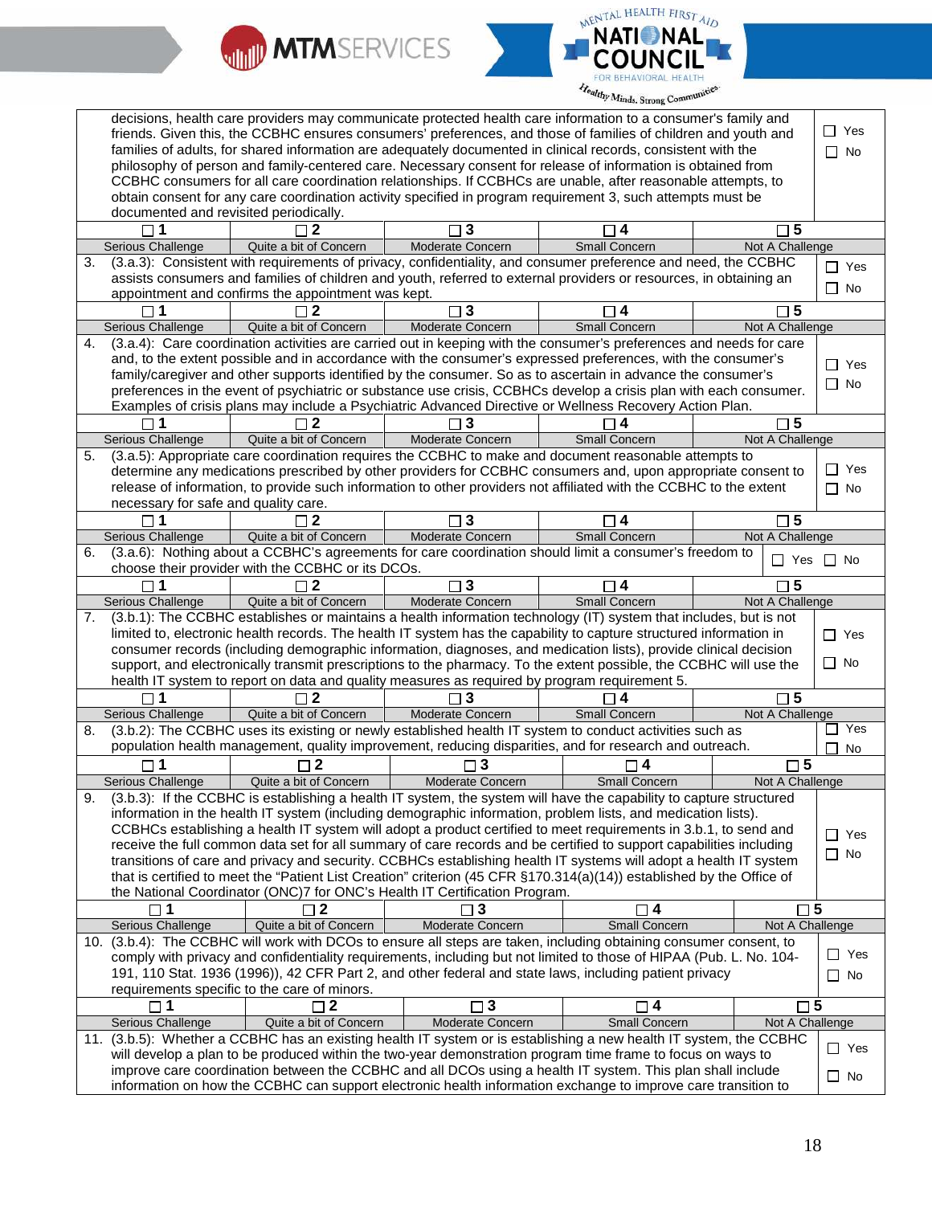| | | | | | |
|---|---|---|---|---|---|
| decisions, health care providers may communicate protected health care information to a consumer's family and friends. Given this, the CCBHC ensures consumers' preferences, and those of families of children and youth and families of adults, for shared information are adequately documented in clinical records, consistent with the philosophy of person and family-centered care. Necessary consent for release of information is obtained from CCBHC consumers for all care coordination relationships. If CCBHCs are unable, after reasonable attempts, to obtain consent for any care coordination activity specified in program requirement 3, such attempts must be documented and revisited periodically. | | | | | ☐ Yes ☐ No |
| ☐ 1 Serious Challenge | ☐ 2 Quite a bit of Concern | ☐ 3 Moderate Concern | ☐ 4 Small Concern | ☐ 5 Not A Challenge | |
| 3. (3.a.3): Consistent with requirements of privacy, confidentiality, and consumer preference and need, the CCBHC assists consumers and families of children and youth, referred to external providers or resources, in obtaining an appointment and confirms the appointment was kept. | | | | | ☐ Yes ☐ No |
| ☐ 1 Serious Challenge | ☐ 2 Quite a bit of Concern | ☐ 3 Moderate Concern | ☐ 4 Small Concern | ☐ 5 Not A Challenge | |
| 4. (3.a.4): Care coordination activities are carried out in keeping with the consumer's preferences and needs for care and, to the extent possible and in accordance with the consumer's expressed preferences, with the consumer's family/caregiver and other supports identified by the consumer. So as to ascertain in advance the consumer's preferences in the event of psychiatric or substance use crisis, CCBHCs develop a crisis plan with each consumer. Examples of crisis plans may include a Psychiatric Advanced Directive or Wellness Recovery Action Plan. | | | | | ☐ Yes ☐ No |
| ☐ 1 Serious Challenge | ☐ 2 Quite a bit of Concern | ☐ 3 Moderate Concern | ☐ 4 Small Concern | ☐ 5 Not A Challenge | |
| 5. (3.a.5): Appropriate care coordination requires the CCBHC to make and document reasonable attempts to determine any medications prescribed by other providers for CCBHC consumers and, upon appropriate consent to release of information, to provide such information to other providers not affiliated with the CCBHC to the extent necessary for safe and quality care. | | | | | ☐ Yes ☐ No |
| ☐ 1 Serious Challenge | ☐ 2 Quite a bit of Concern | ☐ 3 Moderate Concern | ☐ 4 Small Concern | ☐ 5 Not A Challenge | |
| 6. (3.a.6): Nothing about a CCBHC's agreements for care coordination should limit a consumer's freedom to choose their provider with the CCBHC or its DCOs. | | | | | ☐ Yes ☐ No |
| ☐ 1 Serious Challenge | ☐ 2 Quite a bit of Concern | ☐ 3 Moderate Concern | ☐ 4 Small Concern | ☐ 5 Not A Challenge | |
| 7. (3.b.1): The CCBHC establishes or maintains a health information technology (IT) system that includes, but is not limited to, electronic health records. The health IT system has the capability to capture structured information in consumer records (including demographic information, diagnoses, and medication lists), provide clinical decision support, and electronically transmit prescriptions to the pharmacy. To the extent possible, the CCBHC will use the health IT system to report on data and quality measures as required by program requirement 5. | | | | | ☐ Yes ☐ No |
| ☐ 1 Serious Challenge | ☐ 2 Quite a bit of Concern | ☐ 3 Moderate Concern | ☐ 4 Small Concern | ☐ 5 Not A Challenge | |
| 8. (3.b.2): The CCBHC uses its existing or newly established health IT system to conduct activities such as population health management, quality improvement, reducing disparities, and for research and outreach. | | | | | ☐ Yes ☐ No |
| ☐ 1 Serious Challenge | ☐ 2 Quite a bit of Concern | ☐ 3 Moderate Concern | ☐ 4 Small Concern | ☐ 5 Not A Challenge | |
| 9. (3.b.3): If the CCBHC is establishing a health IT system, the system will have the capability to capture structured information in the health IT system (including demographic information, problem lists, and medication lists). CCBHCs establishing a health IT system will adopt a product certified to meet requirements in 3.b.1, to send and receive the full common data set for all summary of care records and be certified to support capabilities including transitions of care and privacy and security. CCBHCs establishing health IT systems will adopt a health IT system that is certified to meet the "Patient List Creation" criterion (45 CFR §170.314(a)(14)) established by the Office of the National Coordinator (ONC)7 for ONC's Health IT Certification Program. | | | | | ☐ Yes ☐ No |
| ☐ 1 Serious Challenge | ☐ 2 Quite a bit of Concern | ☐ 3 Moderate Concern | ☐ 4 Small Concern | ☐ 5 Not A Challenge | |
| 10. (3.b.4): The CCBHC will work with DCOs to ensure all steps are taken, including obtaining consumer consent, to comply with privacy and confidentiality requirements, including but not limited to those of HIPAA (Pub. L. No. 104-191, 110 Stat. 1936 (1996)), 42 CFR Part 2, and other federal and state laws, including patient privacy requirements specific to the care of minors. | | | | | ☐ Yes ☐ No |
| ☐ 1 Serious Challenge | ☐ 2 Quite a bit of Concern | ☐ 3 Moderate Concern | ☐ 4 Small Concern | ☐ 5 Not A Challenge | |
| 11. (3.b.5): Whether a CCBHC has an existing health IT system or is establishing a new health IT system, the CCBHC will develop a plan to be produced within the two-year demonstration program time frame to focus on ways to improve care coordination between the CCBHC and all DCOs using a health IT system. This plan shall include information on how the CCBHC can support electronic health information exchange to improve care transition to | | | | | ☐ Yes ☐ No |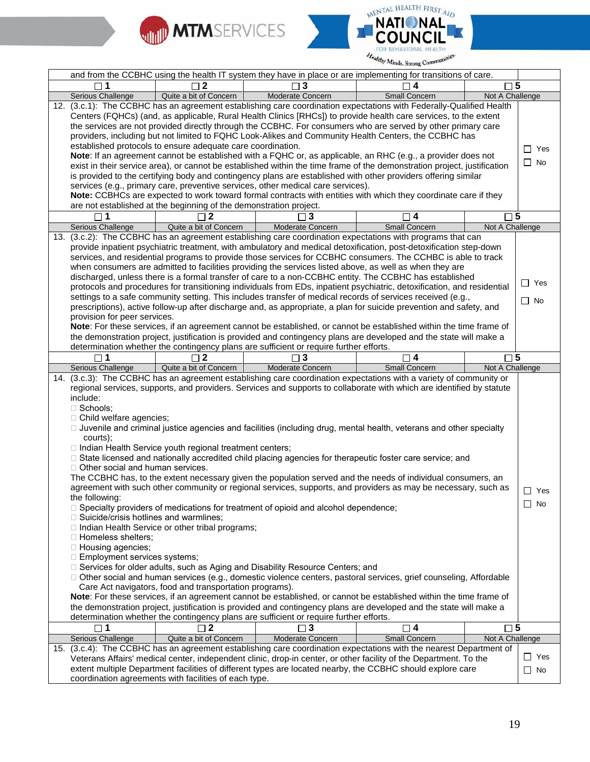| and from the CCBHC using the health IT system they have in place or are implementing for transitions of care. | | | | | |
|---|---|---|---|---|---|
| ☐ 1 | ☐ 2 | ☐ 3 | ☐ 4 | ☐ 5 | |
| Serious Challenge | Quite a bit of Concern | Moderate Concern | Small Concern | Not A Challenge | |

12. (3.c.1): The CCBHC has an agreement establishing care coordination expectations with Federally-Qualified Health Centers (FQHCs) (and, as applicable, Rural Health Clinics [RHCs]) to provide health care services, to the extent the services are not provided directly through the CCBHC. For consumers who are served by other primary care providers, including but not limited to FQHC Look-Alikes and Community Health Centers, the CCBHC has established protocols to ensure adequate care coordination.
**Note**: If an agreement cannot be established with a FQHC or, as applicable, an RHC (e.g., a provider does not exist in their service area), or cannot be established within the time frame of the demonstration project, justification is provided to the certifying body and contingency plans are established with other providers offering similar services (e.g., primary care, preventive services, other medical care services).
**Note:** CCBHCs are expected to work toward formal contracts with entities with which they coordinate care if they are not established at the beginning of the demonstration project.

☐ Yes
☐ No

| ☐ 1 | ☐ 2 | ☐ 3 | ☐ 4 | ☐ 5 |
|---|---|---|---|---|
| Serious Challenge | Quite a bit of Concern | Moderate Concern | Small Concern | Not A Challenge |

13. (3.c.2): The CCBHC has an agreement establishing care coordination expectations with programs that can provide inpatient psychiatric treatment, with ambulatory and medical detoxification, post-detoxification step-down services, and residential programs to provide those services for CCBHC consumers. The CCHBC is able to track when consumers are admitted to facilities providing the services listed above, as well as when they are discharged, unless there is a formal transfer of care to a non-CCBHC entity. The CCBHC has established protocols and procedures for transitioning individuals from EDs, inpatient psychiatric, detoxification, and residential settings to a safe community setting. This includes transfer of medical records of services received (e.g., prescriptions), active follow-up after discharge and, as appropriate, a plan for suicide prevention and safety, and provision for peer services.
**Note**: For these services, if an agreement cannot be established, or cannot be established within the time frame of the demonstration project, justification is provided and contingency plans are developed and the state will make a determination whether the contingency plans are sufficient or require further efforts.

☐ Yes
☐ No

| ☐ 1 | ☐ 2 | ☐ 3 | ☐ 4 | ☐ 5 |
|---|---|---|---|---|
| Serious Challenge | Quite a bit of Concern | Moderate Concern | Small Concern | Not A Challenge |

14. (3.c.3): The CCBHC has an agreement establishing care coordination expectations with a variety of community or regional services, supports, and providers. Services and supports to collaborate with which are identified by statute include:
- ☐ Schools;
- ☐ Child welfare agencies;
- ☐ Juvenile and criminal justice agencies and facilities (including drug, mental health, veterans and other specialty courts);
- ☐ Indian Health Service youth regional treatment centers;
- ☐ State licensed and nationally accredited child placing agencies for therapeutic foster care service; and
- ☐ Other social and human services.

The CCBHC has, to the extent necessary given the population served and the needs of individual consumers, an agreement with such other community or regional services, supports, and providers as may be necessary, such as the following:
- ☐ Specialty providers of medications for treatment of opioid and alcohol dependence;
- ☐ Suicide/crisis hotlines and warmlines;
- ☐ Indian Health Service or other tribal programs;
- ☐ Homeless shelters;
- ☐ Housing agencies;
- ☐ Employment services systems;
- ☐ Services for older adults, such as Aging and Disability Resource Centers; and
- ☐ Other social and human services (e.g., domestic violence centers, pastoral services, grief counseling, Affordable Care Act navigators, food and transportation programs).

**Note**: For these services, if an agreement cannot be established, or cannot be established within the time frame of the demonstration project, justification is provided and contingency plans are developed and the state will make a determination whether the contingency plans are sufficient or require further efforts.

☐ Yes
☐ No

| ☐ 1 | ☐ 2 | ☐ 3 | ☐ 4 | ☐ 5 |
|---|---|---|---|---|
| Serious Challenge | Quite a bit of Concern | Moderate Concern | Small Concern | Not A Challenge |

15. (3.c.4): The CCBHC has an agreement establishing care coordination expectations with the nearest Department of Veterans Affairs' medical center, independent clinic, drop-in center, or other facility of the Department. To the extent multiple Department facilities of different types are located nearby, the CCBHC should explore care coordination agreements with facilities of each type.

☐ Yes
☐ No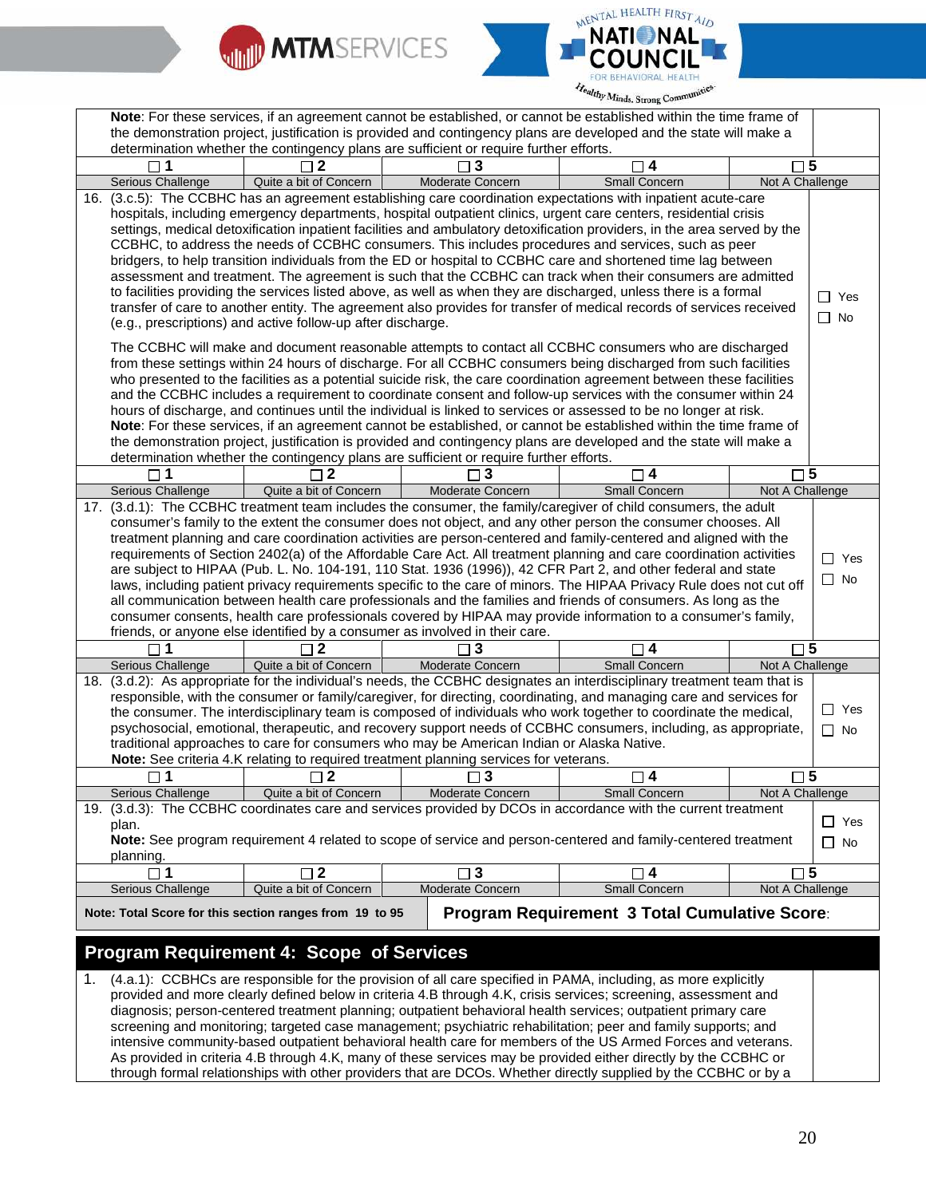**Note**: For these services, if an agreement cannot be established, or cannot be established within the time frame of the demonstration project, justification is provided and contingency plans are developed and the state will make a determination whether the contingency plans are sufficient or require further efforts.

| ☐ 1 | ☐ 2 | ☐ 3 | ☐ 4 | ☐ 5 |
|---|---|---|---|---|
| Serious Challenge | Quite a bit of Concern | Moderate Concern | Small Concern | Not A Challenge |

16. (3.c.5): The CCBHC has an agreement establishing care coordination expectations with inpatient acute-care hospitals, including emergency departments, hospital outpatient clinics, urgent care centers, residential crisis settings, medical detoxification inpatient facilities and ambulatory detoxification providers, in the area served by the CCBHC, to address the needs of CCBHC consumers. This includes procedures and services, such as peer bridgers, to help transition individuals from the ED or hospital to CCBHC care and shortened time lag between assessment and treatment. The agreement is such that the CCBHC can track when their consumers are admitted to facilities providing the services listed above, as well as when they are discharged, unless there is a formal transfer of care to another entity. The agreement also provides for transfer of medical records of services received (e.g., prescriptions) and active follow-up after discharge.

    The CCBHC will make and document reasonable attempts to contact all CCBHC consumers who are discharged from these settings within 24 hours of discharge. For all CCBHC consumers being discharged from such facilities who presented to the facilities as a potential suicide risk, the care coordination agreement between these facilities and the CCBHC includes a requirement to coordinate consent and follow-up services with the consumer within 24 hours of discharge, and continues until the individual is linked to services or assessed to be no longer at risk.
    **Note**: For these services, if an agreement cannot be established, or cannot be established within the time frame of the demonstration project, justification is provided and contingency plans are developed and the state will make a determination whether the contingency plans are sufficient or require further efforts.

    ☐ Yes ☐ No

| ☐ 1 | ☐ 2 | ☐ 3 | ☐ 4 | ☐ 5 |
|---|---|---|---|---|
| Serious Challenge | Quite a bit of Concern | Moderate Concern | Small Concern | Not A Challenge |

17. (3.d.1): The CCBHC treatment team includes the consumer, the family/caregiver of child consumers, the adult consumer's family to the extent the consumer does not object, and any other person the consumer chooses. All treatment planning and care coordination activities are person-centered and family-centered and aligned with the requirements of Section 2402(a) of the Affordable Care Act. All treatment planning and care coordination activities are subject to HIPAA (Pub. L. No. 104-191, 110 Stat. 1936 (1996)), 42 CFR Part 2, and other federal and state laws, including patient privacy requirements specific to the care of minors. The HIPAA Privacy Rule does not cut off all communication between health care professionals and the families and friends of consumers. As long as the consumer consents, health care professionals covered by HIPAA may provide information to a consumer's family, friends, or anyone else identified by a consumer as involved in their care.

    ☐ Yes ☐ No

| ☐ 1 | ☐ 2 | ☐ 3 | ☐ 4 | ☐ 5 |
|---|---|---|---|---|
| Serious Challenge | Quite a bit of Concern | Moderate Concern | Small Concern | Not A Challenge |

18. (3.d.2): As appropriate for the individual's needs, the CCBHC designates an interdisciplinary treatment team that is responsible, with the consumer or family/caregiver, for directing, coordinating, and managing care and services for the consumer. The interdisciplinary team is composed of individuals who work together to coordinate the medical, psychosocial, emotional, therapeutic, and recovery support needs of CCBHC consumers, including, as appropriate, traditional approaches to care for consumers who may be American Indian or Alaska Native.
    **Note:** See criteria 4.K relating to required treatment planning services for veterans.

    ☐ Yes ☐ No

| ☐ 1 | ☐ 2 | ☐ 3 | ☐ 4 | ☐ 5 |
|---|---|---|---|---|
| Serious Challenge | Quite a bit of Concern | Moderate Concern | Small Concern | Not A Challenge |

19. (3.d.3): The CCBHC coordinates care and services provided by DCOs in accordance with the current treatment plan.
    **Note:** See program requirement 4 related to scope of service and person-centered and family-centered treatment planning.

    ☐ Yes ☐ No

| ☐ 1 | ☐ 2 | ☐ 3 | ☐ 4 | ☐ 5 |
|---|---|---|---|---|
| Serious Challenge | Quite a bit of Concern | Moderate Concern | Small Concern | Not A Challenge |

**Note: Total Score for this section ranges from 19 to 95** — **Program Requirement 3 Total Cumulative Score**:

## Program Requirement 4: Scope of Services

1. (4.a.1): CCBHCs are responsible for the provision of all care specified in PAMA, including, as more explicitly provided and more clearly defined below in criteria 4.B through 4.K, crisis services; screening, assessment and diagnosis; person-centered treatment planning; outpatient behavioral health services; outpatient primary care screening and monitoring; targeted case management; psychiatric rehabilitation; peer and family supports; and intensive community-based outpatient behavioral health care for members of the US Armed Forces and veterans. As provided in criteria 4.B through 4.K, many of these services may be provided either directly by the CCBHC or through formal relationships with other providers that are DCOs. Whether directly supplied by the CCBHC or by a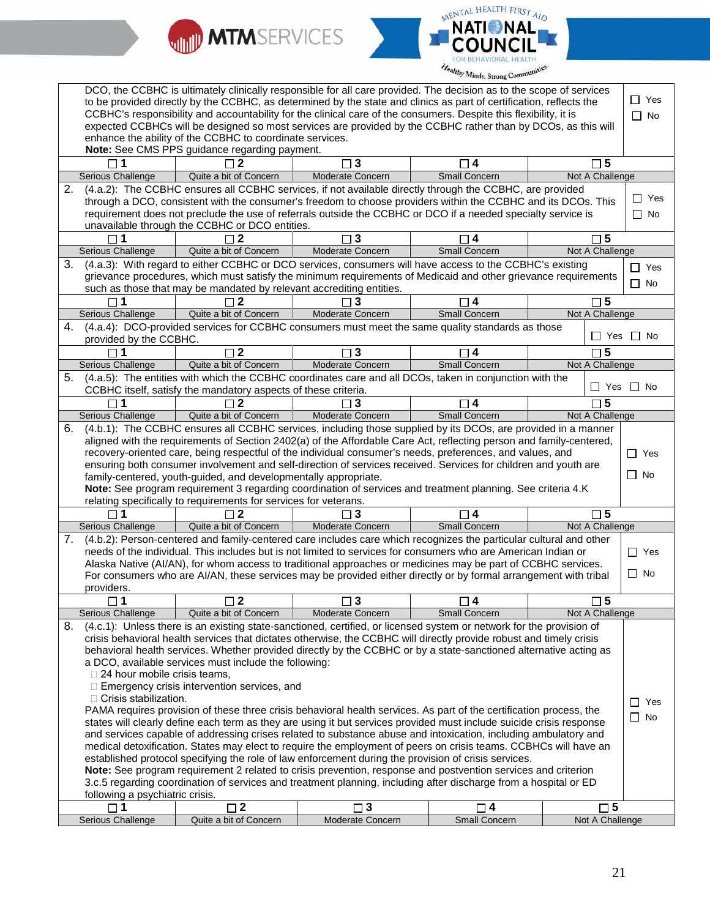| DCO, the CCBHC is ultimately clinically responsible for all care provided. The decision as to the scope of services to be provided directly by the CCBHC, as determined by the state and clinics as part of certification, reflects the CCBHC's responsibility and accountability for the clinical care of the consumers. Despite this flexibility, it is expected CCBHCs will be designed so most services are provided by the CCBHC rather than by DCOs, as this will enhance the ability of the CCBHC to coordinate services. **Note:** See CMS PPS guidance regarding payment. | | | | ☐ Yes ☐ No |
|---|---|---|---|---|
| ☐ 1 Serious Challenge | ☐ 2 Quite a bit of Concern | ☐ 3 Moderate Concern | ☐ 4 Small Concern | ☐ 5 Not A Challenge |
| 2. (4.a.2): The CCBHC ensures all CCBHC services, if not available directly through the CCBHC, are provided through a DCO, consistent with the consumer's freedom to choose providers within the CCBHC and its DCOs. This requirement does not preclude the use of referrals outside the CCBHC or DCO if a needed specialty service is unavailable through the CCBHC or DCO entities. | | | | ☐ Yes ☐ No |
| ☐ 1 Serious Challenge | ☐ 2 Quite a bit of Concern | ☐ 3 Moderate Concern | ☐ 4 Small Concern | ☐ 5 Not A Challenge |
| 3. (4.a.3): With regard to either CCBHC or DCO services, consumers will have access to the CCBHC's existing grievance procedures, which must satisfy the minimum requirements of Medicaid and other grievance requirements such as those that may be mandated by relevant accrediting entities. | | | | ☐ Yes ☐ No |
| ☐ 1 Serious Challenge | ☐ 2 Quite a bit of Concern | ☐ 3 Moderate Concern | ☐ 4 Small Concern | ☐ 5 Not A Challenge |
| 4. (4.a.4): DCO-provided services for CCBHC consumers must meet the same quality standards as those provided by the CCBHC. | | | | ☐ Yes ☐ No |
| ☐ 1 Serious Challenge | ☐ 2 Quite a bit of Concern | ☐ 3 Moderate Concern | ☐ 4 Small Concern | ☐ 5 Not A Challenge |
| 5. (4.a.5): The entities with which the CCBHC coordinates care and all DCOs, taken in conjunction with the CCBHC itself, satisfy the mandatory aspects of these criteria. | | | | ☐ Yes ☐ No |
| ☐ 1 Serious Challenge | ☐ 2 Quite a bit of Concern | ☐ 3 Moderate Concern | ☐ 4 Small Concern | ☐ 5 Not A Challenge |
| 6. (4.b.1): The CCBHC ensures all CCBHC services, including those supplied by its DCOs, are provided in a manner aligned with the requirements of Section 2402(a) of the Affordable Care Act, reflecting person and family-centered, recovery-oriented care, being respectful of the individual consumer's needs, preferences, and values, and ensuring both consumer involvement and self-direction of services received. Services for children and youth are family-centered, youth-guided, and developmentally appropriate. **Note:** See program requirement 3 regarding coordination of services and treatment planning. See criteria 4.K relating specifically to requirements for services for veterans. | | | | ☐ Yes ☐ No |
| ☐ 1 Serious Challenge | ☐ 2 Quite a bit of Concern | ☐ 3 Moderate Concern | ☐ 4 Small Concern | ☐ 5 Not A Challenge |
| 7. (4.b.2): Person-centered and family-centered care includes care which recognizes the particular cultural and other needs of the individual. This includes but is not limited to services for consumers who are American Indian or Alaska Native (AI/AN), for whom access to traditional approaches or medicines may be part of CCBHC services. For consumers who are AI/AN, these services may be provided either directly or by formal arrangement with tribal providers. | | | | ☐ Yes ☐ No |
| ☐ 1 Serious Challenge | ☐ 2 Quite a bit of Concern | ☐ 3 Moderate Concern | ☐ 4 Small Concern | ☐ 5 Not A Challenge |
| 8. (4.c.1): Unless there is an existing state-sanctioned, certified, or licensed system or network for the provision of crisis behavioral health services that dictates otherwise, the CCBHC will directly provide robust and timely crisis behavioral health services. Whether provided directly by the CCBHC or by a state-sanctioned alternative acting as a DCO, available services must include the following: ☐ 24 hour mobile crisis teams, ☐ Emergency crisis intervention services, and ☐ Crisis stabilization. PAMA requires provision of these three crisis behavioral health services. As part of the certification process, the states will clearly define each term as they are using it but services provided must include suicide crisis response and services capable of addressing crises related to substance abuse and intoxication, including ambulatory and medical detoxification. States may elect to require the employment of peers on crisis teams. CCBHCs will have an established protocol specifying the role of law enforcement during the provision of crisis services. **Note:** See program requirement 2 related to crisis prevention, response and postvention services and criterion 3.c.5 regarding coordination of services and treatment planning, including after discharge from a hospital or ED following a psychiatric crisis. | | | | ☐ Yes ☐ No |
| ☐ 1 Serious Challenge | ☐ 2 Quite a bit of Concern | ☐ 3 Moderate Concern | ☐ 4 Small Concern | ☐ 5 Not A Challenge |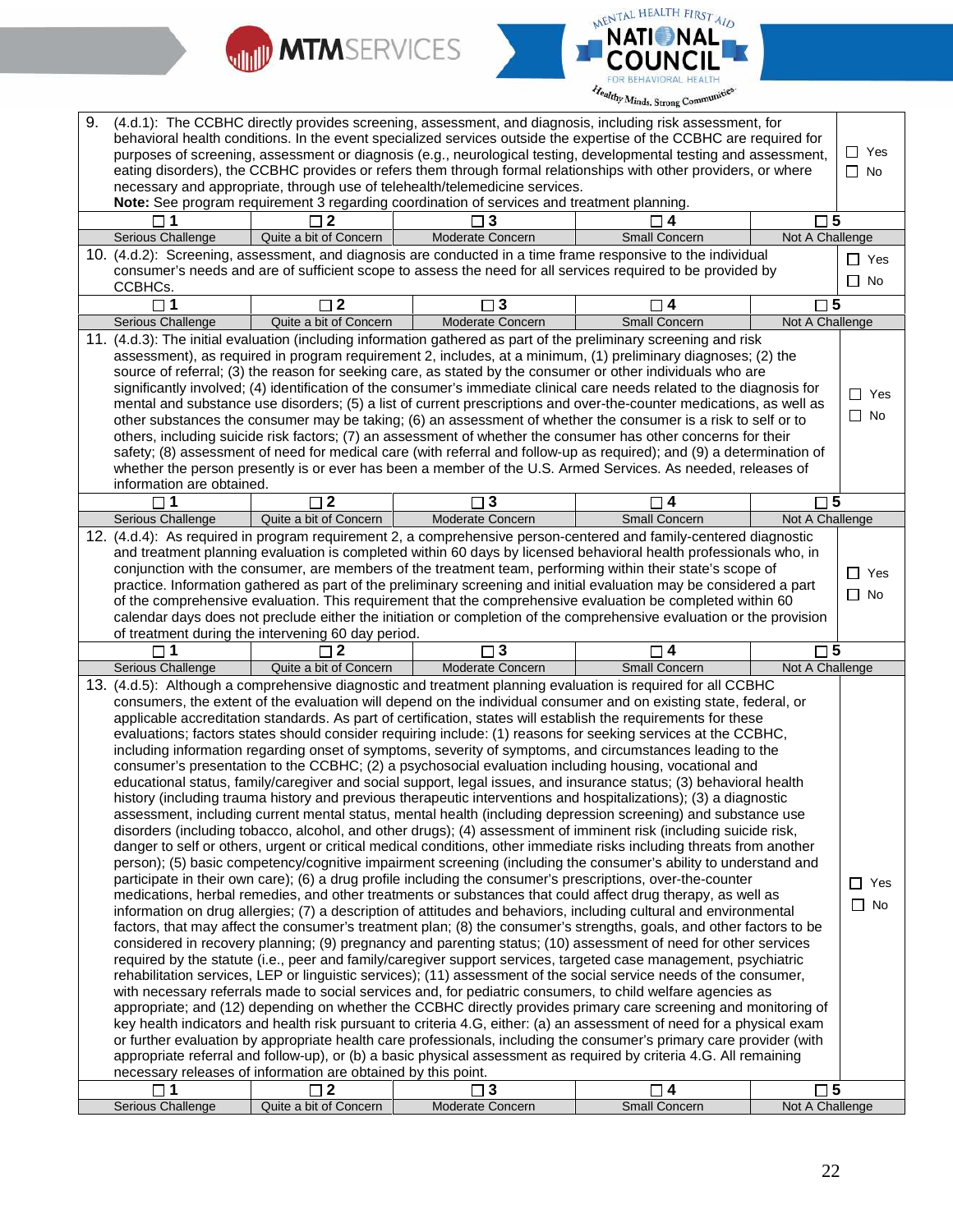| | | | | |
|---|---|---|---|---|
| 9. (4.d.1): The CCBHC directly provides screening, assessment, and diagnosis, including risk assessment, for behavioral health conditions. In the event specialized services outside the expertise of the CCBHC are required for purposes of screening, assessment or diagnosis (e.g., neurological testing, developmental testing and assessment, eating disorders), the CCBHC provides or refers them through formal relationships with other providers, or where necessary and appropriate, through use of telehealth/telemedicine services. **Note:** See program requirement 3 regarding coordination of services and treatment planning. | | | | ☐ Yes ☐ No |
| ☐ **1** | ☐ **2** | ☐ **3** | ☐ **4** | ☐ **5** |
| Serious Challenge | Quite a bit of Concern | Moderate Concern | Small Concern | Not A Challenge |
| 10. (4.d.2): Screening, assessment, and diagnosis are conducted in a time frame responsive to the individual consumer's needs and are of sufficient scope to assess the need for all services required to be provided by CCBHCs. | | | | ☐ Yes ☐ No |
| ☐ **1** | ☐ **2** | ☐ **3** | ☐ **4** | ☐ **5** |
| Serious Challenge | Quite a bit of Concern | Moderate Concern | Small Concern | Not A Challenge |
| 11. (4.d.3): The initial evaluation (including information gathered as part of the preliminary screening and risk assessment), as required in program requirement 2, includes, at a minimum, (1) preliminary diagnoses; (2) the source of referral; (3) the reason for seeking care, as stated by the consumer or other individuals who are significantly involved; (4) identification of the consumer's immediate clinical care needs related to the diagnosis for mental and substance use disorders; (5) a list of current prescriptions and over-the-counter medications, as well as other substances the consumer may be taking; (6) an assessment of whether the consumer is a risk to self or to others, including suicide risk factors; (7) an assessment of whether the consumer has other concerns for their safety; (8) assessment of need for medical care (with referral and follow-up as required); and (9) a determination of whether the person presently is or ever has been a member of the U.S. Armed Services. As needed, releases of information are obtained. | | | | ☐ Yes ☐ No |
| ☐ **1** | ☐ **2** | ☐ **3** | ☐ **4** | ☐ **5** |
| Serious Challenge | Quite a bit of Concern | Moderate Concern | Small Concern | Not A Challenge |
| 12. (4.d.4): As required in program requirement 2, a comprehensive person-centered and family-centered diagnostic and treatment planning evaluation is completed within 60 days by licensed behavioral health professionals who, in conjunction with the consumer, are members of the treatment team, performing within their state's scope of practice. Information gathered as part of the preliminary screening and initial evaluation may be considered a part of the comprehensive evaluation. This requirement that the comprehensive evaluation be completed within 60 calendar days does not preclude either the initiation or completion of the comprehensive evaluation or the provision of treatment during the intervening 60 day period. | | | | ☐ Yes ☐ No |
| ☐ **1** | ☐ **2** | ☐ **3** | ☐ **4** | ☐ **5** |
| Serious Challenge | Quite a bit of Concern | Moderate Concern | Small Concern | Not A Challenge |
| 13. (4.d.5): Although a comprehensive diagnostic and treatment planning evaluation is required for all CCBHC consumers, the extent of the evaluation will depend on the individual consumer and on existing state, federal, or applicable accreditation standards. As part of certification, states will establish the requirements for these evaluations; factors states should consider requiring include: (1) reasons for seeking services at the CCBHC, including information regarding onset of symptoms, severity of symptoms, and circumstances leading to the consumer's presentation to the CCBHC; (2) a psychosocial evaluation including housing, vocational and educational status, family/caregiver and social support, legal issues, and insurance status; (3) behavioral health history (including trauma history and previous therapeutic interventions and hospitalizations); (3) a diagnostic assessment, including current mental status, mental health (including depression screening) and substance use disorders (including tobacco, alcohol, and other drugs); (4) assessment of imminent risk (including suicide risk, danger to self or others, urgent or critical medical conditions, other immediate risks including threats from another person); (5) basic competency/cognitive impairment screening (including the consumer's ability to understand and participate in their own care); (6) a drug profile including the consumer's prescriptions, over-the-counter medications, herbal remedies, and other treatments or substances that could affect drug therapy, as well as information on drug allergies; (7) a description of attitudes and behaviors, including cultural and environmental factors, that may affect the consumer's treatment plan; (8) the consumer's strengths, goals, and other factors to be considered in recovery planning; (9) pregnancy and parenting status; (10) assessment of need for other services required by the statute (i.e., peer and family/caregiver support services, targeted case management, psychiatric rehabilitation services, LEP or linguistic services); (11) assessment of the social service needs of the consumer, with necessary referrals made to social services and, for pediatric consumers, to child welfare agencies as appropriate; and (12) depending on whether the CCBHC directly provides primary care screening and monitoring of key health indicators and health risk pursuant to criteria 4.G, either: (a) an assessment of need for a physical exam or further evaluation by appropriate health care professionals, including the consumer's primary care provider (with appropriate referral and follow-up), or (b) a basic physical assessment as required by criteria 4.G. All remaining necessary releases of information are obtained by this point. | | | | ☐ Yes ☐ No |
| ☐ **1** | ☐ **2** | ☐ **3** | ☐ **4** | ☐ **5** |
| Serious Challenge | Quite a bit of Concern | Moderate Concern | Small Concern | Not A Challenge |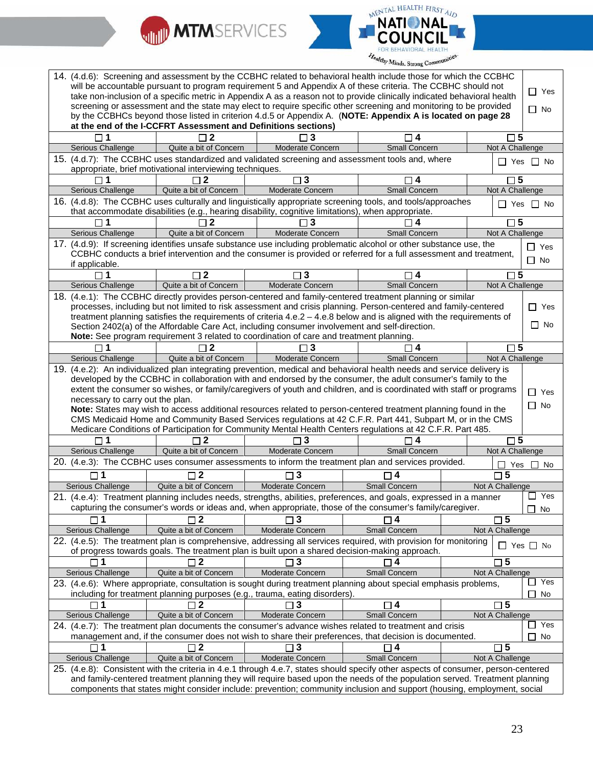| | | | | |
|---|---|---|---|---|
| 14. (4.d.6): Screening and assessment by the CCBHC related to behavioral health include those for which the CCBHC will be accountable pursuant to program requirement 5 and Appendix A of these criteria. The CCBHC should not take non-inclusion of a specific metric in Appendix A as a reason not to provide clinically indicated behavioral health screening or assessment and the state may elect to require specific other screening and monitoring to be provided by the CCBHCs beyond those listed in criterion 4.d.5 or Appendix A. (**NOTE: Appendix A is located on page 28 at the end of the I-CCFRT Assessment and Definitions sections)** | | | | ☐ Yes ☐ No |
| ☐ **1** | ☐ **2** | ☐ **3** | ☐ **4** | ☐ **5** |
| Serious Challenge | Quite a bit of Concern | Moderate Concern | Small Concern | Not A Challenge |
| 15. (4.d.7): The CCBHC uses standardized and validated screening and assessment tools and, where appropriate, brief motivational interviewing techniques. | | | | ☐ Yes ☐ No |
| ☐ **1** | ☐ **2** | ☐ **3** | ☐ **4** | ☐ **5** |
| Serious Challenge | Quite a bit of Concern | Moderate Concern | Small Concern | Not A Challenge |
| 16. (4.d.8): The CCBHC uses culturally and linguistically appropriate screening tools, and tools/approaches that accommodate disabilities (e.g., hearing disability, cognitive limitations), when appropriate. | | | | ☐ Yes ☐ No |
| ☐ **1** | ☐ **2** | ☐ **3** | ☐ **4** | ☐ **5** |
| Serious Challenge | Quite a bit of Concern | Moderate Concern | Small Concern | Not A Challenge |
| 17. (4.d.9): If screening identifies unsafe substance use including problematic alcohol or other substance use, the CCBHC conducts a brief intervention and the consumer is provided or referred for a full assessment and treatment, if applicable. | | | | ☐ Yes ☐ No |
| ☐ **1** | ☐ **2** | ☐ **3** | ☐ **4** | ☐ **5** |
| Serious Challenge | Quite a bit of Concern | Moderate Concern | Small Concern | Not A Challenge |
| 18. (4.e.1): The CCBHC directly provides person-centered and family-centered treatment planning or similar processes, including but not limited to risk assessment and crisis planning. Person-centered and family-centered treatment planning satisfies the requirements of criteria 4.e.2 – 4.e.8 below and is aligned with the requirements of Section 2402(a) of the Affordable Care Act, including consumer involvement and self-direction. **Note:** See program requirement 3 related to coordination of care and treatment planning. | | | | ☐ Yes ☐ No |
| ☐ **1** | ☐ **2** | ☐ **3** | ☐ **4** | ☐ **5** |
| Serious Challenge | Quite a bit of Concern | Moderate Concern | Small Concern | Not A Challenge |
| 19. (4.e.2): An individualized plan integrating prevention, medical and behavioral health needs and service delivery is developed by the CCBHC in collaboration with and endorsed by the consumer, the adult consumer's family to the extent the consumer so wishes, or family/caregivers of youth and children, and is coordinated with staff or programs necessary to carry out the plan. **Note:** States may wish to access additional resources related to person-centered treatment planning found in the CMS Medicaid Home and Community Based Services regulations at 42 C.F.R. Part 441, Subpart M, or in the CMS Medicare Conditions of Participation for Community Mental Health Centers regulations at 42 C.F.R. Part 485. | | | | ☐ Yes ☐ No |
| ☐ **1** | ☐ **2** | ☐ **3** | ☐ **4** | ☐ **5** |
| Serious Challenge | Quite a bit of Concern | Moderate Concern | Small Concern | Not A Challenge |
| 20. (4.e.3): The CCBHC uses consumer assessments to inform the treatment plan and services provided. | | | | ☐ Yes ☐ No |
| ☐ **1** | ☐ **2** | ☐ **3** | ☐ **4** | ☐ **5** |
| Serious Challenge | Quite a bit of Concern | Moderate Concern | Small Concern | Not A Challenge |
| 21. (4.e.4): Treatment planning includes needs, strengths, abilities, preferences, and goals, expressed in a manner capturing the consumer's words or ideas and, when appropriate, those of the consumer's family/caregiver. | | | | ☐ Yes ☐ No |
| ☐ **1** | ☐ **2** | ☐ **3** | ☐ **4** | ☐ **5** |
| Serious Challenge | Quite a bit of Concern | Moderate Concern | Small Concern | Not A Challenge |
| 22. (4.e.5): The treatment plan is comprehensive, addressing all services required, with provision for monitoring of progress towards goals. The treatment plan is built upon a shared decision-making approach. | | | | ☐ Yes ☐ No |
| ☐ **1** | ☐ **2** | ☐ **3** | ☐ **4** | ☐ **5** |
| Serious Challenge | Quite a bit of Concern | Moderate Concern | Small Concern | Not A Challenge |
| 23. (4.e.6): Where appropriate, consultation is sought during treatment planning about special emphasis problems, including for treatment planning purposes (e.g., trauma, eating disorders). | | | | ☐ Yes ☐ No |
| ☐ **1** | ☐ **2** | ☐ **3** | ☐ **4** | ☐ **5** |
| Serious Challenge | Quite a bit of Concern | Moderate Concern | Small Concern | Not A Challenge |
| 24. (4.e.7): The treatment plan documents the consumer's advance wishes related to treatment and crisis management and, if the consumer does not wish to share their preferences, that decision is documented. | | | | ☐ Yes ☐ No |
| ☐ **1** | ☐ **2** | ☐ **3** | ☐ **4** | ☐ **5** |
| Serious Challenge | Quite a bit of Concern | Moderate Concern | Small Concern | Not A Challenge |
| 25. (4.e.8): Consistent with the criteria in 4.e.1 through 4.e.7, states should specify other aspects of consumer, person-centered and family-centered treatment planning they will require based upon the needs of the population served. Treatment planning components that states might consider include: prevention; community inclusion and support (housing, employment, social | | | | |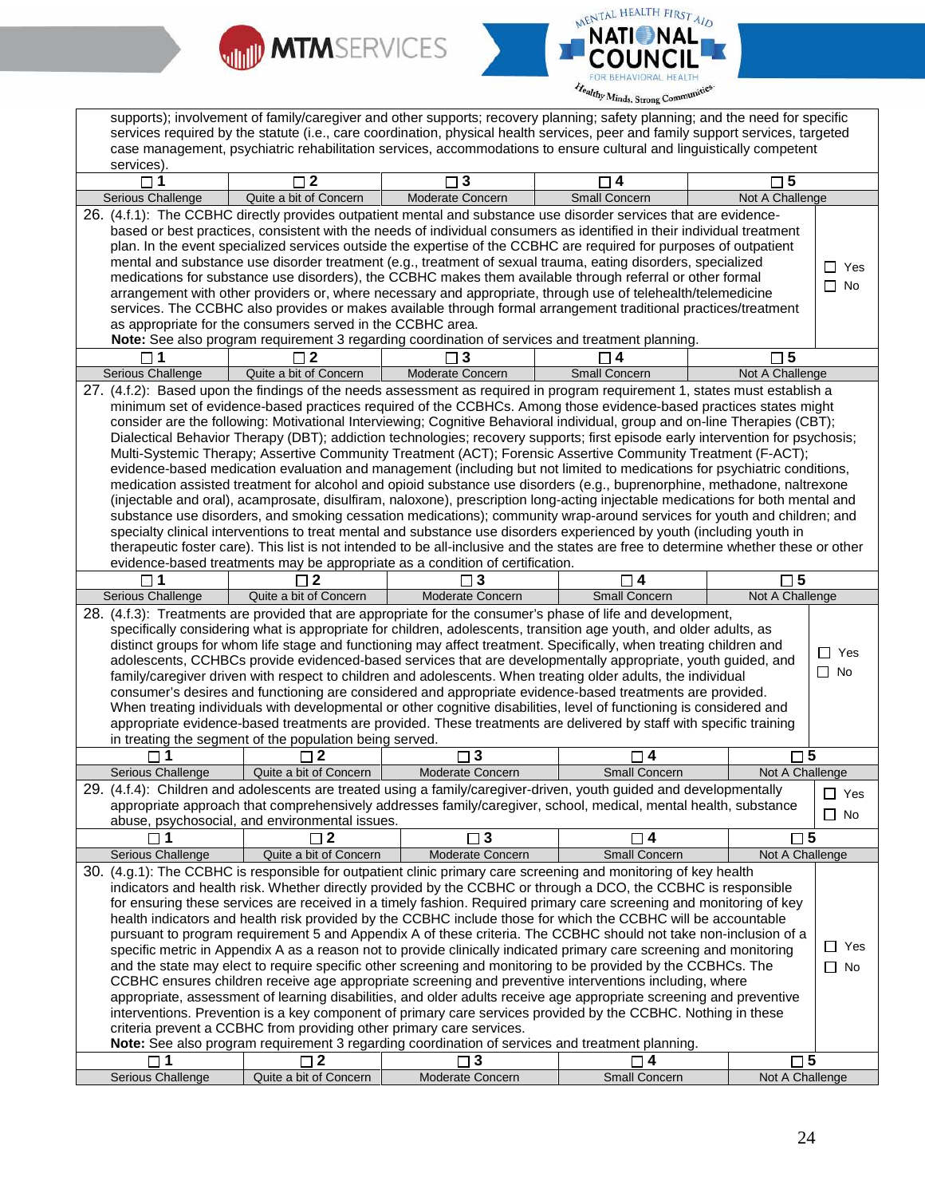supports); involvement of family/caregiver and other supports; recovery planning; safety planning; and the need for specific services required by the statute (i.e., care coordination, physical health services, peer and family support services, targeted case management, psychiatric rehabilitation services, accommodations to ensure cultural and linguistically competent services).

| ☐ 1 | ☐ 2 | ☐ 3 | ☐ 4 | ☐ 5 |
|---|---|---|---|---|
| Serious Challenge | Quite a bit of Concern | Moderate Concern | Small Concern | Not A Challenge |

26. (4.f.1): The CCBHC directly provides outpatient mental and substance use disorder services that are evidence-based or best practices, consistent with the needs of individual consumers as identified in their individual treatment plan. In the event specialized services outside the expertise of the CCBHC are required for purposes of outpatient mental and substance use disorder treatment (e.g., treatment of sexual trauma, eating disorders, specialized medications for substance use disorders), the CCBHC makes them available through referral or other formal arrangement with other providers or, where necessary and appropriate, through use of telehealth/telemedicine services. The CCBHC also provides or makes available through formal arrangement traditional practices/treatment as appropriate for the consumers served in the CCBHC area.
**Note:** See also program requirement 3 regarding coordination of services and treatment planning.

☐ Yes
☐ No

| ☐ 1 | ☐ 2 | ☐ 3 | ☐ 4 | ☐ 5 |
|---|---|---|---|---|
| Serious Challenge | Quite a bit of Concern | Moderate Concern | Small Concern | Not A Challenge |

27. (4.f.2): Based upon the findings of the needs assessment as required in program requirement 1, states must establish a minimum set of evidence-based practices required of the CCBHCs. Among those evidence-based practices states might consider are the following: Motivational Interviewing; Cognitive Behavioral individual, group and on-line Therapies (CBT); Dialectical Behavior Therapy (DBT); addiction technologies; recovery supports; first episode early intervention for psychosis; Multi-Systemic Therapy; Assertive Community Treatment (ACT); Forensic Assertive Community Treatment (F-ACT); evidence-based medication evaluation and management (including but not limited to medications for psychiatric conditions, medication assisted treatment for alcohol and opioid substance use disorders (e.g., buprenorphine, methadone, naltrexone (injectable and oral), acamprosate, disulfiram, naloxone), prescription long-acting injectable medications for both mental and substance use disorders, and smoking cessation medications); community wrap-around services for youth and children; and specialty clinical interventions to treat mental and substance use disorders experienced by youth (including youth in therapeutic foster care). This list is not intended to be all-inclusive and the states are free to determine whether these or other evidence-based treatments may be appropriate as a condition of certification.

| ☐ 1 | ☐ 2 | ☐ 3 | ☐ 4 | ☐ 5 |
|---|---|---|---|---|
| Serious Challenge | Quite a bit of Concern | Moderate Concern | Small Concern | Not A Challenge |

28. (4.f.3): Treatments are provided that are appropriate for the consumer's phase of life and development, specifically considering what is appropriate for children, adolescents, transition age youth, and older adults, as distinct groups for whom life stage and functioning may affect treatment. Specifically, when treating children and adolescents, CCHBCs provide evidenced-based services that are developmentally appropriate, youth guided, and family/caregiver driven with respect to children and adolescents. When treating older adults, the individual consumer's desires and functioning are considered and appropriate evidence-based treatments are provided. When treating individuals with developmental or other cognitive disabilities, level of functioning is considered and appropriate evidence-based treatments are provided. These treatments are delivered by staff with specific training in treating the segment of the population being served.

☐ Yes
☐ No

| ☐ 1 | ☐ 2 | ☐ 3 | ☐ 4 | ☐ 5 |
|---|---|---|---|---|
| Serious Challenge | Quite a bit of Concern | Moderate Concern | Small Concern | Not A Challenge |

29. (4.f.4): Children and adolescents are treated using a family/caregiver-driven, youth guided and developmentally appropriate approach that comprehensively addresses family/caregiver, school, medical, mental health, substance abuse, psychosocial, and environmental issues.

☐ Yes
☐ No

| ☐ 1 | ☐ 2 | ☐ 3 | ☐ 4 | ☐ 5 |
|---|---|---|---|---|
| Serious Challenge | Quite a bit of Concern | Moderate Concern | Small Concern | Not A Challenge |

30. (4.g.1): The CCBHC is responsible for outpatient clinic primary care screening and monitoring of key health indicators and health risk. Whether directly provided by the CCBHC or through a DCO, the CCBHC is responsible for ensuring these services are received in a timely fashion. Required primary care screening and monitoring of key health indicators and health risk provided by the CCBHC include those for which the CCBHC will be accountable pursuant to program requirement 5 and Appendix A of these criteria. The CCBHC should not take non-inclusion of a specific metric in Appendix A as a reason not to provide clinically indicated primary care screening and monitoring and the state may elect to require specific other screening and monitoring to be provided by the CCBHCs. The CCBHC ensures children receive age appropriate screening and preventive interventions including, where appropriate, assessment of learning disabilities, and older adults receive age appropriate screening and preventive interventions. Prevention is a key component of primary care services provided by the CCBHC. Nothing in these criteria prevent a CCBHC from providing other primary care services.
**Note:** See also program requirement 3 regarding coordination of services and treatment planning.

☐ Yes
☐ No

| ☐ 1 | ☐ 2 | ☐ 3 | ☐ 4 | ☐ 5 |
|---|---|---|---|---|
| Serious Challenge | Quite a bit of Concern | Moderate Concern | Small Concern | Not A Challenge |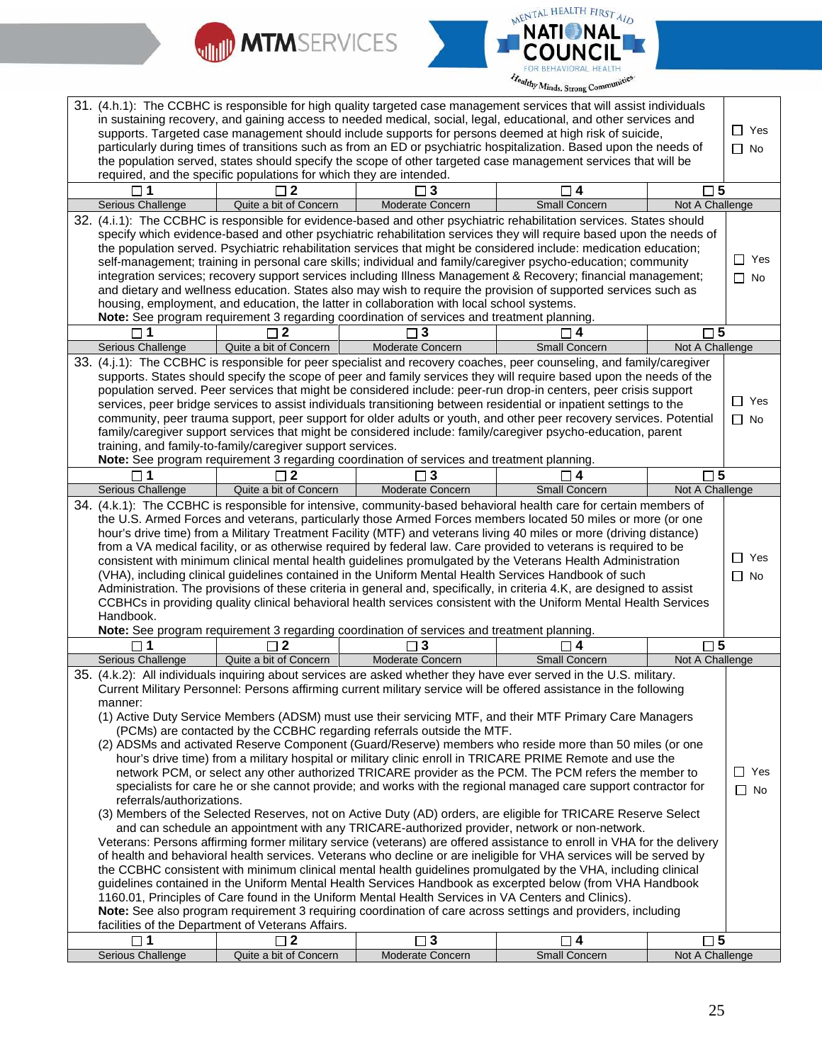31. (4.h.1): The CCBHC is responsible for high quality targeted case management services that will assist individuals in sustaining recovery, and gaining access to needed medical, social, legal, educational, and other services and supports. Targeted case management should include supports for persons deemed at high risk of suicide, particularly during times of transitions such as from an ED or psychiatric hospitalization. Based upon the needs of the population served, states should specify the scope of other targeted case management services that will be required, and the specific populations for which they are intended.

☐ Yes ☐ No

| ☐ 1 | ☐ 2 | ☐ 3 | ☐ 4 | ☐ 5 |
|---|---|---|---|---|
| Serious Challenge | Quite a bit of Concern | Moderate Concern | Small Concern | Not A Challenge |

32. (4.i.1): The CCBHC is responsible for evidence-based and other psychiatric rehabilitation services. States should specify which evidence-based and other psychiatric rehabilitation services they will require based upon the needs of the population served. Psychiatric rehabilitation services that might be considered include: medication education; self-management; training in personal care skills; individual and family/caregiver psycho-education; community integration services; recovery support services including Illness Management & Recovery; financial management; and dietary and wellness education. States also may wish to require the provision of supported services such as housing, employment, and education, the latter in collaboration with local school systems.
**Note:** See program requirement 3 regarding coordination of services and treatment planning.

☐ Yes ☐ No

| ☐ 1 | ☐ 2 | ☐ 3 | ☐ 4 | ☐ 5 |
|---|---|---|---|---|
| Serious Challenge | Quite a bit of Concern | Moderate Concern | Small Concern | Not A Challenge |

33. (4.j.1): The CCBHC is responsible for peer specialist and recovery coaches, peer counseling, and family/caregiver supports. States should specify the scope of peer and family services they will require based upon the needs of the population served. Peer services that might be considered include: peer-run drop-in centers, peer crisis support services, peer bridge services to assist individuals transitioning between residential or inpatient settings to the community, peer trauma support, peer support for older adults or youth, and other peer recovery services. Potential family/caregiver support services that might be considered include: family/caregiver psycho-education, parent training, and family-to-family/caregiver support services.
**Note:** See program requirement 3 regarding coordination of services and treatment planning.

☐ Yes ☐ No

| ☐ 1 | ☐ 2 | ☐ 3 | ☐ 4 | ☐ 5 |
|---|---|---|---|---|
| Serious Challenge | Quite a bit of Concern | Moderate Concern | Small Concern | Not A Challenge |

34. (4.k.1): The CCBHC is responsible for intensive, community-based behavioral health care for certain members of the U.S. Armed Forces and veterans, particularly those Armed Forces members located 50 miles or more (or one hour's drive time) from a Military Treatment Facility (MTF) and veterans living 40 miles or more (driving distance) from a VA medical facility, or as otherwise required by federal law. Care provided to veterans is required to be consistent with minimum clinical mental health guidelines promulgated by the Veterans Health Administration (VHA), including clinical guidelines contained in the Uniform Mental Health Services Handbook of such Administration. The provisions of these criteria in general and, specifically, in criteria 4.K, are designed to assist CCBHCs in providing quality clinical behavioral health services consistent with the Uniform Mental Health Services Handbook.
**Note:** See program requirement 3 regarding coordination of services and treatment planning.

☐ Yes ☐ No

| ☐ 1 | ☐ 2 | ☐ 3 | ☐ 4 | ☐ 5 |
|---|---|---|---|---|
| Serious Challenge | Quite a bit of Concern | Moderate Concern | Small Concern | Not A Challenge |

35. (4.k.2): All individuals inquiring about services are asked whether they have ever served in the U.S. military. Current Military Personnel: Persons affirming current military service will be offered assistance in the following manner:
(1) Active Duty Service Members (ADSM) must use their servicing MTF, and their MTF Primary Care Managers (PCMs) are contacted by the CCBHC regarding referrals outside the MTF.
(2) ADSMs and activated Reserve Component (Guard/Reserve) members who reside more than 50 miles (or one hour's drive time) from a military hospital or military clinic enroll in TRICARE PRIME Remote and use the network PCM, or select any other authorized TRICARE provider as the PCM. The PCM refers the member to specialists for care he or she cannot provide; and works with the regional managed care support contractor for referrals/authorizations.
(3) Members of the Selected Reserves, not on Active Duty (AD) orders, are eligible for TRICARE Reserve Select and can schedule an appointment with any TRICARE-authorized provider, network or non-network.
Veterans: Persons affirming former military service (veterans) are offered assistance to enroll in VHA for the delivery of health and behavioral health services. Veterans who decline or are ineligible for VHA services will be served by the CCBHC consistent with minimum clinical mental health guidelines promulgated by the VHA, including clinical guidelines contained in the Uniform Mental Health Services Handbook as excerpted below (from VHA Handbook 1160.01, Principles of Care found in the Uniform Mental Health Services in VA Centers and Clinics).
**Note:** See also program requirement 3 requiring coordination of care across settings and providers, including facilities of the Department of Veterans Affairs.

☐ Yes ☐ No

| ☐ 1 | ☐ 2 | ☐ 3 | ☐ 4 | ☐ 5 |
|---|---|---|---|---|
| Serious Challenge | Quite a bit of Concern | Moderate Concern | Small Concern | Not A Challenge |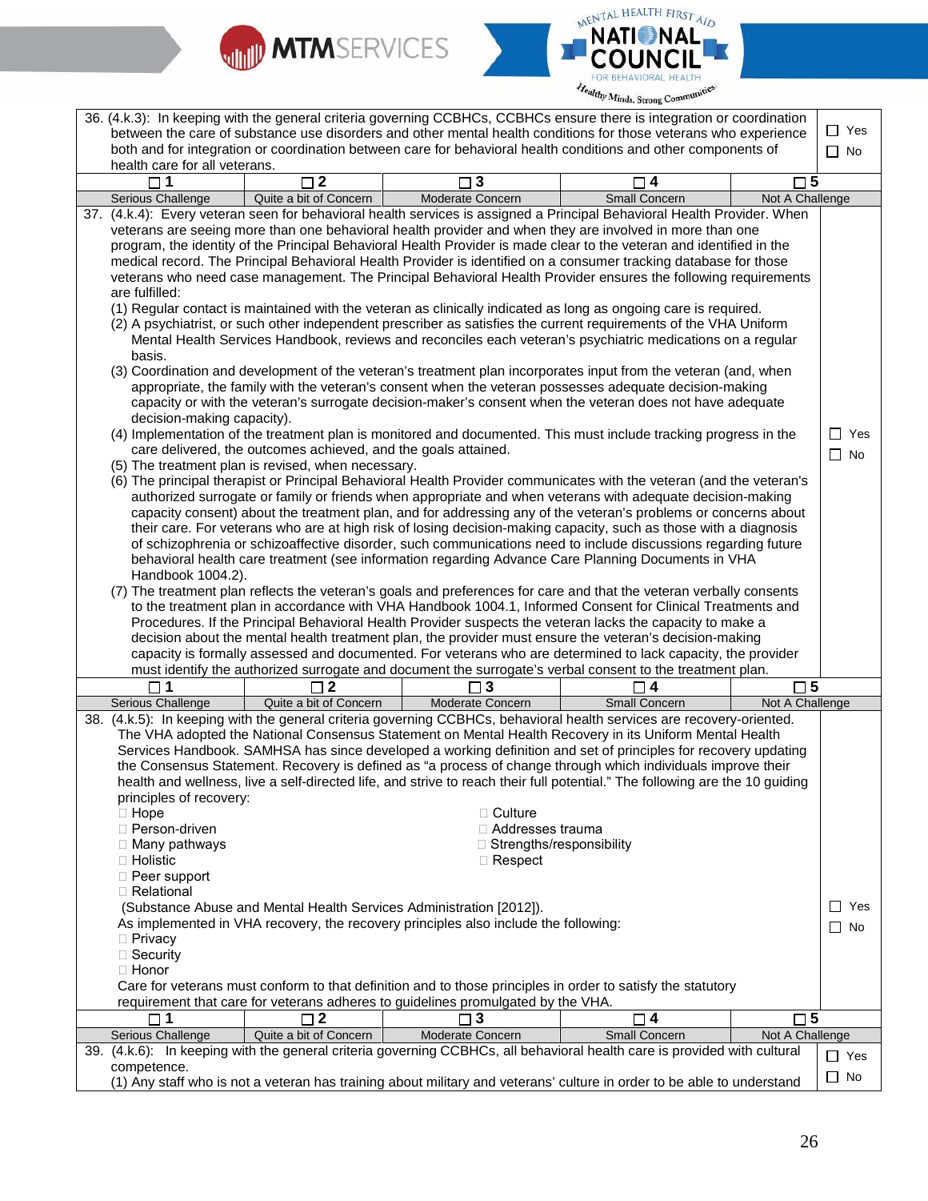| 36. (4.k.3): In keeping with the general criteria governing CCBHCs, CCBHCs ensure there is integration or coordination between the care of substance use disorders and other mental health conditions for those veterans who experience both and for integration or coordination between care for behavioral health conditions and other components of health care for all veterans. | | | | ☐ Yes ☐ No |
|---|---|---|---|---|
| ☐ 1 | ☐ 2 | ☐ 3 | ☐ 4 | ☐ 5 |
| Serious Challenge | Quite a bit of Concern | Moderate Concern | Small Concern | Not A Challenge |

37. (4.k.4): Every veteran seen for behavioral health services is assigned a Principal Behavioral Health Provider. When veterans are seeing more than one behavioral health provider and when they are involved in more than one program, the identity of the Principal Behavioral Health Provider is made clear to the veteran and identified in the medical record. The Principal Behavioral Health Provider is identified on a consumer tracking database for those veterans who need case management. The Principal Behavioral Health Provider ensures the following requirements are fulfilled:

(1) Regular contact is maintained with the veteran as clinically indicated as long as ongoing care is required.
(2) A psychiatrist, or such other independent prescriber as satisfies the current requirements of the VHA Uniform Mental Health Services Handbook, reviews and reconciles each veteran's psychiatric medications on a regular basis.
(3) Coordination and development of the veteran's treatment plan incorporates input from the veteran (and, when appropriate, the family with the veteran's consent when the veteran possesses adequate decision-making capacity or with the veteran's surrogate decision-maker's consent when the veteran does not have adequate decision-making capacity).
(4) Implementation of the treatment plan is monitored and documented. This must include tracking progress in the care delivered, the outcomes achieved, and the goals attained.
(5) The treatment plan is revised, when necessary.
(6) The principal therapist or Principal Behavioral Health Provider communicates with the veteran (and the veteran's authorized surrogate or family or friends when appropriate and when veterans with adequate decision-making capacity consent) about the treatment plan, and for addressing any of the veteran's problems or concerns about their care. For veterans who are at high risk of losing decision-making capacity, such as those with a diagnosis of schizophrenia or schizoaffective disorder, such communications need to include discussions regarding future behavioral health care treatment (see information regarding Advance Care Planning Documents in VHA Handbook 1004.2).
(7) The treatment plan reflects the veteran's goals and preferences for care and that the veteran verbally consents to the treatment plan in accordance with VHA Handbook 1004.1, Informed Consent for Clinical Treatments and Procedures. If the Principal Behavioral Health Provider suspects the veteran lacks the capacity to make a decision about the mental health treatment plan, the provider must ensure the veteran's decision-making capacity is formally assessed and documented. For veterans who are determined to lack capacity, the provider must identify the authorized surrogate and document the surrogate's verbal consent to the treatment plan.

☐ Yes ☐ No

| ☐ 1 | ☐ 2 | ☐ 3 | ☐ 4 | ☐ 5 |
|---|---|---|---|---|
| Serious Challenge | Quite a bit of Concern | Moderate Concern | Small Concern | Not A Challenge |

38. (4.k.5): In keeping with the general criteria governing CCBHCs, behavioral health services are recovery-oriented. The VHA adopted the National Consensus Statement on Mental Health Recovery in its Uniform Mental Health Services Handbook. SAMHSA has since developed a working definition and set of principles for recovery updating the Consensus Statement. Recovery is defined as "a process of change through which individuals improve their health and wellness, live a self-directed life, and strive to reach their full potential." The following are the 10 guiding principles of recovery:

- Hope
- Person-driven
- Many pathways
- Holistic
- Peer support
- Relational
- Culture
- Addresses trauma
- Strengths/responsibility
- Respect

(Substance Abuse and Mental Health Services Administration [2012]).
As implemented in VHA recovery, the recovery principles also include the following:

- Privacy
- Security
- Honor

Care for veterans must conform to that definition and to those principles in order to satisfy the statutory requirement that care for veterans adheres to guidelines promulgated by the VHA.

☐ Yes ☐ No

| ☐ 1 | ☐ 2 | ☐ 3 | ☐ 4 | ☐ 5 |
|---|---|---|---|---|
| Serious Challenge | Quite a bit of Concern | Moderate Concern | Small Concern | Not A Challenge |

39. (4.k.6): In keeping with the general criteria governing CCBHCs, all behavioral health care is provided with cultural competence.
(1) Any staff who is not a veteran has training about military and veterans' culture in order to be able to understand

☐ Yes ☐ No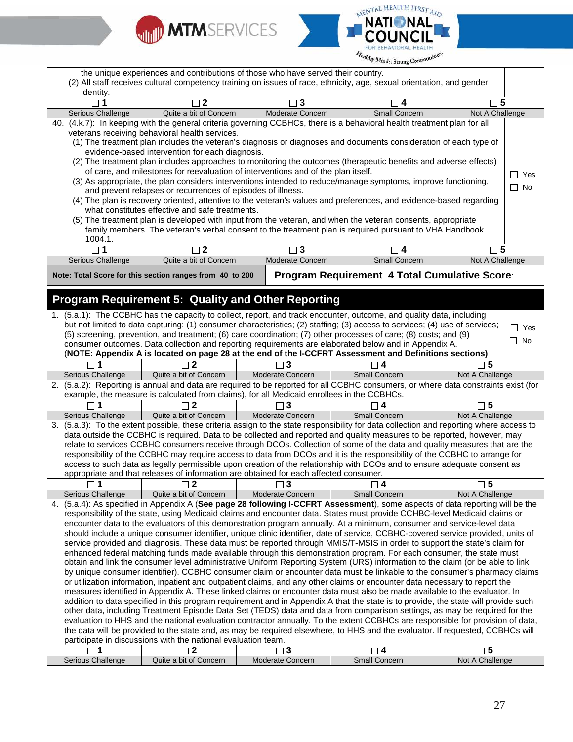the unique experiences and contributions of those who have served their country.
(2) All staff receives cultural competency training on issues of race, ethnicity, age, sexual orientation, and gender identity.

| ☐ 1 | ☐ 2 | ☐ 3 | ☐ 4 | ☐ 5 |
|---|---|---|---|---|
| Serious Challenge | Quite a bit of Concern | Moderate Concern | Small Concern | Not A Challenge |

40. (4.k.7): In keeping with the general criteria governing CCBHCs, there is a behavioral health treatment plan for all veterans receiving behavioral health services.
   (1) The treatment plan includes the veteran's diagnosis or diagnoses and documents consideration of each type of evidence-based intervention for each diagnosis.
   (2) The treatment plan includes approaches to monitoring the outcomes (therapeutic benefits and adverse effects) of care, and milestones for reevaluation of interventions and of the plan itself.
   (3) As appropriate, the plan considers interventions intended to reduce/manage symptoms, improve functioning, and prevent relapses or recurrences of episodes of illness.
   (4) The plan is recovery oriented, attentive to the veteran's values and preferences, and evidence-based regarding what constitutes effective and safe treatments.
   (5) The treatment plan is developed with input from the veteran, and when the veteran consents, appropriate family members. The veteran's verbal consent to the treatment plan is required pursuant to VHA Handbook 1004.1.

   ☐ Yes ☐ No

| ☐ 1 | ☐ 2 | ☐ 3 | ☐ 4 | ☐ 5 |
|---|---|---|---|---|
| Serious Challenge | Quite a bit of Concern | Moderate Concern | Small Concern | Not A Challenge |

**Note: Total Score for this section ranges from 40 to 200** | **Program Requirement 4 Total Cumulative Score**:

## Program Requirement 5: Quality and Other Reporting

1. (5.a.1): The CCBHC has the capacity to collect, report, and track encounter, outcome, and quality data, including but not limited to data capturing: (1) consumer characteristics; (2) staffing; (3) access to services; (4) use of services; (5) screening, prevention, and treatment; (6) care coordination; (7) other processes of care; (8) costs; and (9) consumer outcomes. Data collection and reporting requirements are elaborated below and in Appendix A. (**NOTE: Appendix A is located on page 28 at the end of the I-CCFRT Assessment and Definitions sections)**

   ☐ Yes ☐ No

| ☐ 1 | ☐ 2 | ☐ 3 | ☐ 4 | ☐ 5 |
|---|---|---|---|---|
| Serious Challenge | Quite a bit of Concern | Moderate Concern | Small Concern | Not A Challenge |

2. (5.a.2): Reporting is annual and data are required to be reported for all CCBHC consumers, or where data constraints exist (for example, the measure is calculated from claims), for all Medicaid enrollees in the CCBHCs.

| ☐ 1 | ☐ 2 | ☐ 3 | ☐ 4 | ☐ 5 |
|---|---|---|---|---|
| Serious Challenge | Quite a bit of Concern | Moderate Concern | Small Concern | Not A Challenge |

3. (5.a.3): To the extent possible, these criteria assign to the state responsibility for data collection and reporting where access to data outside the CCBHC is required. Data to be collected and reported and quality measures to be reported, however, may relate to services CCBHC consumers receive through DCOs. Collection of some of the data and quality measures that are the responsibility of the CCBHC may require access to data from DCOs and it is the responsibility of the CCBHC to arrange for access to such data as legally permissible upon creation of the relationship with DCOs and to ensure adequate consent as appropriate and that releases of information are obtained for each affected consumer.

| ☐ 1 | ☐ 2 | ☐ 3 | ☐ 4 | ☐ 5 |
|---|---|---|---|---|
| Serious Challenge | Quite a bit of Concern | Moderate Concern | Small Concern | Not A Challenge |

4. (5.a.4): As specified in Appendix A (**See page 28 following I-CCFRT Assessment**), some aspects of data reporting will be the responsibility of the state, using Medicaid claims and encounter data. States must provide CCHBC-level Medicaid claims or encounter data to the evaluators of this demonstration program annually. At a minimum, consumer and service-level data should include a unique consumer identifier, unique clinic identifier, date of service, CCBHC-covered service provided, units of service provided and diagnosis. These data must be reported through MMIS/T-MSIS in order to support the state's claim for enhanced federal matching funds made available through this demonstration program. For each consumer, the state must obtain and link the consumer level administrative Uniform Reporting System (URS) information to the claim (or be able to link by unique consumer identifier). CCBHC consumer claim or encounter data must be linkable to the consumer's pharmacy claims or utilization information, inpatient and outpatient claims, and any other claims or encounter data necessary to report the measures identified in Appendix A. These linked claims or encounter data must also be made available to the evaluator. In addition to data specified in this program requirement and in Appendix A that the state is to provide, the state will provide such other data, including Treatment Episode Data Set (TEDS) data and data from comparison settings, as may be required for the evaluation to HHS and the national evaluation contractor annually. To the extent CCBHCs are responsible for provision of data, the data will be provided to the state and, as may be required elsewhere, to HHS and the evaluator. If requested, CCBHCs will participate in discussions with the national evaluation team.

| ☐ 1 | ☐ 2 | ☐ 3 | ☐ 4 | ☐ 5 |
|---|---|---|---|---|
| Serious Challenge | Quite a bit of Concern | Moderate Concern | Small Concern | Not A Challenge |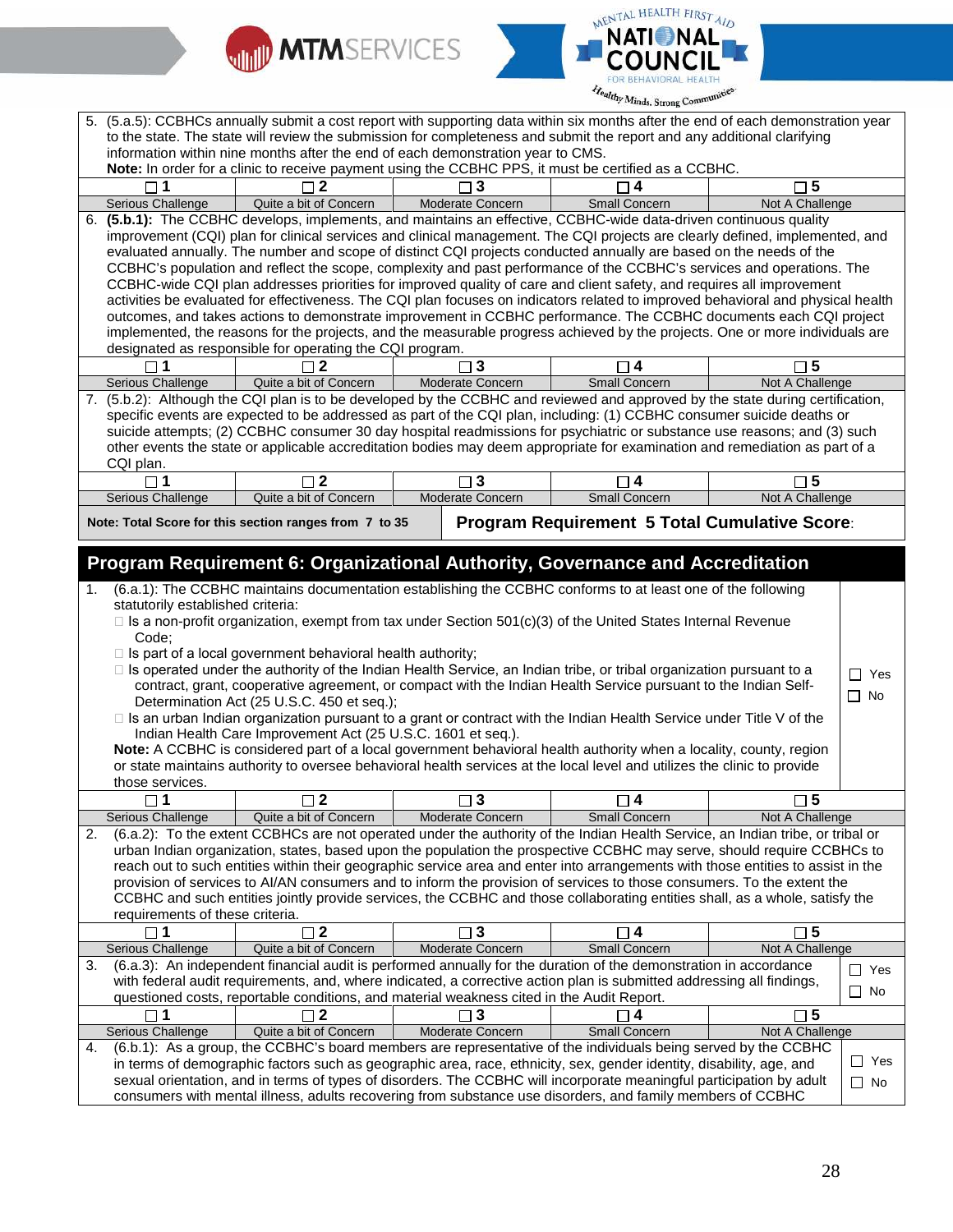5. (5.a.5): CCBHCs annually submit a cost report with supporting data within six months after the end of each demonstration year to the state. The state will review the submission for completeness and submit the report and any additional clarifying information within nine months after the end of each demonstration year to CMS.
**Note:** In order for a clinic to receive payment using the CCBHC PPS, it must be certified as a CCBHC.

| ☐ 1 | ☐ 2 | ☐ 3 | ☐ 4 | ☐ 5 |
|---|---|---|---|---|
| Serious Challenge | Quite a bit of Concern | Moderate Concern | Small Concern | Not A Challenge |

6. **(5.b.1):** The CCBHC develops, implements, and maintains an effective, CCBHC-wide data-driven continuous quality improvement (CQI) plan for clinical services and clinical management. The CQI projects are clearly defined, implemented, and evaluated annually. The number and scope of distinct CQI projects conducted annually are based on the needs of the CCBHC's population and reflect the scope, complexity and past performance of the CCBHC's services and operations. The CCBHC-wide CQI plan addresses priorities for improved quality of care and client safety, and requires all improvement activities be evaluated for effectiveness. The CQI plan focuses on indicators related to improved behavioral and physical health outcomes, and takes actions to demonstrate improvement in CCBHC performance. The CCBHC documents each CQI project implemented, the reasons for the projects, and the measurable progress achieved by the projects. One or more individuals are designated as responsible for operating the CQI program.

| ☐ 1 | ☐ 2 | ☐ 3 | ☐ 4 | ☐ 5 |
|---|---|---|---|---|
| Serious Challenge | Quite a bit of Concern | Moderate Concern | Small Concern | Not A Challenge |

7. (5.b.2): Although the CQI plan is to be developed by the CCBHC and reviewed and approved by the state during certification, specific events are expected to be addressed as part of the CQI plan, including: (1) CCBHC consumer suicide deaths or suicide attempts; (2) CCBHC consumer 30 day hospital readmissions for psychiatric or substance use reasons; and (3) such other events the state or applicable accreditation bodies may deem appropriate for examination and remediation as part of a CQI plan.

| ☐ 1 | ☐ 2 | ☐ 3 | ☐ 4 | ☐ 5 |
|---|---|---|---|---|
| Serious Challenge | Quite a bit of Concern | Moderate Concern | Small Concern | Not A Challenge |

**Note: Total Score for this section ranges from 7 to 35** | **Program Requirement 5 Total Cumulative Score:**

## Program Requirement 6: Organizational Authority, Governance and Accreditation

1. (6.a.1): The CCBHC maintains documentation establishing the CCBHC conforms to at least one of the following statutorily established criteria:
   - ☐ Is a non-profit organization, exempt from tax under Section 501(c)(3) of the United States Internal Revenue Code;
   - ☐ Is part of a local government behavioral health authority;
   - ☐ Is operated under the authority of the Indian Health Service, an Indian tribe, or tribal organization pursuant to a contract, grant, cooperative agreement, or compact with the Indian Health Service pursuant to the Indian Self-Determination Act (25 U.S.C. 450 et seq.);
   - ☐ Is an urban Indian organization pursuant to a grant or contract with the Indian Health Service under Title V of the Indian Health Care Improvement Act (25 U.S.C. 1601 et seq.).

   **Note:** A CCBHC is considered part of a local government behavioral health authority when a locality, county, region or state maintains authority to oversee behavioral health services at the local level and utilizes the clinic to provide those services.

   ☐ Yes ☐ No

| ☐ 1 | ☐ 2 | ☐ 3 | ☐ 4 | ☐ 5 |
|---|---|---|---|---|
| Serious Challenge | Quite a bit of Concern | Moderate Concern | Small Concern | Not A Challenge |

2. (6.a.2): To the extent CCBHCs are not operated under the authority of the Indian Health Service, an Indian tribe, or tribal or urban Indian organization, states, based upon the population the prospective CCBHC may serve, should require CCBHCs to reach out to such entities within their geographic service area and enter into arrangements with those entities to assist in the provision of services to AI/AN consumers and to inform the provision of services to those consumers. To the extent the CCBHC and such entities jointly provide services, the CCBHC and those collaborating entities shall, as a whole, satisfy the requirements of these criteria.

| ☐ 1 | ☐ 2 | ☐ 3 | ☐ 4 | ☐ 5 |
|---|---|---|---|---|
| Serious Challenge | Quite a bit of Concern | Moderate Concern | Small Concern | Not A Challenge |

3. (6.a.3): An independent financial audit is performed annually for the duration of the demonstration in accordance with federal audit requirements, and, where indicated, a corrective action plan is submitted addressing all findings, questioned costs, reportable conditions, and material weakness cited in the Audit Report.

   ☐ Yes ☐ No

| ☐ 1 | ☐ 2 | ☐ 3 | ☐ 4 | ☐ 5 |
|---|---|---|---|---|
| Serious Challenge | Quite a bit of Concern | Moderate Concern | Small Concern | Not A Challenge |

4. (6.b.1): As a group, the CCBHC's board members are representative of the individuals being served by the CCBHC in terms of demographic factors such as geographic area, race, ethnicity, sex, gender identity, age, and sexual orientation, and in terms of types of disorders. The CCBHC will incorporate meaningful participation by adult consumers with mental illness, adults recovering from substance use disorders, and family members of CCBHC

   ☐ Yes ☐ No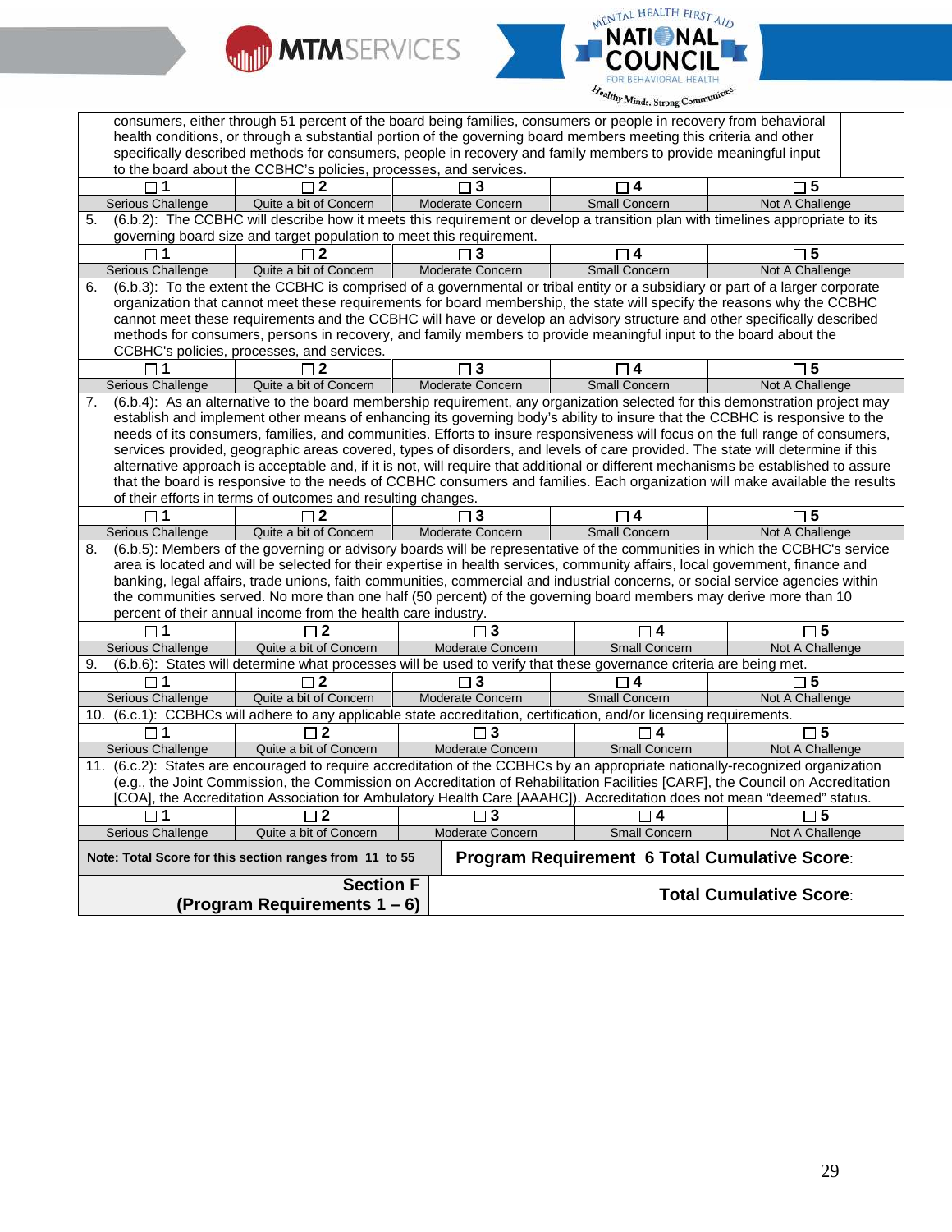| | | | | |
|---|---|---|---|---|
| consumers, either through 51 percent of the board being families, consumers or people in recovery from behavioral health conditions, or through a substantial portion of the governing board members meeting this criteria and other specifically described methods for consumers, people in recovery and family members to provide meaningful input to the board about the CCBHC's policies, processes, and services. | | | | |
| ☐ 1 | ☐ 2 | ☐ 3 | ☐ 4 | ☐ 5 |
| Serious Challenge | Quite a bit of Concern | Moderate Concern | Small Concern | Not A Challenge |
| 5. (6.b.2): The CCBHC will describe how it meets this requirement or develop a transition plan with timelines appropriate to its governing board size and target population to meet this requirement. | | | | |
| ☐ 1 | ☐ 2 | ☐ 3 | ☐ 4 | ☐ 5 |
| Serious Challenge | Quite a bit of Concern | Moderate Concern | Small Concern | Not A Challenge |
| 6. (6.b.3): To the extent the CCBHC is comprised of a governmental or tribal entity or a subsidiary or part of a larger corporate organization that cannot meet these requirements for board membership, the state will specify the reasons why the CCBHC cannot meet these requirements and the CCBHC will have or develop an advisory structure and other specifically described methods for consumers, persons in recovery, and family members to provide meaningful input to the board about the CCBHC's policies, processes, and services. | | | | |
| ☐ 1 | ☐ 2 | ☐ 3 | ☐ 4 | ☐ 5 |
| Serious Challenge | Quite a bit of Concern | Moderate Concern | Small Concern | Not A Challenge |
| 7. (6.b.4): As an alternative to the board membership requirement, any organization selected for this demonstration project may establish and implement other means of enhancing its governing body's ability to insure that the CCBHC is responsive to the needs of its consumers, families, and communities. Efforts to insure responsiveness will focus on the full range of consumers, services provided, geographic areas covered, types of disorders, and levels of care provided. The state will determine if this alternative approach is acceptable and, if it is not, will require that additional or different mechanisms be established to assure that the board is responsive to the needs of CCBHC consumers and families. Each organization will make available the results of their efforts in terms of outcomes and resulting changes. | | | | |
| ☐ 1 | ☐ 2 | ☐ 3 | ☐ 4 | ☐ 5 |
| Serious Challenge | Quite a bit of Concern | Moderate Concern | Small Concern | Not A Challenge |
| 8. (6.b.5): Members of the governing or advisory boards will be representative of the communities in which the CCBHC's service area is located and will be selected for their expertise in health services, community affairs, local government, finance and banking, legal affairs, trade unions, faith communities, commercial and industrial concerns, or social service agencies within the communities served. No more than one half (50 percent) of the governing board members may derive more than 10 percent of their annual income from the health care industry. | | | | |
| ☐ 1 | ☐ 2 | ☐ 3 | ☐ 4 | ☐ 5 |
| Serious Challenge | Quite a bit of Concern | Moderate Concern | Small Concern | Not A Challenge |
| 9. (6.b.6): States will determine what processes will be used to verify that these governance criteria are being met. | | | | |
| ☐ 1 | ☐ 2 | ☐ 3 | ☐ 4 | ☐ 5 |
| Serious Challenge | Quite a bit of Concern | Moderate Concern | Small Concern | Not A Challenge |
| 10. (6.c.1): CCBHCs will adhere to any applicable state accreditation, certification, and/or licensing requirements. | | | | |
| ☐ 1 | ☐ 2 | ☐ 3 | ☐ 4 | ☐ 5 |
| Serious Challenge | Quite a bit of Concern | Moderate Concern | Small Concern | Not A Challenge |
| 11. (6.c.2): States are encouraged to require accreditation of the CCBHCs by an appropriate nationally-recognized organization (e.g., the Joint Commission, the Commission on Accreditation of Rehabilitation Facilities [CARF], the Council on Accreditation [COA], the Accreditation Association for Ambulatory Health Care [AAAHC]). Accreditation does not mean "deemed" status. | | | | |
| ☐ 1 | ☐ 2 | ☐ 3 | ☐ 4 | ☐ 5 |
| Serious Challenge | Quite a bit of Concern | Moderate Concern | Small Concern | Not A Challenge |
| **Note: Total Score for this section ranges from 11 to 55** | | **Program Requirement 6 Total Cumulative Score:** | | |
| **Section F (Program Requirements 1 – 6)** | | **Total Cumulative Score:** | | |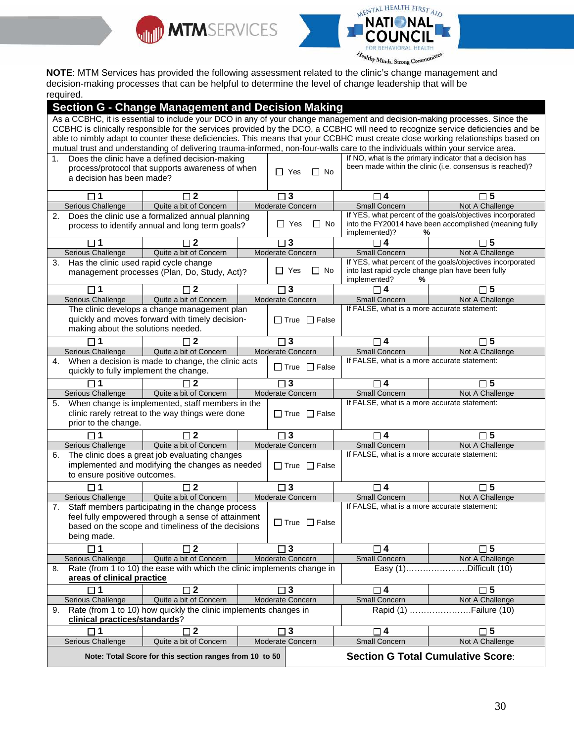**NOTE**: MTM Services has provided the following assessment related to the clinic's change management and decision-making processes that can be helpful to determine the level of change leadership that will be required.

## Section G - Change Management and Decision Making

As a CCBHC, it is essential to include your DCO in any of your change management and decision-making processes. Since the CCBHC is clinically responsible for the services provided by the DCO, a CCBHC will need to recognize service deficiencies and be able to nimbly adapt to counter these deficiencies. This means that your CCBHC must create close working relationships based on mutual trust and understanding of delivering trauma-informed, non-four-walls care to the individuals within your service area.

| Question | Response | Follow-up |
|---|---|---|
| 1. Does the clinic have a defined decision-making process/protocol that supports awareness of when a decision has been made? | ☐ Yes ☐ No | If NO, what is the primary indicator that a decision has been made within the clinic (i.e. consensus is reached)? |

| ☐ 1 | ☐ 2 | ☐ 3 | ☐ 4 | ☐ 5 |
|---|---|---|---|---|
| Serious Challenge | Quite a bit of Concern | Moderate Concern | Small Concern | Not A Challenge |

| Question | Response | Follow-up |
|---|---|---|
| 2. Does the clinic use a formalized annual planning process to identify annual and long term goals? | ☐ Yes ☐ No | If YES, what percent of the goals/objectives incorporated into the FY20014 have been accomplished (meaning fully implemented)? % |

| ☐ 1 | ☐ 2 | ☐ 3 | ☐ 4 | ☐ 5 |
|---|---|---|---|---|
| Serious Challenge | Quite a bit of Concern | Moderate Concern | Small Concern | Not A Challenge |

| Question | Response | Follow-up |
|---|---|---|
| 3. Has the clinic used rapid cycle change management processes (Plan, Do, Study, Act)? | ☐ Yes ☐ No | If YES, what percent of the goals/objectives incorporated into last rapid cycle change plan have been fully implemented? % |

| ☐ 1 | ☐ 2 | ☐ 3 | ☐ 4 | ☐ 5 |
|---|---|---|---|---|
| Serious Challenge | Quite a bit of Concern | Moderate Concern | Small Concern | Not A Challenge |

| Question | Response | Follow-up |
|---|---|---|
| The clinic develops a change management plan quickly and moves forward with timely decision-making about the solutions needed. | ☐ True ☐ False | If FALSE, what is a more accurate statement: |

| ☐ 1 | ☐ 2 | ☐ 3 | ☐ 4 | ☐ 5 |
|---|---|---|---|---|
| Serious Challenge | Quite a bit of Concern | Moderate Concern | Small Concern | Not A Challenge |

| Question | Response | Follow-up |
|---|---|---|
| 4. When a decision is made to change, the clinic acts quickly to fully implement the change. | ☐ True ☐ False | If FALSE, what is a more accurate statement: |

| ☐ 1 | ☐ 2 | ☐ 3 | ☐ 4 | ☐ 5 |
|---|---|---|---|---|
| Serious Challenge | Quite a bit of Concern | Moderate Concern | Small Concern | Not A Challenge |

| Question | Response | Follow-up |
|---|---|---|
| 5. When change is implemented, staff members in the clinic rarely retreat to the way things were done prior to the change. | ☐ True ☐ False | If FALSE, what is a more accurate statement: |

| ☐ 1 | ☐ 2 | ☐ 3 | ☐ 4 | ☐ 5 |
|---|---|---|---|---|
| Serious Challenge | Quite a bit of Concern | Moderate Concern | Small Concern | Not A Challenge |

| Question | Response | Follow-up |
|---|---|---|
| 6. The clinic does a great job evaluating changes implemented and modifying the changes as needed to ensure positive outcomes. | ☐ True ☐ False | If FALSE, what is a more accurate statement: |

| ☐ 1 | ☐ 2 | ☐ 3 | ☐ 4 | ☐ 5 |
|---|---|---|---|---|
| Serious Challenge | Quite a bit of Concern | Moderate Concern | Small Concern | Not A Challenge |

| Question | Response | Follow-up |
|---|---|---|
| 7. Staff members participating in the change process feel fully empowered through a sense of attainment based on the scope and timeliness of the decisions being made. | ☐ True ☐ False | If FALSE, what is a more accurate statement: |

| ☐ 1 | ☐ 2 | ☐ 3 | ☐ 4 | ☐ 5 |
|---|---|---|---|---|
| Serious Challenge | Quite a bit of Concern | Moderate Concern | Small Concern | Not A Challenge |

| Question | Scale |
|---|---|
| 8. Rate (from 1 to 10) the ease with which the clinic implements change in **areas of clinical practice** | Easy (1)…………………..Difficult (10) |

| ☐ 1 | ☐ 2 | ☐ 3 | ☐ 4 | ☐ 5 |
|---|---|---|---|---|
| Serious Challenge | Quite a bit of Concern | Moderate Concern | Small Concern | Not A Challenge |

| Question | Scale |
|---|---|
| 9. Rate (from 1 to 10) how quickly the clinic implements changes in **clinical practices/standards**? | Rapid (1) …………………..Failure (10) |

| ☐ 1 | ☐ 2 | ☐ 3 | ☐ 4 | ☐ 5 |
|---|---|---|---|---|
| Serious Challenge | Quite a bit of Concern | Moderate Concern | Small Concern | Not A Challenge |

| **Note: Total Score for this section ranges from 10 to 50** | **Section G Total Cumulative Score**: |
|---|---|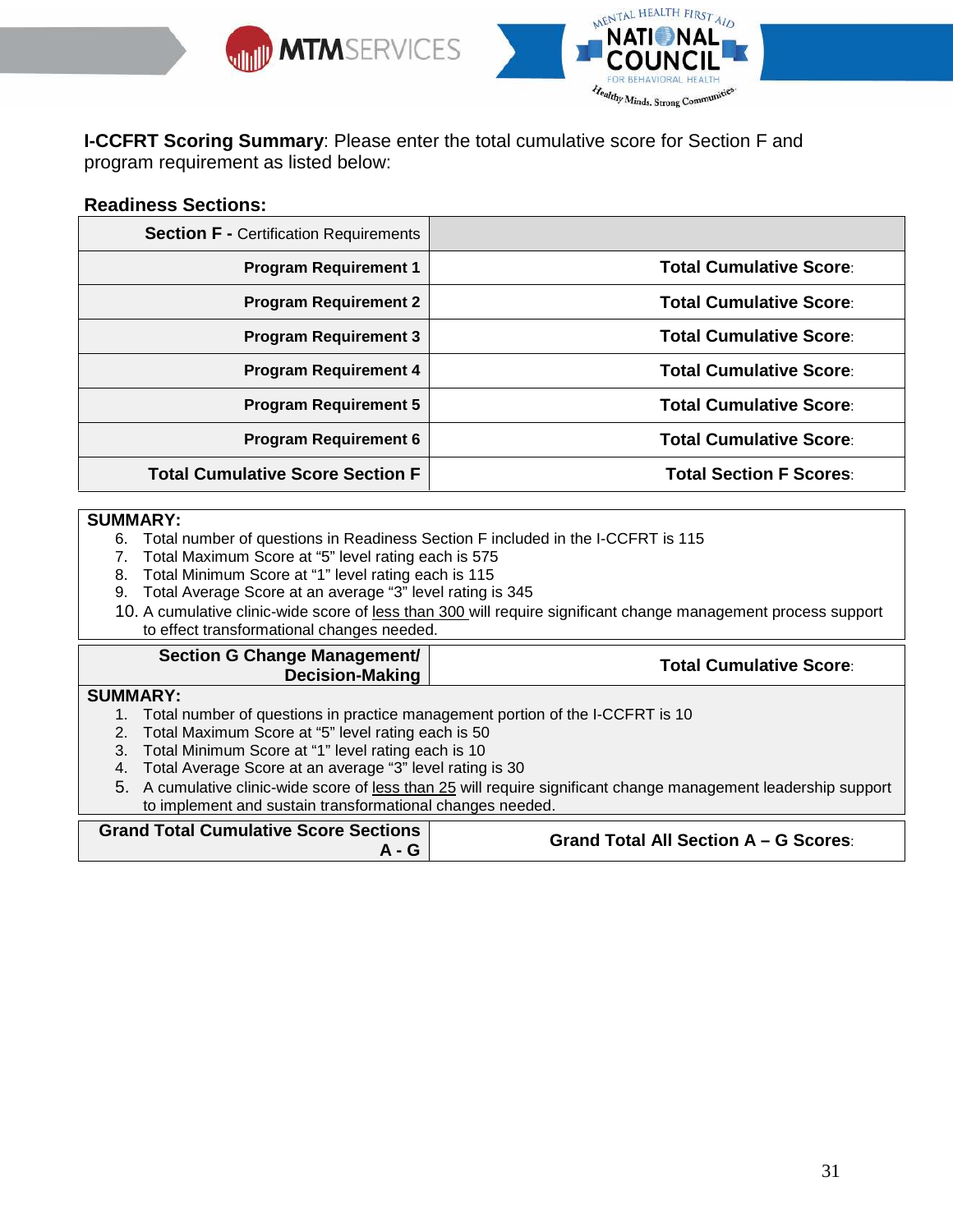**I-CCFRT Scoring Summary**: Please enter the total cumulative score for Section F and program requirement as listed below:

**Readiness Sections:**

| **Section F -** Certification Requirements | |
|---|---|
| **Program Requirement 1** | **Total Cumulative Score**: |
| **Program Requirement 2** | **Total Cumulative Score**: |
| **Program Requirement 3** | **Total Cumulative Score**: |
| **Program Requirement 4** | **Total Cumulative Score**: |
| **Program Requirement 5** | **Total Cumulative Score**: |
| **Program Requirement 6** | **Total Cumulative Score**: |
| **Total Cumulative Score Section F** | **Total Section F Scores**: |

**SUMMARY:**

6. Total number of questions in Readiness Section F included in the I-CCFRT is 115
7. Total Maximum Score at "5" level rating each is 575
8. Total Minimum Score at "1" level rating each is 115
9. Total Average Score at an average "3" level rating is 345
10. A cumulative clinic-wide score of <u>less than 300</u> will require significant change management process support to effect transformational changes needed.

| **Section G Change Management/ Decision-Making** | **Total Cumulative Score**: |
|---|---|

**SUMMARY:**

1. Total number of questions in practice management portion of the I-CCFRT is 10
2. Total Maximum Score at "5" level rating each is 50
3. Total Minimum Score at "1" level rating each is 10
4. Total Average Score at an average "3" level rating is 30
5. A cumulative clinic-wide score of <u>less than 25</u> will require significant change management leadership support to implement and sustain transformational changes needed.

| **Grand Total Cumulative Score Sections A - G** | **Grand Total All Section A – G Scores**: |
|---|---|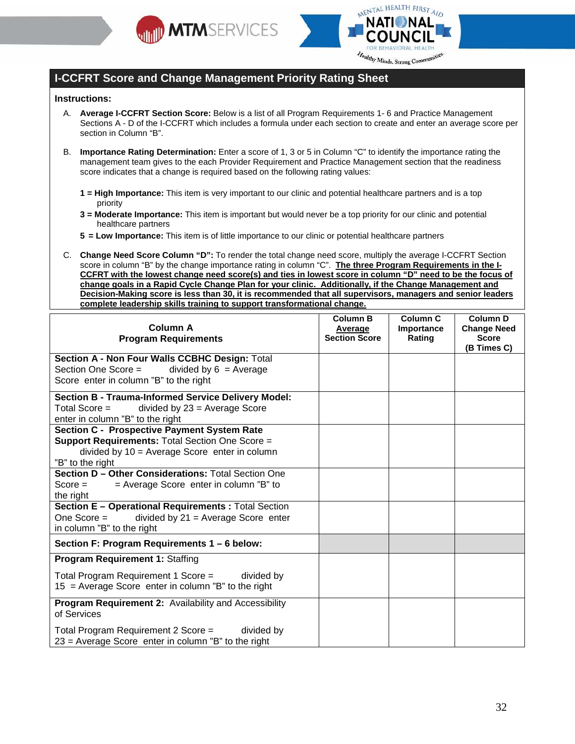## I-CCFRT Score and Change Management Priority Rating Sheet

**Instructions:**

A. **Average I-CCFRT Section Score:** Below is a list of all Program Requirements 1- 6 and Practice Management Sections A - D of the I-CCFRT which includes a formula under each section to create and enter an average score per section in Column "B".

B. **Importance Rating Determination:** Enter a score of 1, 3 or 5 in Column "C" to identify the importance rating the management team gives to the each Provider Requirement and Practice Management section that the readiness score indicates that a change is required based on the following rating values:

**1 = High Importance:** This item is very important to our clinic and potential healthcare partners and is a top priority

**3 = Moderate Importance:** This item is important but would never be a top priority for our clinic and potential healthcare partners

**5 = Low Importance:** This item is of little importance to our clinic or potential healthcare partners

C. **Change Need Score Column "D":** To render the total change need score, multiply the average I-CCFRT Section score in column "B" by the change importance rating in column "C". **The three Program Requirements in the I-CCFRT with the lowest change need score(s) and ties in lowest score in column "D" need to be the focus of change goals in a Rapid Cycle Change Plan for your clinic. Additionally, if the Change Management and Decision-Making score is less than 30, it is recommended that all supervisors, managers and senior leaders complete leadership skills training to support transformational change.**

| Column A<br>Program Requirements | Column B<br>Average<br>Section Score | Column C<br>Importance<br>Rating | Column D<br>Change Need<br>Score<br>(B Times C) |
|---|---|---|---|
| **Section A - Non Four Walls CCBHC Design:** Total Section One Score = divided by 6 = Average Score enter in column "B" to the right | | | |
| **Section B - Trauma-Informed Service Delivery Model:** Total Score = divided by 23 = Average Score enter in column "B" to the right | | | |
| **Section C - Prospective Payment System Rate Support Requirements:** Total Section One Score = divided by 10 = Average Score enter in column "B" to the right | | | |
| **Section D – Other Considerations:** Total Section One Score = = Average Score enter in column "B" to the right | | | |
| **Section E – Operational Requirements :** Total Section One Score = divided by 21 = Average Score enter in column "B" to the right | | | |
| **Section F: Program Requirements 1 – 6 below:** | | | |
| **Program Requirement 1:** Staffing<br><br>Total Program Requirement 1 Score = divided by 15 = Average Score enter in column "B" to the right | | | |
| **Program Requirement 2:** Availability and Accessibility of Services<br><br>Total Program Requirement 2 Score = divided by 23 = Average Score enter in column "B" to the right | | | |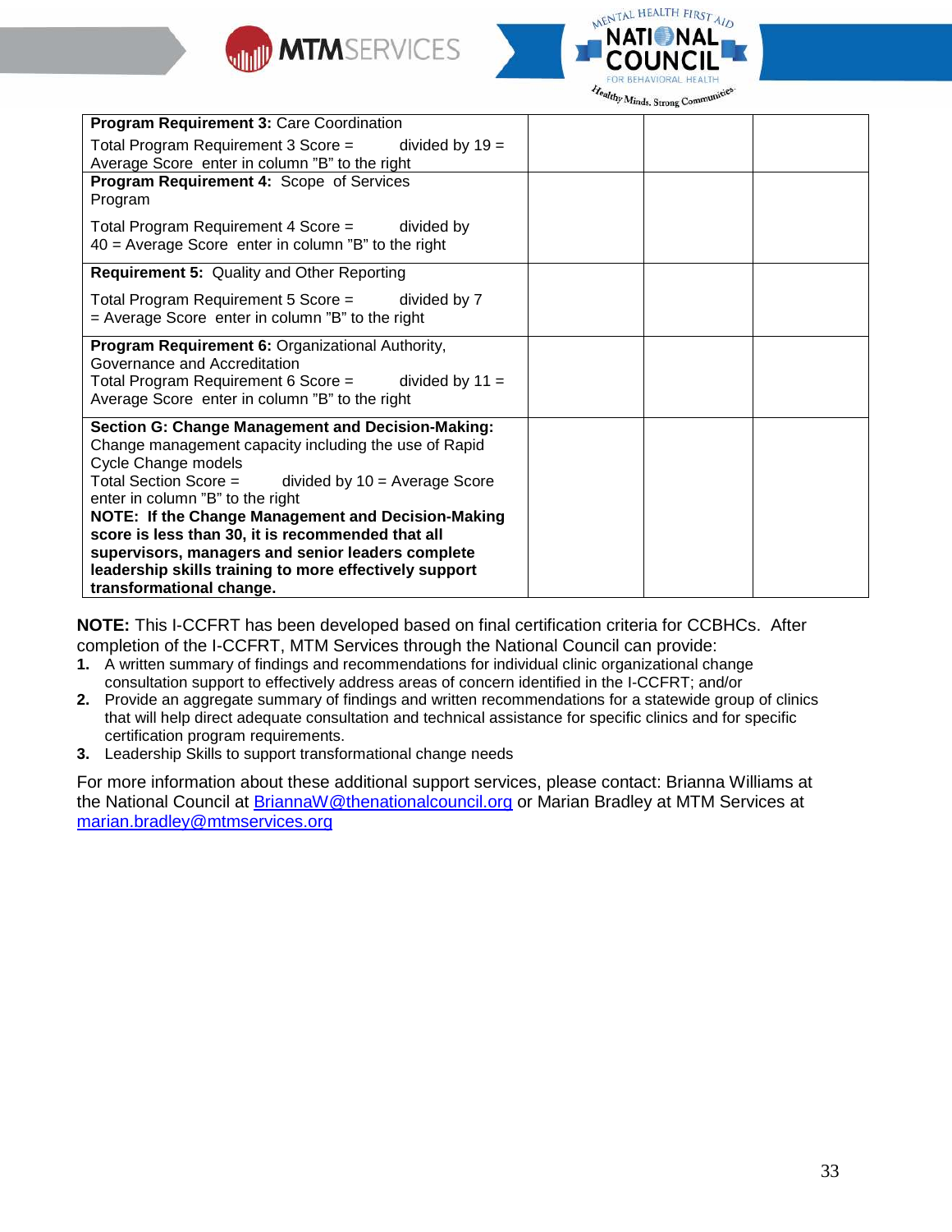| | | | |
|---|---|---|---|
| **Program Requirement 3:** Care Coordination<br>Total Program Requirement 3 Score = divided by 19 = Average Score enter in column "B" to the right | | | |
| **Program Requirement 4:** Scope of Services Program<br>Total Program Requirement 4 Score = divided by 40 = Average Score enter in column "B" to the right | | | |
| **Requirement 5:** Quality and Other Reporting<br>Total Program Requirement 5 Score = divided by 7 = Average Score enter in column "B" to the right | | | |
| **Program Requirement 6:** Organizational Authority, Governance and Accreditation<br>Total Program Requirement 6 Score = divided by 11 = Average Score enter in column "B" to the right | | | |
| **Section G: Change Management and Decision-Making:** Change management capacity including the use of Rapid Cycle Change models<br>Total Section Score = divided by 10 = Average Score enter in column "B" to the right<br>**NOTE: If the Change Management and Decision-Making score is less than 30, it is recommended that all supervisors, managers and senior leaders complete leadership skills training to more effectively support transformational change.** | | | |

**NOTE:** This I-CCFRT has been developed based on final certification criteria for CCBHCs. After completion of the I-CCFRT, MTM Services through the National Council can provide:

1. A written summary of findings and recommendations for individual clinic organizational change consultation support to effectively address areas of concern identified in the I-CCFRT; and/or
2. Provide an aggregate summary of findings and written recommendations for a statewide group of clinics that will help direct adequate consultation and technical assistance for specific clinics and for specific certification program requirements.
3. Leadership Skills to support transformational change needs

For more information about these additional support services, please contact: Brianna Williams at the National Council at BriannaW@thenationalcouncil.org or Marian Bradley at MTM Services at marian.bradley@mtmservices.org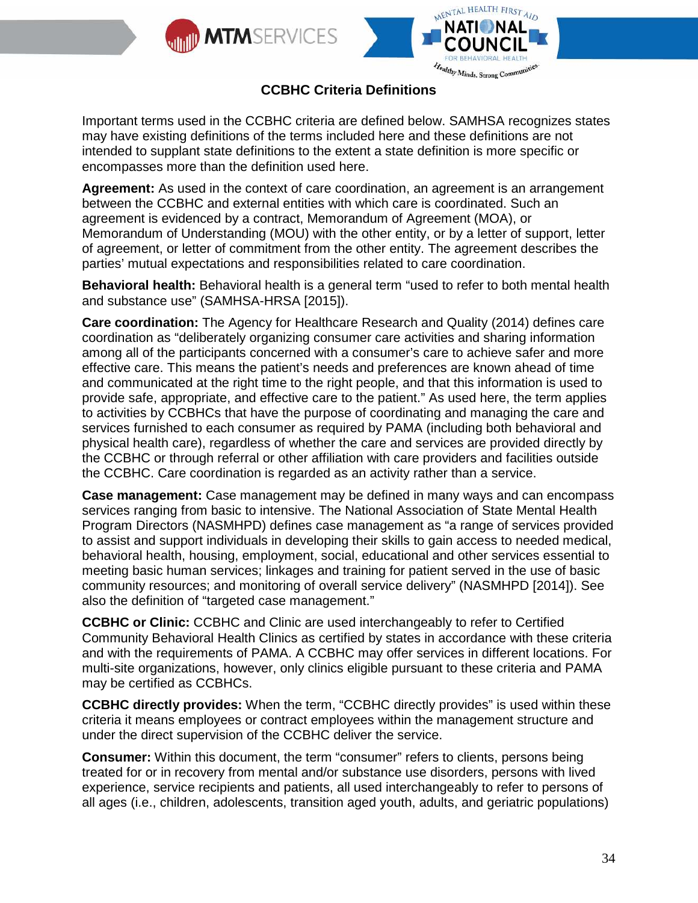## CCBHC Criteria Definitions

Important terms used in the CCBHC criteria are defined below. SAMHSA recognizes states may have existing definitions of the terms included here and these definitions are not intended to supplant state definitions to the extent a state definition is more specific or encompasses more than the definition used here.

**Agreement:** As used in the context of care coordination, an agreement is an arrangement between the CCBHC and external entities with which care is coordinated. Such an agreement is evidenced by a contract, Memorandum of Agreement (MOA), or Memorandum of Understanding (MOU) with the other entity, or by a letter of support, letter of agreement, or letter of commitment from the other entity. The agreement describes the parties' mutual expectations and responsibilities related to care coordination.

**Behavioral health:** Behavioral health is a general term "used to refer to both mental health and substance use" (SAMHSA-HRSA [2015]).

**Care coordination:** The Agency for Healthcare Research and Quality (2014) defines care coordination as "deliberately organizing consumer care activities and sharing information among all of the participants concerned with a consumer's care to achieve safer and more effective care. This means the patient's needs and preferences are known ahead of time and communicated at the right time to the right people, and that this information is used to provide safe, appropriate, and effective care to the patient." As used here, the term applies to activities by CCBHCs that have the purpose of coordinating and managing the care and services furnished to each consumer as required by PAMA (including both behavioral and physical health care), regardless of whether the care and services are provided directly by the CCBHC or through referral or other affiliation with care providers and facilities outside the CCBHC. Care coordination is regarded as an activity rather than a service.

**Case management:** Case management may be defined in many ways and can encompass services ranging from basic to intensive. The National Association of State Mental Health Program Directors (NASMHPD) defines case management as "a range of services provided to assist and support individuals in developing their skills to gain access to needed medical, behavioral health, housing, employment, social, educational and other services essential to meeting basic human services; linkages and training for patient served in the use of basic community resources; and monitoring of overall service delivery" (NASMHPD [2014]). See also the definition of "targeted case management."

**CCBHC or Clinic:** CCBHC and Clinic are used interchangeably to refer to Certified Community Behavioral Health Clinics as certified by states in accordance with these criteria and with the requirements of PAMA. A CCBHC may offer services in different locations. For multi-site organizations, however, only clinics eligible pursuant to these criteria and PAMA may be certified as CCBHCs.

**CCBHC directly provides:** When the term, "CCBHC directly provides" is used within these criteria it means employees or contract employees within the management structure and under the direct supervision of the CCBHC deliver the service.

**Consumer:** Within this document, the term "consumer" refers to clients, persons being treated for or in recovery from mental and/or substance use disorders, persons with lived experience, service recipients and patients, all used interchangeably to refer to persons of all ages (i.e., children, adolescents, transition aged youth, adults, and geriatric populations)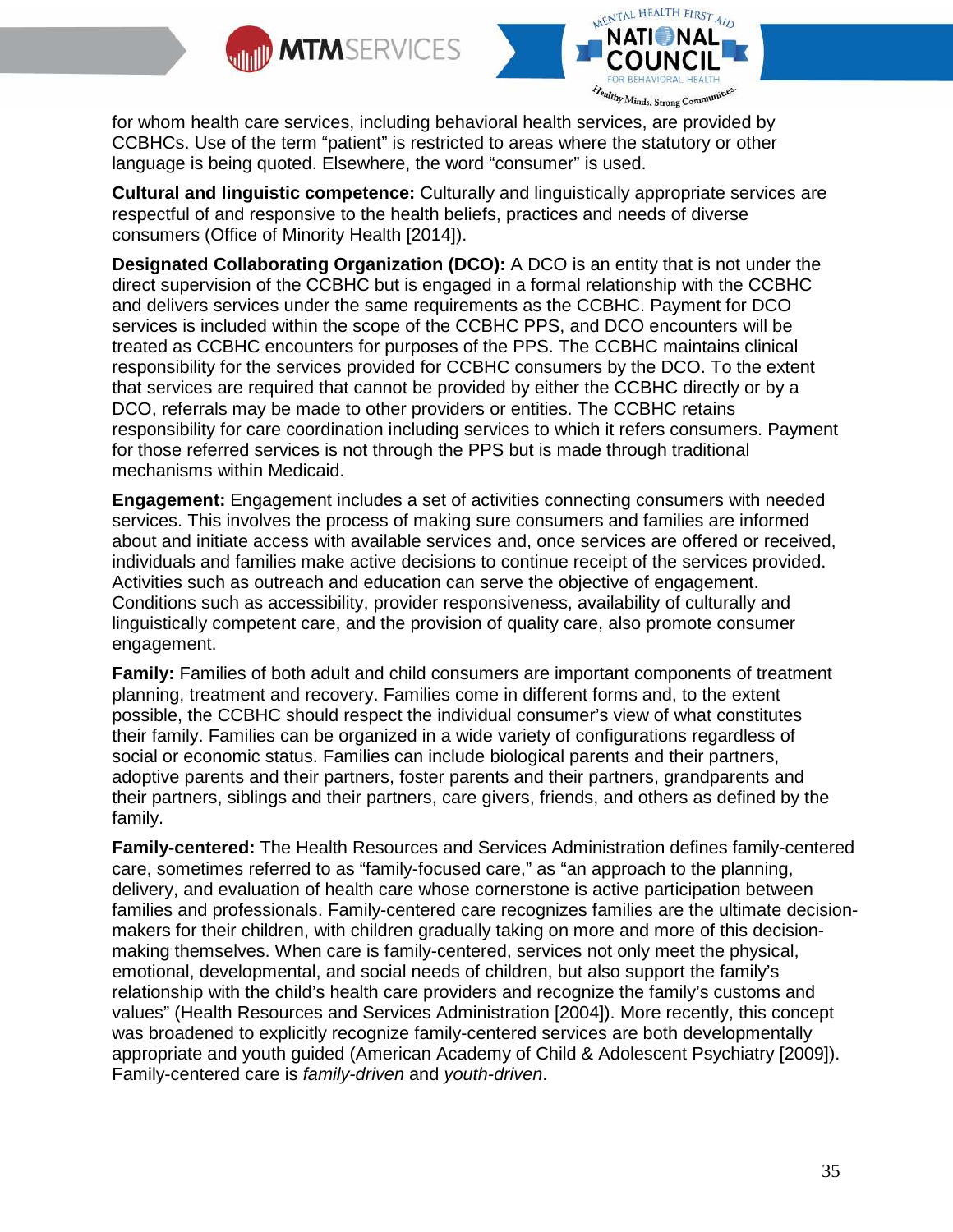for whom health care services, including behavioral health services, are provided by CCBHCs. Use of the term "patient" is restricted to areas where the statutory or other language is being quoted. Elsewhere, the word "consumer" is used.

**Cultural and linguistic competence:** Culturally and linguistically appropriate services are respectful of and responsive to the health beliefs, practices and needs of diverse consumers (Office of Minority Health [2014]).

**Designated Collaborating Organization (DCO):** A DCO is an entity that is not under the direct supervision of the CCBHC but is engaged in a formal relationship with the CCBHC and delivers services under the same requirements as the CCBHC. Payment for DCO services is included within the scope of the CCBHC PPS, and DCO encounters will be treated as CCBHC encounters for purposes of the PPS. The CCBHC maintains clinical responsibility for the services provided for CCBHC consumers by the DCO. To the extent that services are required that cannot be provided by either the CCBHC directly or by a DCO, referrals may be made to other providers or entities. The CCBHC retains responsibility for care coordination including services to which it refers consumers. Payment for those referred services is not through the PPS but is made through traditional mechanisms within Medicaid.

**Engagement:** Engagement includes a set of activities connecting consumers with needed services. This involves the process of making sure consumers and families are informed about and initiate access with available services and, once services are offered or received, individuals and families make active decisions to continue receipt of the services provided. Activities such as outreach and education can serve the objective of engagement. Conditions such as accessibility, provider responsiveness, availability of culturally and linguistically competent care, and the provision of quality care, also promote consumer engagement.

**Family:** Families of both adult and child consumers are important components of treatment planning, treatment and recovery. Families come in different forms and, to the extent possible, the CCBHC should respect the individual consumer's view of what constitutes their family. Families can be organized in a wide variety of configurations regardless of social or economic status. Families can include biological parents and their partners, adoptive parents and their partners, foster parents and their partners, grandparents and their partners, siblings and their partners, care givers, friends, and others as defined by the family.

**Family-centered:** The Health Resources and Services Administration defines family-centered care, sometimes referred to as "family-focused care," as "an approach to the planning, delivery, and evaluation of health care whose cornerstone is active participation between families and professionals. Family-centered care recognizes families are the ultimate decision-makers for their children, with children gradually taking on more and more of this decision-making themselves. When care is family-centered, services not only meet the physical, emotional, developmental, and social needs of children, but also support the family's relationship with the child's health care providers and recognize the family's customs and values" (Health Resources and Services Administration [2004]). More recently, this concept was broadened to explicitly recognize family-centered services are both developmentally appropriate and youth guided (American Academy of Child & Adolescent Psychiatry [2009]). Family-centered care is *family-driven* and *youth-driven*.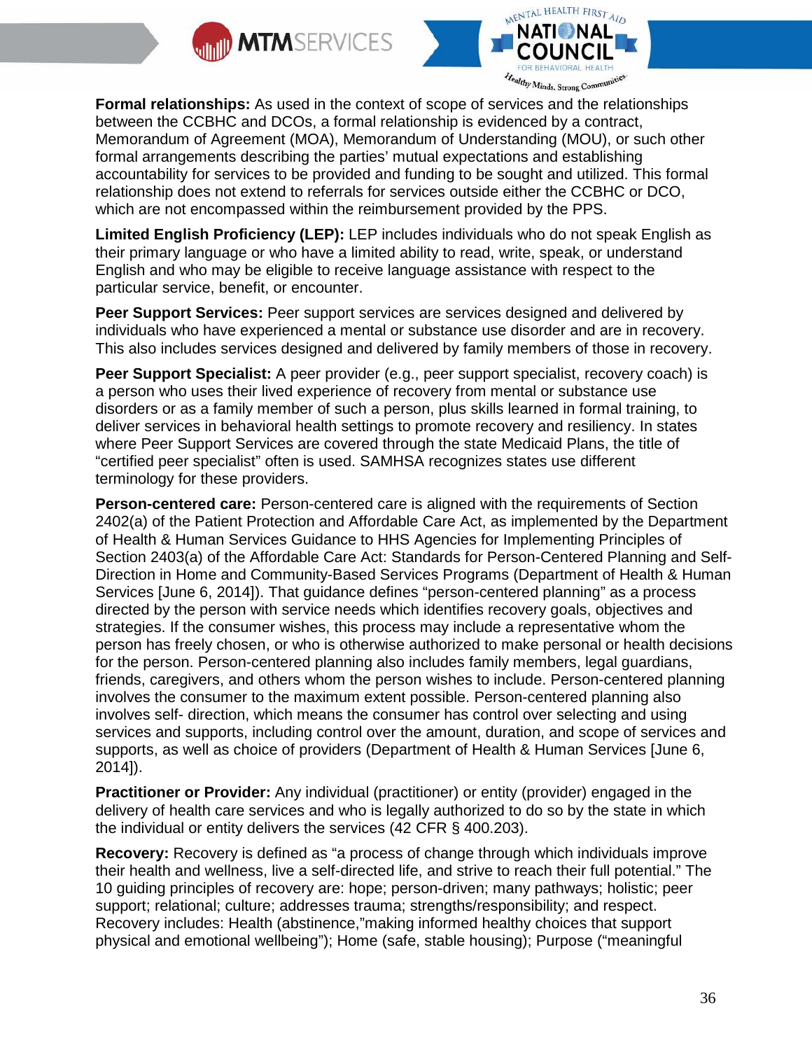**Formal relationships:** As used in the context of scope of services and the relationships between the CCBHC and DCOs, a formal relationship is evidenced by a contract, Memorandum of Agreement (MOA), Memorandum of Understanding (MOU), or such other formal arrangements describing the parties' mutual expectations and establishing accountability for services to be provided and funding to be sought and utilized. This formal relationship does not extend to referrals for services outside either the CCBHC or DCO, which are not encompassed within the reimbursement provided by the PPS.

**Limited English Proficiency (LEP):** LEP includes individuals who do not speak English as their primary language or who have a limited ability to read, write, speak, or understand English and who may be eligible to receive language assistance with respect to the particular service, benefit, or encounter.

**Peer Support Services:** Peer support services are services designed and delivered by individuals who have experienced a mental or substance use disorder and are in recovery. This also includes services designed and delivered by family members of those in recovery.

**Peer Support Specialist:** A peer provider (e.g., peer support specialist, recovery coach) is a person who uses their lived experience of recovery from mental or substance use disorders or as a family member of such a person, plus skills learned in formal training, to deliver services in behavioral health settings to promote recovery and resiliency. In states where Peer Support Services are covered through the state Medicaid Plans, the title of "certified peer specialist" often is used. SAMHSA recognizes states use different terminology for these providers.

**Person-centered care:** Person-centered care is aligned with the requirements of Section 2402(a) of the Patient Protection and Affordable Care Act, as implemented by the Department of Health & Human Services Guidance to HHS Agencies for Implementing Principles of Section 2403(a) of the Affordable Care Act: Standards for Person-Centered Planning and Self-Direction in Home and Community-Based Services Programs (Department of Health & Human Services [June 6, 2014]). That guidance defines "person-centered planning" as a process directed by the person with service needs which identifies recovery goals, objectives and strategies. If the consumer wishes, this process may include a representative whom the person has freely chosen, or who is otherwise authorized to make personal or health decisions for the person. Person-centered planning also includes family members, legal guardians, friends, caregivers, and others whom the person wishes to include. Person-centered planning involves the consumer to the maximum extent possible. Person-centered planning also involves self- direction, which means the consumer has control over selecting and using services and supports, including control over the amount, duration, and scope of services and supports, as well as choice of providers (Department of Health & Human Services [June 6, 2014]).

**Practitioner or Provider:** Any individual (practitioner) or entity (provider) engaged in the delivery of health care services and who is legally authorized to do so by the state in which the individual or entity delivers the services (42 CFR § 400.203).

**Recovery:** Recovery is defined as "a process of change through which individuals improve their health and wellness, live a self-directed life, and strive to reach their full potential." The 10 guiding principles of recovery are: hope; person-driven; many pathways; holistic; peer support; relational; culture; addresses trauma; strengths/responsibility; and respect. Recovery includes: Health (abstinence,"making informed healthy choices that support physical and emotional wellbeing"); Home (safe, stable housing); Purpose ("meaningful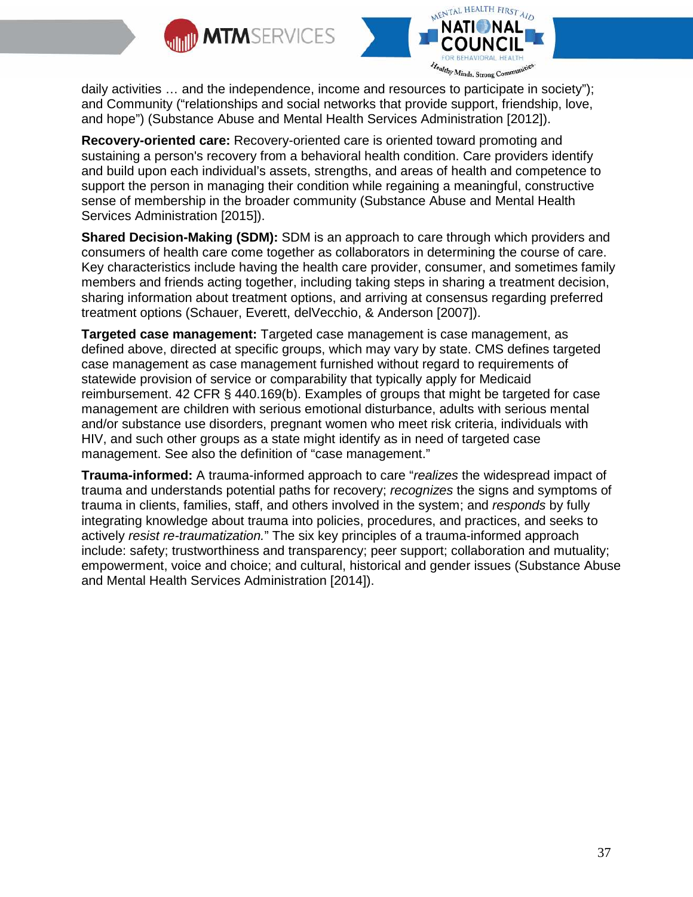daily activities … and the independence, income and resources to participate in society"); and Community ("relationships and social networks that provide support, friendship, love, and hope") (Substance Abuse and Mental Health Services Administration [2012]).

**Recovery-oriented care:** Recovery-oriented care is oriented toward promoting and sustaining a person's recovery from a behavioral health condition. Care providers identify and build upon each individual's assets, strengths, and areas of health and competence to support the person in managing their condition while regaining a meaningful, constructive sense of membership in the broader community (Substance Abuse and Mental Health Services Administration [2015]).

**Shared Decision-Making (SDM):** SDM is an approach to care through which providers and consumers of health care come together as collaborators in determining the course of care. Key characteristics include having the health care provider, consumer, and sometimes family members and friends acting together, including taking steps in sharing a treatment decision, sharing information about treatment options, and arriving at consensus regarding preferred treatment options (Schauer, Everett, delVecchio, & Anderson [2007]).

**Targeted case management:** Targeted case management is case management, as defined above, directed at specific groups, which may vary by state. CMS defines targeted case management as case management furnished without regard to requirements of statewide provision of service or comparability that typically apply for Medicaid reimbursement. 42 CFR § 440.169(b). Examples of groups that might be targeted for case management are children with serious emotional disturbance, adults with serious mental and/or substance use disorders, pregnant women who meet risk criteria, individuals with HIV, and such other groups as a state might identify as in need of targeted case management. See also the definition of "case management."

**Trauma-informed:** A trauma-informed approach to care "*realizes* the widespread impact of trauma and understands potential paths for recovery; *recognizes* the signs and symptoms of trauma in clients, families, staff, and others involved in the system; and *responds* by fully integrating knowledge about trauma into policies, procedures, and practices, and seeks to actively *resist re-traumatization.*" The six key principles of a trauma-informed approach include: safety; trustworthiness and transparency; peer support; collaboration and mutuality; empowerment, voice and choice; and cultural, historical and gender issues (Substance Abuse and Mental Health Services Administration [2014]).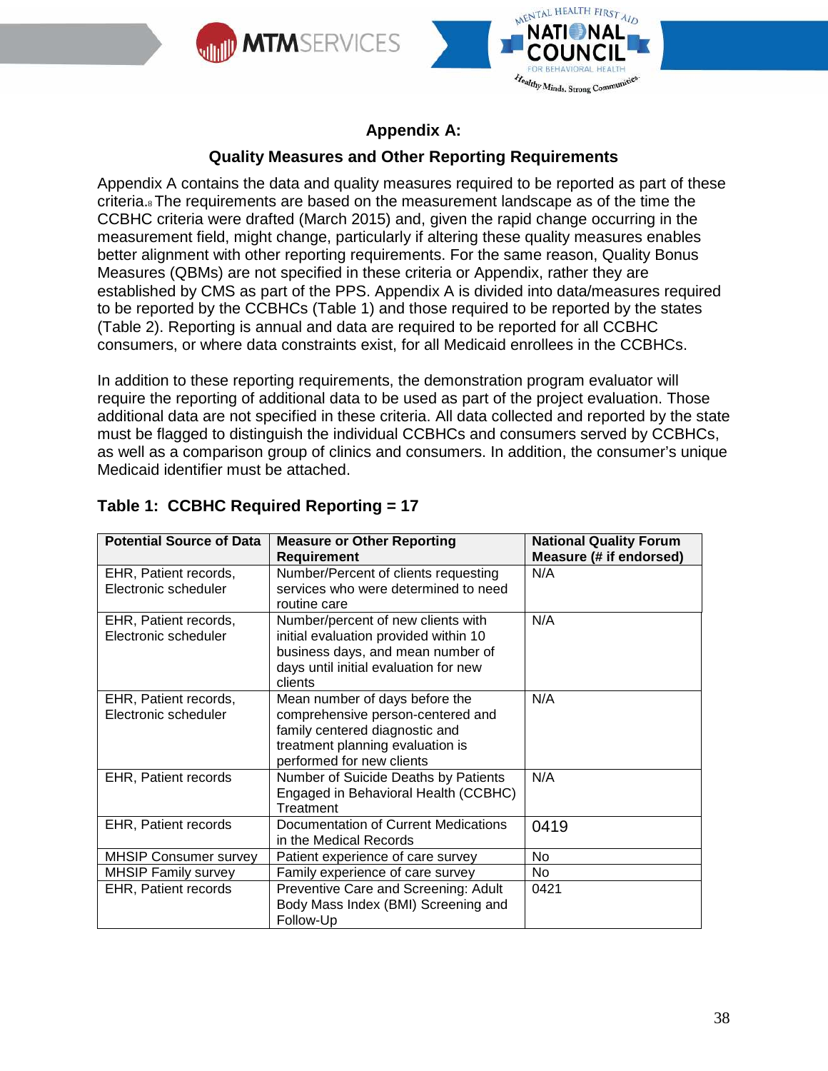## Appendix A:

### Quality Measures and Other Reporting Requirements

Appendix A contains the data and quality measures required to be reported as part of these criteria.[8] The requirements are based on the measurement landscape as of the time the CCBHC criteria were drafted (March 2015) and, given the rapid change occurring in the measurement field, might change, particularly if altering these quality measures enables better alignment with other reporting requirements. For the same reason, Quality Bonus Measures (QBMs) are not specified in these criteria or Appendix, rather they are established by CMS as part of the PPS. Appendix A is divided into data/measures required to be reported by the CCBHCs (Table 1) and those required to be reported by the states (Table 2). Reporting is annual and data are required to be reported for all CCBHC consumers, or where data constraints exist, for all Medicaid enrollees in the CCBHCs.

In addition to these reporting requirements, the demonstration program evaluator will require the reporting of additional data to be used as part of the project evaluation. Those additional data are not specified in these criteria. All data collected and reported by the state must be flagged to distinguish the individual CCBHCs and consumers served by CCBHCs, as well as a comparison group of clinics and consumers. In addition, the consumer's unique Medicaid identifier must be attached.

### Table 1: CCBHC Required Reporting = 17

| Potential Source of Data | Measure or Other Reporting Requirement | National Quality Forum Measure (# if endorsed) |
|---|---|---|
| EHR, Patient records, Electronic scheduler | Number/Percent of clients requesting services who were determined to need routine care | N/A |
| EHR, Patient records, Electronic scheduler | Number/percent of new clients with initial evaluation provided within 10 business days, and mean number of days until initial evaluation for new clients | N/A |
| EHR, Patient records, Electronic scheduler | Mean number of days before the comprehensive person-centered and family centered diagnostic and treatment planning evaluation is performed for new clients | N/A |
| EHR, Patient records | Number of Suicide Deaths by Patients Engaged in Behavioral Health (CCBHC) Treatment | N/A |
| EHR, Patient records | Documentation of Current Medications in the Medical Records | 0419 |
| MHSIP Consumer survey | Patient experience of care survey | No |
| MHSIP Family survey | Family experience of care survey | No |
| EHR, Patient records | Preventive Care and Screening: Adult Body Mass Index (BMI) Screening and Follow-Up | 0421 |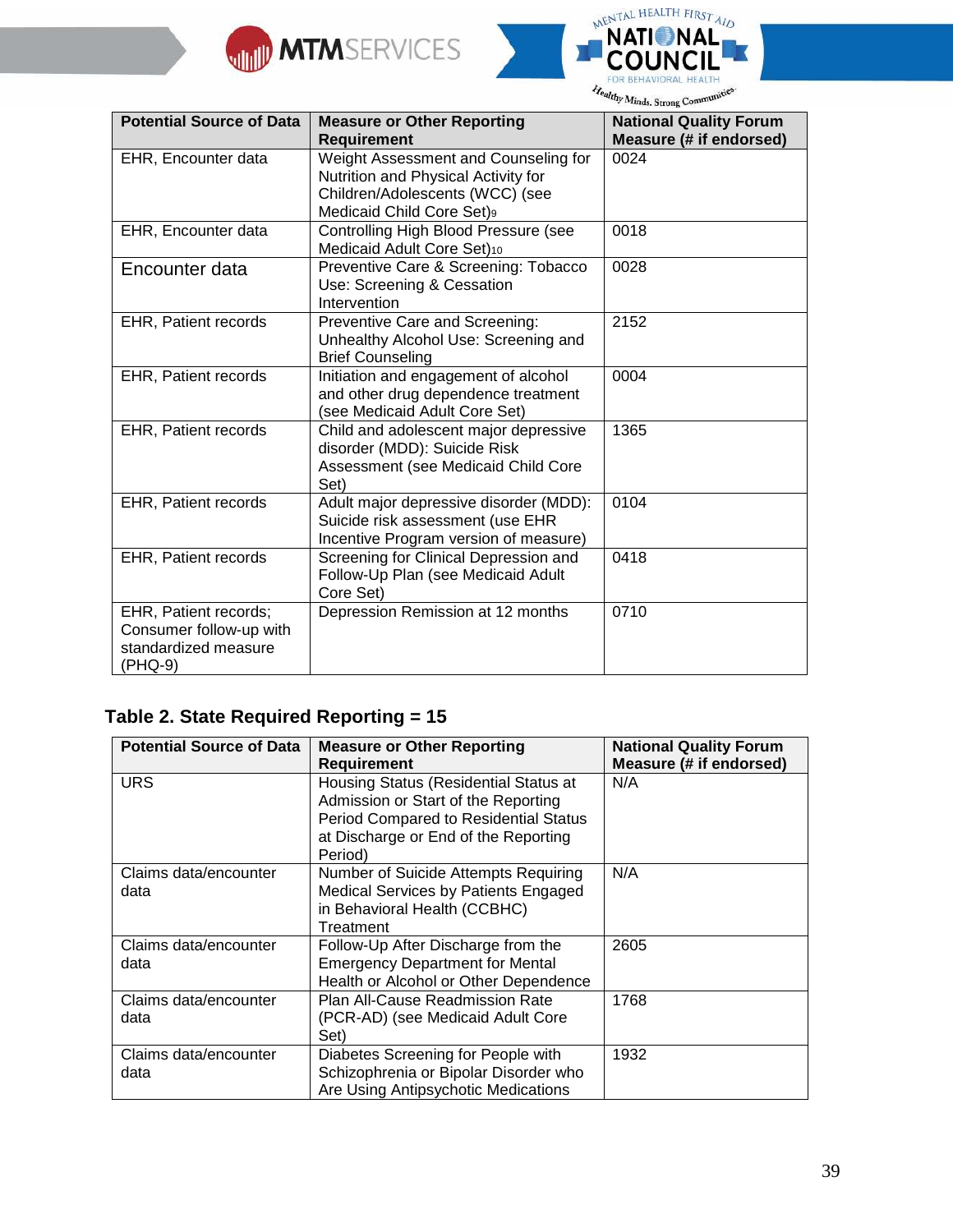| Potential Source of Data | Measure or Other Reporting Requirement | National Quality Forum Measure (# if endorsed) |
|---|---|---|
| EHR, Encounter data | Weight Assessment and Counseling for Nutrition and Physical Activity for Children/Adolescents (WCC) (see Medicaid Child Core Set)[9] | 0024 |
| EHR, Encounter data | Controlling High Blood Pressure (see Medicaid Adult Core Set)[10] | 0018 |
| Encounter data | Preventive Care & Screening: Tobacco Use: Screening & Cessation Intervention | 0028 |
| EHR, Patient records | Preventive Care and Screening: Unhealthy Alcohol Use: Screening and Brief Counseling | 2152 |
| EHR, Patient records | Initiation and engagement of alcohol and other drug dependence treatment (see Medicaid Adult Core Set) | 0004 |
| EHR, Patient records | Child and adolescent major depressive disorder (MDD): Suicide Risk Assessment (see Medicaid Child Core Set) | 1365 |
| EHR, Patient records | Adult major depressive disorder (MDD): Suicide risk assessment (use EHR Incentive Program version of measure) | 0104 |
| EHR, Patient records | Screening for Clinical Depression and Follow-Up Plan (see Medicaid Adult Core Set) | 0418 |
| EHR, Patient records; Consumer follow-up with standardized measure (PHQ-9) | Depression Remission at 12 months | 0710 |

## Table 2. State Required Reporting = 15

| Potential Source of Data | Measure or Other Reporting Requirement | National Quality Forum Measure (# if endorsed) |
|---|---|---|
| URS | Housing Status (Residential Status at Admission or Start of the Reporting Period Compared to Residential Status at Discharge or End of the Reporting Period) | N/A |
| Claims data/encounter data | Number of Suicide Attempts Requiring Medical Services by Patients Engaged in Behavioral Health (CCBHC) Treatment | N/A |
| Claims data/encounter data | Follow-Up After Discharge from the Emergency Department for Mental Health or Alcohol or Other Dependence | 2605 |
| Claims data/encounter data | Plan All-Cause Readmission Rate (PCR-AD) (see Medicaid Adult Core Set) | 1768 |
| Claims data/encounter data | Diabetes Screening for People with Schizophrenia or Bipolar Disorder who Are Using Antipsychotic Medications | 1932 |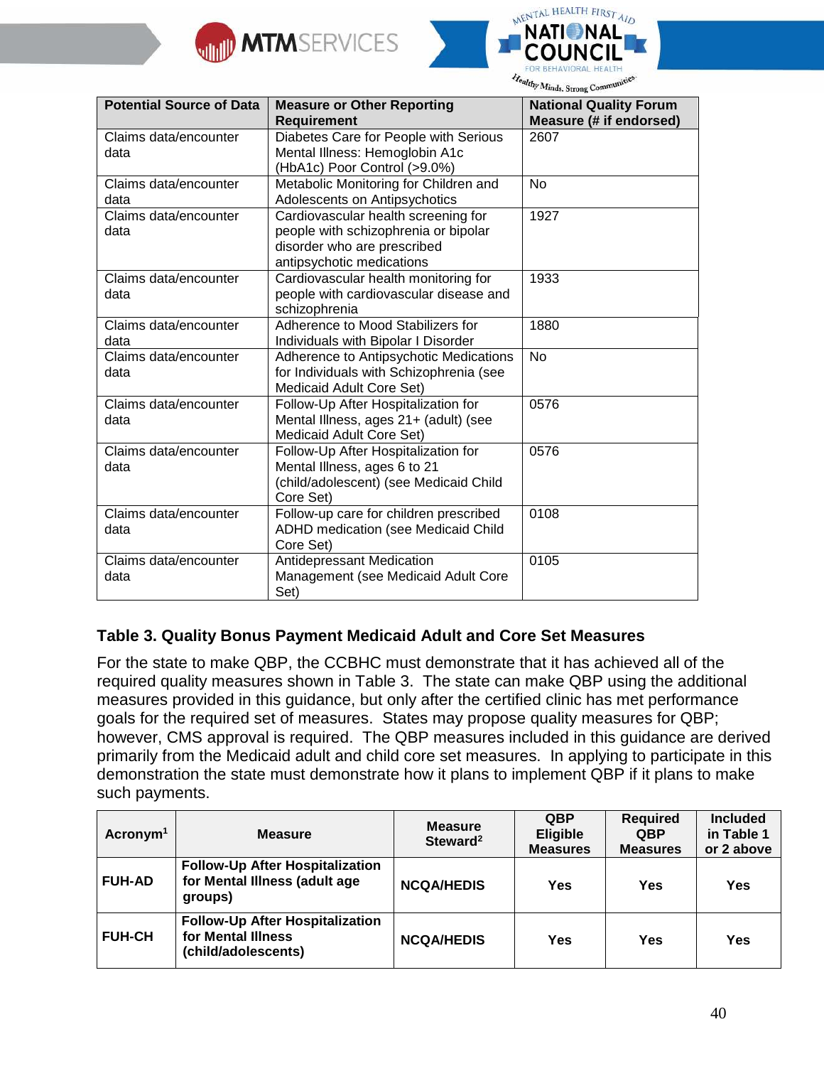| Potential Source of Data | Measure or Other Reporting Requirement | National Quality Forum Measure (# if endorsed) |
|---|---|---|
| Claims data/encounter data | Diabetes Care for People with Serious Mental Illness: Hemoglobin A1c (HbA1c) Poor Control (>9.0%) | 2607 |
| Claims data/encounter data | Metabolic Monitoring for Children and Adolescents on Antipsychotics | No |
| Claims data/encounter data | Cardiovascular health screening for people with schizophrenia or bipolar disorder who are prescribed antipsychotic medications | 1927 |
| Claims data/encounter data | Cardiovascular health monitoring for people with cardiovascular disease and schizophrenia | 1933 |
| Claims data/encounter data | Adherence to Mood Stabilizers for Individuals with Bipolar I Disorder | 1880 |
| Claims data/encounter data | Adherence to Antipsychotic Medications for Individuals with Schizophrenia (see Medicaid Adult Core Set) | No |
| Claims data/encounter data | Follow-Up After Hospitalization for Mental Illness, ages 21+ (adult) (see Medicaid Adult Core Set) | 0576 |
| Claims data/encounter data | Follow-Up After Hospitalization for Mental Illness, ages 6 to 21 (child/adolescent) (see Medicaid Child Core Set) | 0576 |
| Claims data/encounter data | Follow-up care for children prescribed ADHD medication (see Medicaid Child Core Set) | 0108 |
| Claims data/encounter data | Antidepressant Medication Management (see Medicaid Adult Core Set) | 0105 |

### Table 3. Quality Bonus Payment Medicaid Adult and Core Set Measures

For the state to make QBP, the CCBHC must demonstrate that it has achieved all of the required quality measures shown in Table 3. The state can make QBP using the additional measures provided in this guidance, but only after the certified clinic has met performance goals for the required set of measures. States may propose quality measures for QBP; however, CMS approval is required. The QBP measures included in this guidance are derived primarily from the Medicaid adult and child core set measures. In applying to participate in this demonstration the state must demonstrate how it plans to implement QBP if it plans to make such payments.

| Acronym[1] | Measure | Measure Steward[2] | QBP Eligible Measures | Required QBP Measures | Included in Table 1 or 2 above |
|---|---|---|---|---|---|
| **FUH-AD** | **Follow-Up After Hospitalization for Mental Illness (adult age groups)** | **NCQA/HEDIS** | **Yes** | **Yes** | **Yes** |
| **FUH-CH** | **Follow-Up After Hospitalization for Mental Illness (child/adolescents)** | **NCQA/HEDIS** | **Yes** | **Yes** | **Yes** |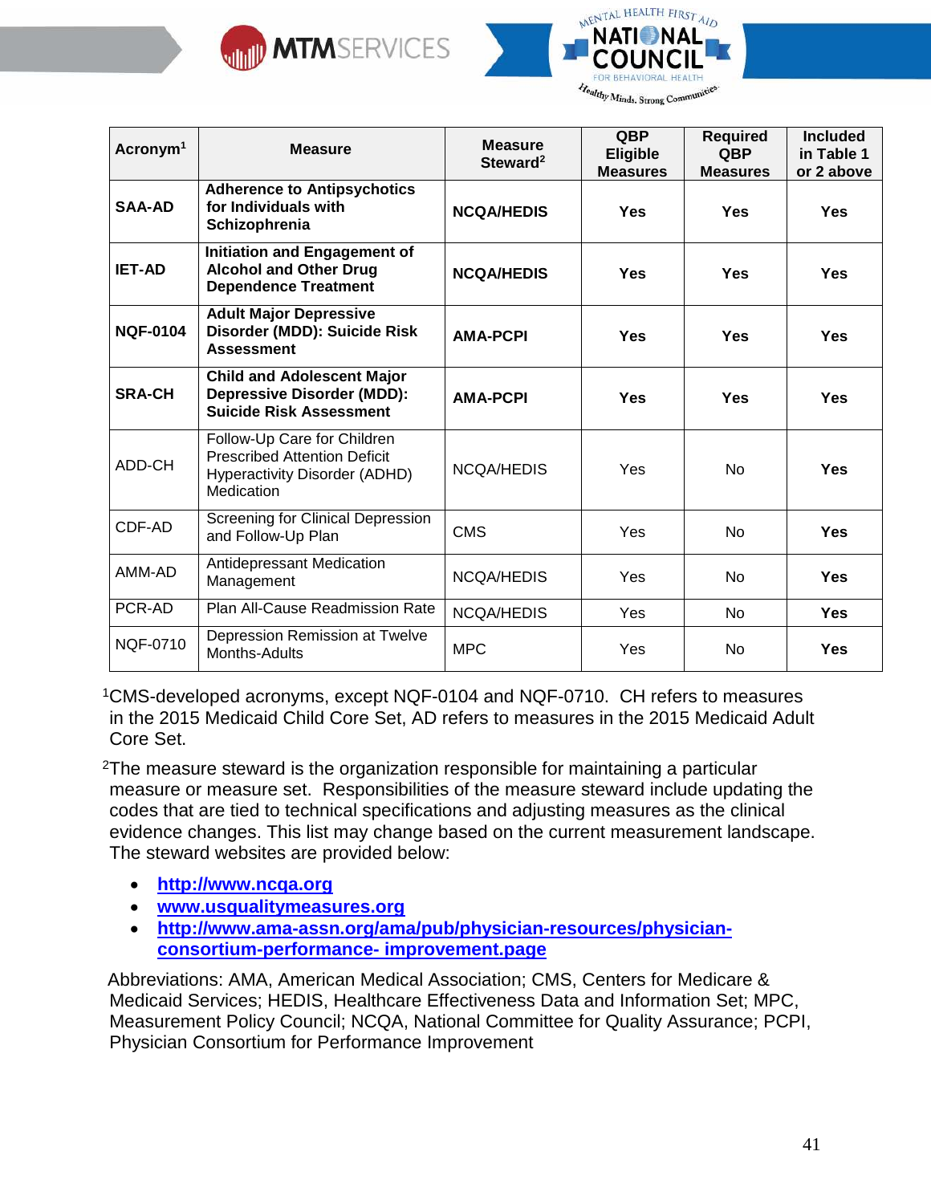| Acronym[1] | Measure | Measure Steward[2] | QBP Eligible Measures | Required QBP Measures | Included in Table 1 or 2 above |
|---|---|---|---|---|---|
| **SAA-AD** | **Adherence to Antipsychotics for Individuals with Schizophrenia** | **NCQA/HEDIS** | **Yes** | **Yes** | **Yes** |
| **IET-AD** | **Initiation and Engagement of Alcohol and Other Drug Dependence Treatment** | **NCQA/HEDIS** | **Yes** | **Yes** | **Yes** |
| **NQF-0104** | **Adult Major Depressive Disorder (MDD): Suicide Risk Assessment** | **AMA-PCPI** | **Yes** | **Yes** | **Yes** |
| **SRA-CH** | **Child and Adolescent Major Depressive Disorder (MDD): Suicide Risk Assessment** | **AMA-PCPI** | **Yes** | **Yes** | **Yes** |
| ADD-CH | Follow-Up Care for Children Prescribed Attention Deficit Hyperactivity Disorder (ADHD) Medication | NCQA/HEDIS | Yes | No | **Yes** |
| CDF-AD | Screening for Clinical Depression and Follow-Up Plan | CMS | Yes | No | **Yes** |
| AMM-AD | Antidepressant Medication Management | NCQA/HEDIS | Yes | No | **Yes** |
| PCR-AD | Plan All-Cause Readmission Rate | NCQA/HEDIS | Yes | No | **Yes** |
| NQF-0710 | Depression Remission at Twelve Months-Adults | MPC | Yes | No | **Yes** |

[1]CMS-developed acronyms, except NQF-0104 and NQF-0710. CH refers to measures in the 2015 Medicaid Child Core Set, AD refers to measures in the 2015 Medicaid Adult Core Set.

[2]The measure steward is the organization responsible for maintaining a particular measure or measure set. Responsibilities of the measure steward include updating the codes that are tied to technical specifications and adjusting measures as the clinical evidence changes. This list may change based on the current measurement landscape. The steward websites are provided below:

- **http://www.ncqa.org**
- **www.usqualitymeasures.org**
- **http://www.ama-assn.org/ama/pub/physician-resources/physician-consortium-performance- improvement.page**

Abbreviations: AMA, American Medical Association; CMS, Centers for Medicare & Medicaid Services; HEDIS, Healthcare Effectiveness Data and Information Set; MPC, Measurement Policy Council; NCQA, National Committee for Quality Assurance; PCPI, Physician Consortium for Performance Improvement